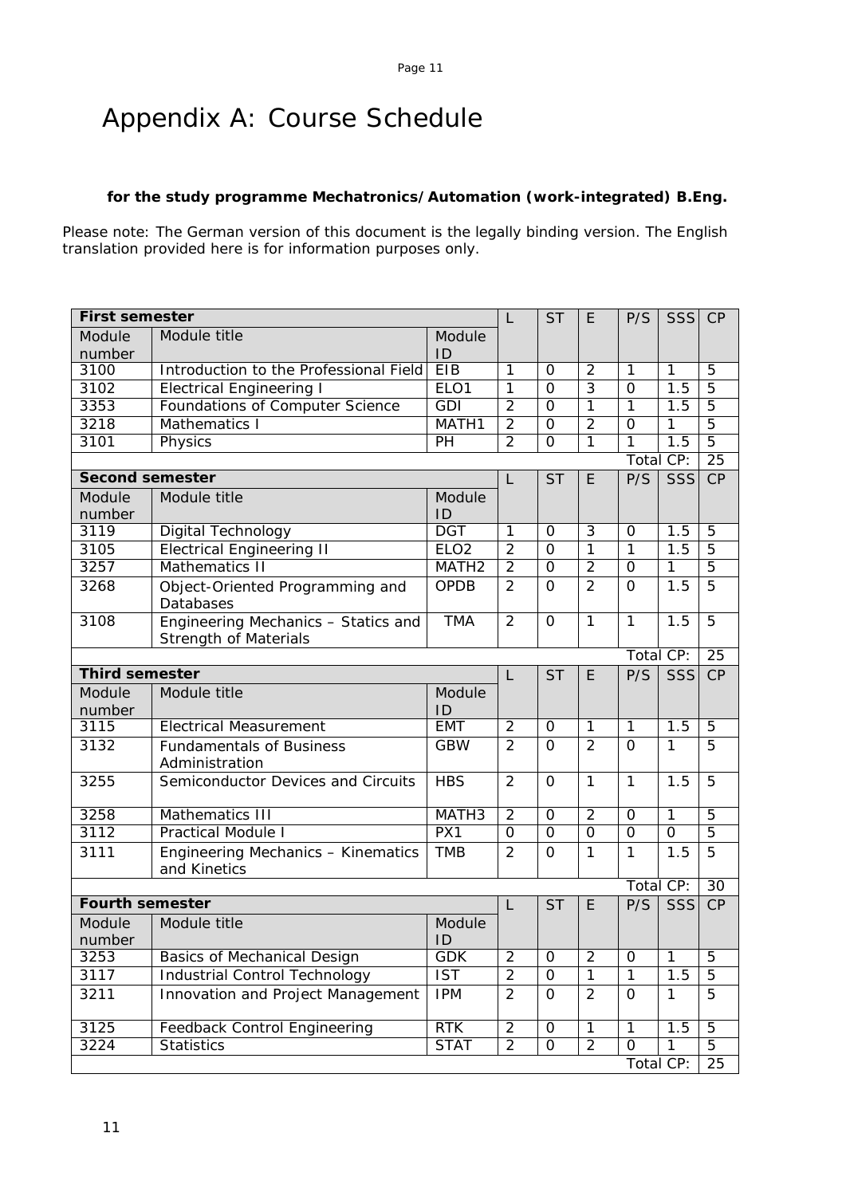# Appendix A: Course Schedule

**for the study programme Mechatronics/Automation (work-integrated) B.Eng.**

Please note: The German version of this document is the legally binding version. The English translation provided here is for information purposes only.

| **First semester** | | | L | ST | E | P/S | SSS | CP |
|---|---|---|---|---|---|---|---|---|
| Module number | Module title | Module ID | | | | | | |
| 3100 | Introduction to the Professional Field | EIB | 1 | 0 | 2 | 1 | 1 | 5 |
| 3102 | Electrical Engineering I | ELO1 | 1 | 0 | 3 | 0 | 1.5 | 5 |
| 3353 | Foundations of Computer Science | GDI | 2 | 0 | 1 | 1 | 1.5 | 5 |
| 3218 | Mathematics I | MATH1 | 2 | 0 | 2 | 0 | 1 | 5 |
| 3101 | Physics | PH | 2 | 0 | 1 | 1 | 1.5 | 5 |
| | | | | | | | Total CP: | 25 |
| **Second semester** | | | L | ST | E | P/S | SSS | CP |
| Module number | Module title | Module ID | | | | | | |
| 3119 | Digital Technology | DGT | 1 | 0 | 3 | 0 | 1.5 | 5 |
| 3105 | Electrical Engineering II | ELO2 | 2 | 0 | 1 | 1 | 1.5 | 5 |
| 3257 | Mathematics II | MATH2 | 2 | 0 | 2 | 0 | 1 | 5 |
| 3268 | Object-Oriented Programming and Databases | OPDB | 2 | 0 | 2 | 0 | 1.5 | 5 |
| 3108 | Engineering Mechanics – Statics and Strength of Materials | TMA | 2 | 0 | 1 | 1 | 1.5 | 5 |
| | | | | | | | Total CP: | 25 |
| **Third semester** | | | L | ST | E | P/S | SSS | CP |
| Module number | Module title | Module ID | | | | | | |
| 3115 | Electrical Measurement | EMT | 2 | 0 | 1 | 1 | 1.5 | 5 |
| 3132 | Fundamentals of Business Administration | GBW | 2 | 0 | 2 | 0 | 1 | 5 |
| 3255 | Semiconductor Devices and Circuits | HBS | 2 | 0 | 1 | 1 | 1.5 | 5 |
| 3258 | Mathematics III | MATH3 | 2 | 0 | 2 | 0 | 1 | 5 |
| 3112 | Practical Module I | PX1 | 0 | 0 | 0 | 0 | 0 | 5 |
| 3111 | Engineering Mechanics – Kinematics and Kinetics | TMB | 2 | 0 | 1 | 1 | 1.5 | 5 |
| | | | | | | | Total CP: | 30 |
| **Fourth semester** | | | L | ST | E | P/S | SSS | CP |
| Module number | Module title | Module ID | | | | | | |
| 3253 | Basics of Mechanical Design | GDK | 2 | 0 | 2 | 0 | 1 | 5 |
| 3117 | Industrial Control Technology | IST | 2 | 0 | 1 | 1 | 1.5 | 5 |
| 3211 | Innovation and Project Management | IPM | 2 | 0 | 2 | 0 | 1 | 5 |
| 3125 | Feedback Control Engineering | RTK | 2 | 0 | 1 | 1 | 1.5 | 5 |
| 3224 | Statistics | STAT | 2 | 0 | 2 | 0 | 1 | 5 |
| | | | | | | | Total CP: | 25 |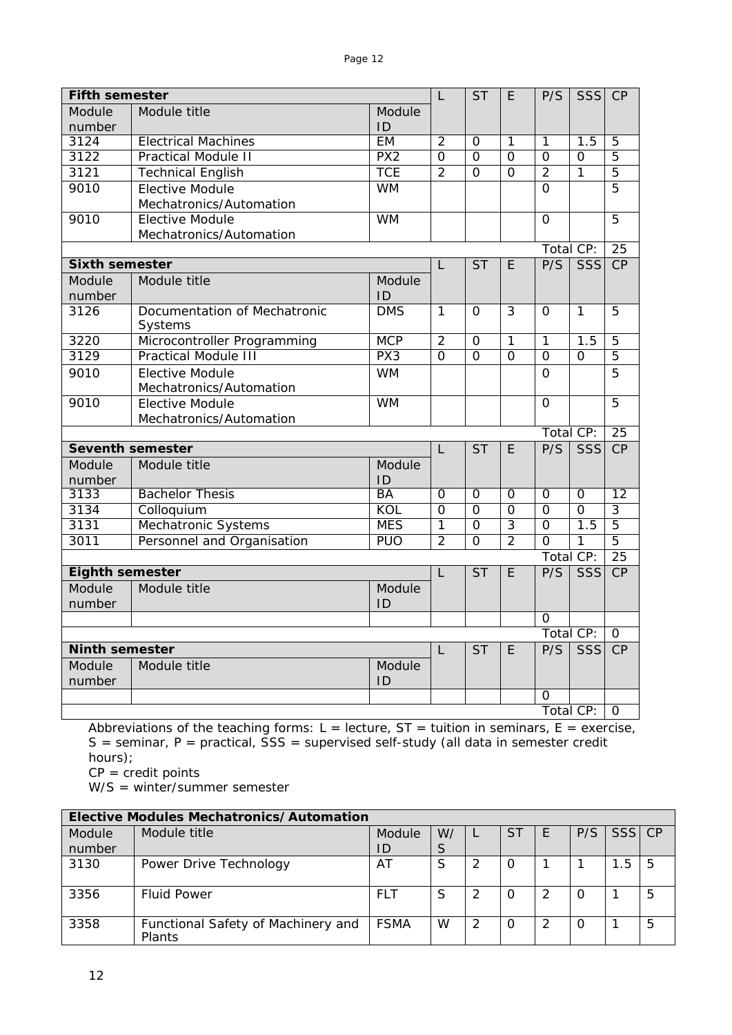| **Fifth semester** | | | L | ST | E | P/S | SSS | CP |
|---|---|---|---|---|---|---|---|---|
| Module number | Module title | Module ID | | | | | | |
| 3124 | Electrical Machines | EM | 2 | 0 | 1 | 1 | 1.5 | 5 |
| 3122 | Practical Module II | PX2 | 0 | 0 | 0 | 0 | 0 | 5 |
| 3121 | Technical English | TCE | 2 | 0 | 0 | 2 | 1 | 5 |
| 9010 | Elective Module Mechatronics/Automation | WM | | | | 0 | | 5 |
| 9010 | Elective Module Mechatronics/Automation | WM | | | | 0 | | 5 |
| | | | | | | Total CP: | | 25 |

| **Sixth semester** | | | L | ST | E | P/S | SSS | CP |
|---|---|---|---|---|---|---|---|---|
| Module number | Module title | Module ID | | | | | | |
| 3126 | Documentation of Mechatronic Systems | DMS | 1 | 0 | 3 | 0 | 1 | 5 |
| 3220 | Microcontroller Programming | MCP | 2 | 0 | 1 | 1 | 1.5 | 5 |
| 3129 | Practical Module III | PX3 | 0 | 0 | 0 | 0 | 0 | 5 |
| 9010 | Elective Module Mechatronics/Automation | WM | | | | 0 | | 5 |
| 9010 | Elective Module Mechatronics/Automation | WM | | | | 0 | | 5 |
| | | | | | | Total CP: | | 25 |

| **Seventh semester** | | | L | ST | E | P/S | SSS | CP |
|---|---|---|---|---|---|---|---|---|
| Module number | Module title | Module ID | | | | | | |
| 3133 | Bachelor Thesis | BA | 0 | 0 | 0 | 0 | 0 | 12 |
| 3134 | Colloquium | KOL | 0 | 0 | 0 | 0 | 0 | 3 |
| 3131 | Mechatronic Systems | MES | 1 | 0 | 3 | 0 | 1.5 | 5 |
| 3011 | Personnel and Organisation | PUO | 2 | 0 | 2 | 0 | 1 | 5 |
| | | | | | | Total CP: | | 25 |

| **Eighth semester** | | | L | ST | E | P/S | SSS | CP |
|---|---|---|---|---|---|---|---|---|
| Module number | Module title | Module ID | | | | | | |
| | | | | | | 0 | | |
| | | | | | | Total CP: | | 0 |

| **Ninth semester** | | | L | ST | E | P/S | SSS | CP |
|---|---|---|---|---|---|---|---|---|
| Module number | Module title | Module ID | | | | | | |
| | | | | | | 0 | | |
| | | | | | | Total CP: | | 0 |

Abbreviations of the teaching forms: L = lecture, ST = tuition in seminars, E = exercise, S = seminar, P = practical, SSS = supervised self-study (all data in semester credit hours);
CP = credit points
W/S = winter/summer semester

| **Elective Modules Mechatronics/Automation** | | | | | | | | | |
|---|---|---|---|---|---|---|---|---|---|
| Module number | Module title | Module ID | W/S | L | ST | E | P/S | SSS | CP |
| 3130 | Power Drive Technology | AT | S | 2 | 0 | 1 | 1 | 1.5 | 5 |
| 3356 | Fluid Power | FLT | S | 2 | 0 | 2 | 0 | 1 | 5 |
| 3358 | Functional Safety of Machinery and Plants | FSMA | W | 2 | 0 | 2 | 0 | 1 | 5 |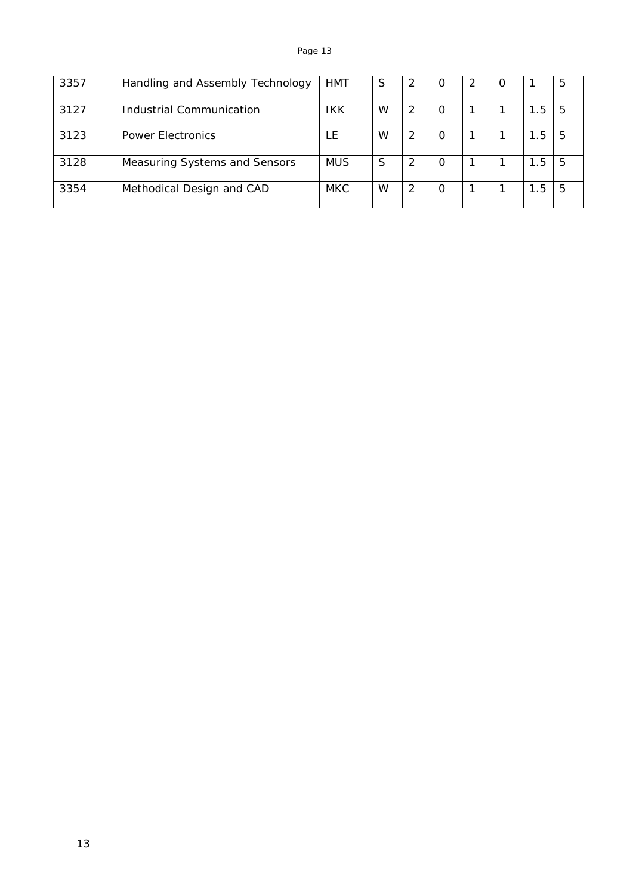| | | | | | | | | | |
|---|---|---|---|---|---|---|---|---|---|
| 3357 | Handling and Assembly Technology | HMT | S | 2 | 0 | 2 | 0 | 1 | 5 |
| 3127 | Industrial Communication | IKK | W | 2 | 0 | 1 | 1 | 1.5 | 5 |
| 3123 | Power Electronics | LE | W | 2 | 0 | 1 | 1 | 1.5 | 5 |
| 3128 | Measuring Systems and Sensors | MUS | S | 2 | 0 | 1 | 1 | 1.5 | 5 |
| 3354 | Methodical Design and CAD | MKC | W | 2 | 0 | 1 | 1 | 1.5 | 5 |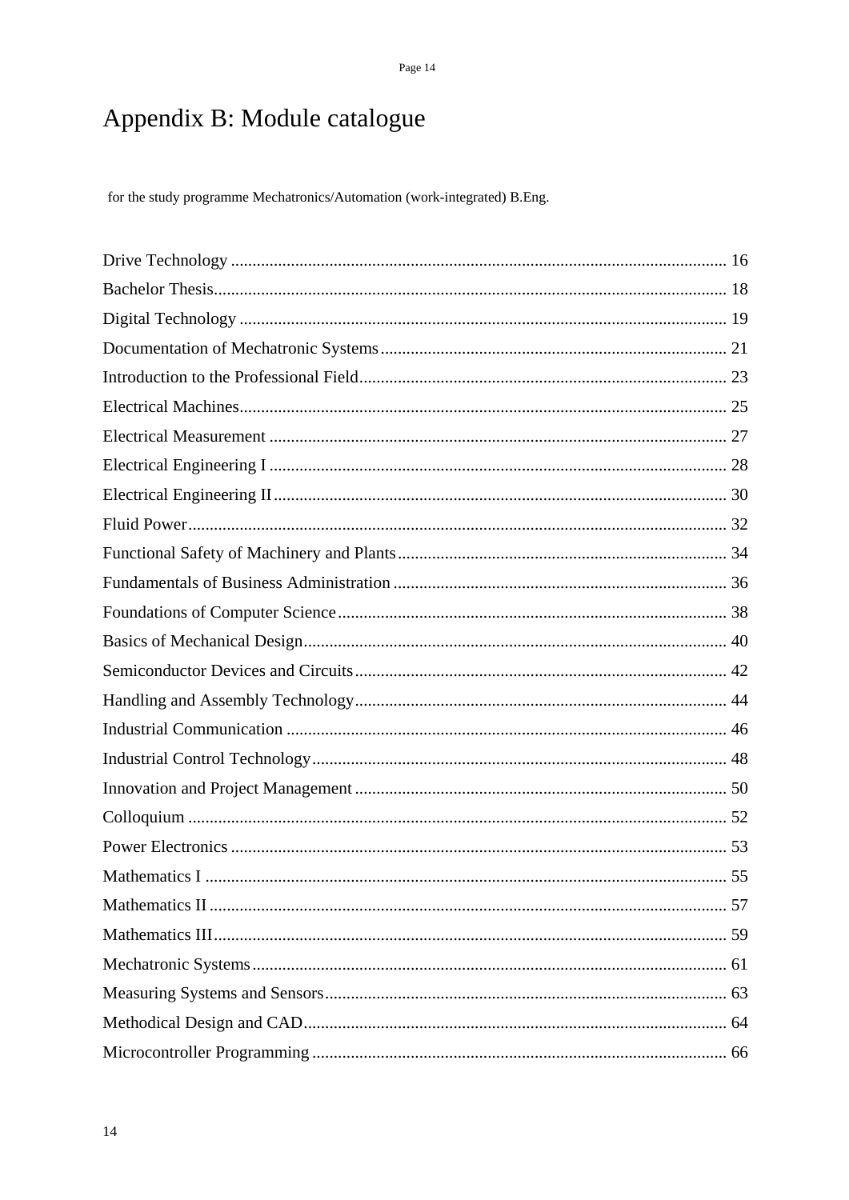# Appendix B: Module catalogue

for the study programme Mechatronics/Automation (work-integrated) B.Eng.

Drive Technology ..................................................................................................... 16
Bachelor Thesis......................................................................................................... 18
Digital Technology .................................................................................................... 19
Documentation of Mechatronic Systems ................................................................. 21
Introduction to the Professional Field...................................................................... 23
Electrical Machines................................................................................................... 25
Electrical Measurement ............................................................................................ 27
Electrical Engineering I ............................................................................................ 28
Electrical Engineering II ........................................................................................... 30
Fluid Power............................................................................................................... 32
Functional Safety of Machinery and Plants ............................................................. 34
Fundamentals of Business Administration .............................................................. 36
Foundations of Computer Science ........................................................................... 38
Basics of Mechanical Design.................................................................................... 40
Semiconductor Devices and Circuits ....................................................................... 42
Handling and Assembly Technology....................................................................... 44
Industrial Communication ........................................................................................ 46
Industrial Control Technology ................................................................................. 48
Innovation and Project Management ....................................................................... 50
Colloquium ............................................................................................................... 52
Power Electronics ..................................................................................................... 53
Mathematics I ........................................................................................................... 55
Mathematics II .......................................................................................................... 57
Mathematics III......................................................................................................... 59
Mechatronic Systems ............................................................................................... 61
Measuring Systems and Sensors .............................................................................. 63
Methodical Design and CAD.................................................................................... 64
Microcontroller Programming ................................................................................. 66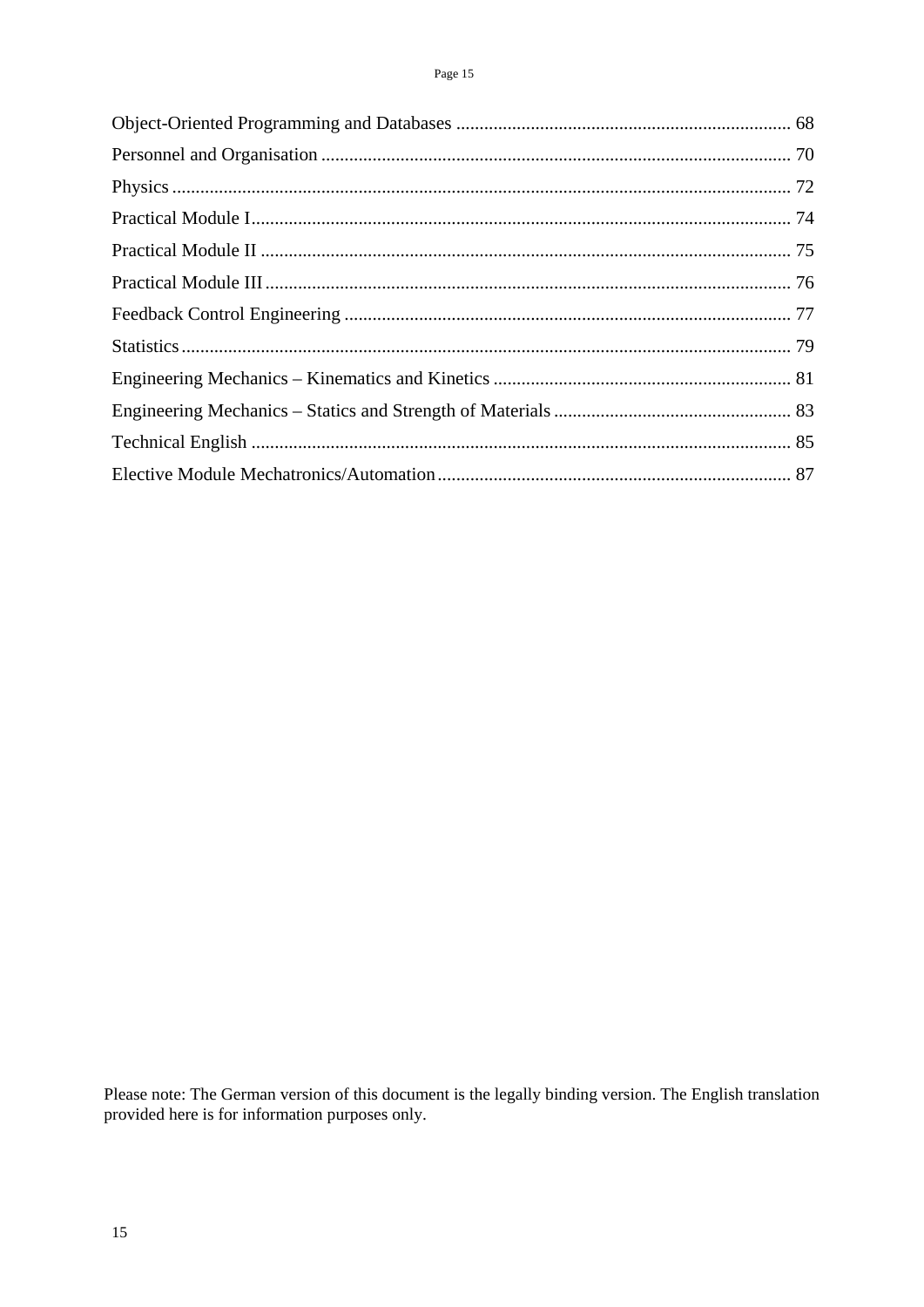Object-Oriented Programming and Databases ........................................................................ 68
Personnel and Organisation ..................................................................................................... 70
Physics ...................................................................................................................................... 72
Practical Module I..................................................................................................................... 74
Practical Module II ................................................................................................................... 75
Practical Module III.................................................................................................................. 76
Feedback Control Engineering ................................................................................................ 77
Statistics.................................................................................................................................... 79
Engineering Mechanics – Kinematics and Kinetics ................................................................. 81
Engineering Mechanics – Statics and Strength of Materials ................................................... 83
Technical English ..................................................................................................................... 85
Elective Module Mechatronics/Automation ............................................................................ 87

Please note: The German version of this document is the legally binding version. The English translation provided here is for information purposes only.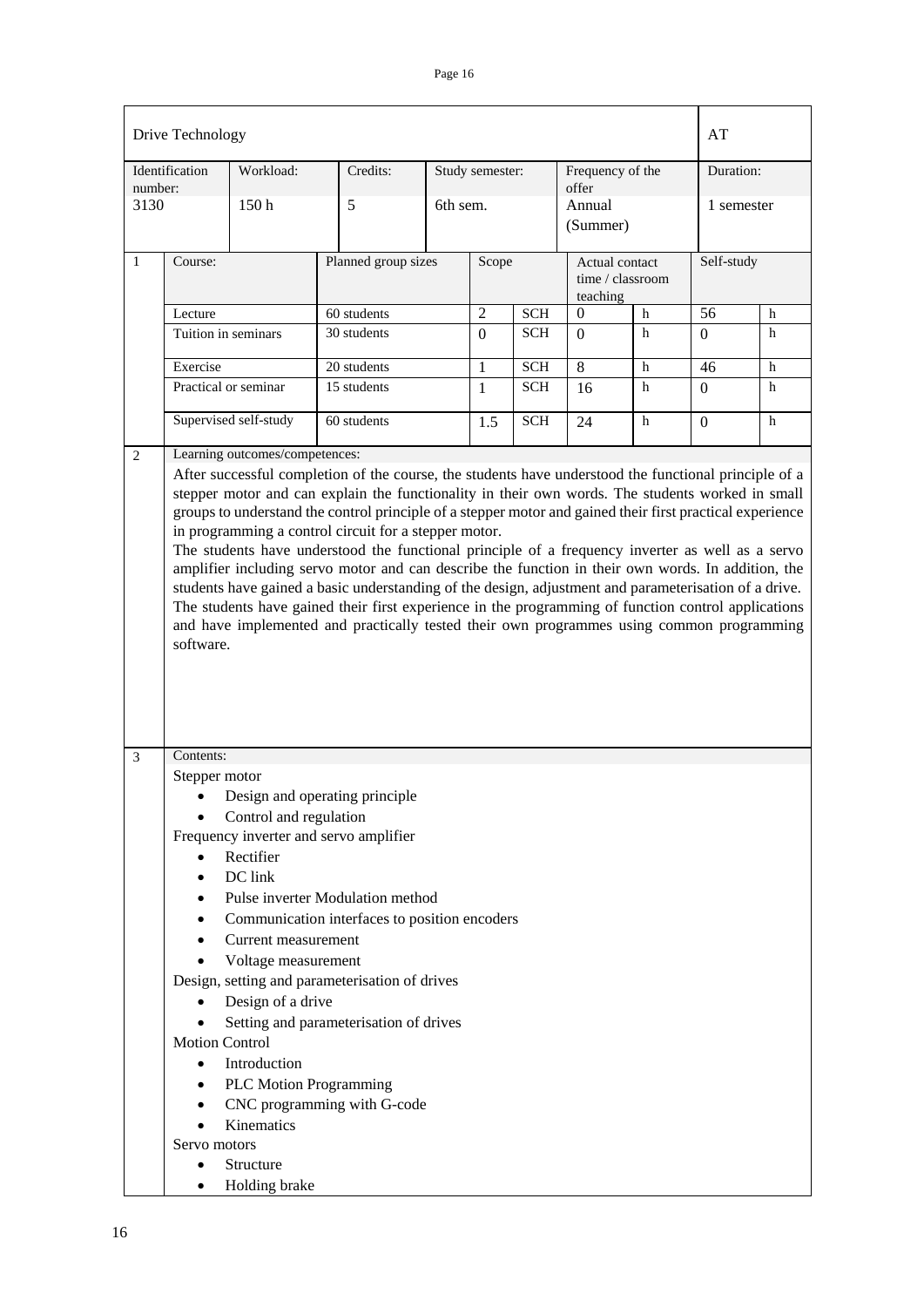| Drive Technology | | | | | | AT |
|---|---|---|---|---|---|---|
| Identification number: 3130 | Workload: 150 h | Credits: 5 | Study semester: 6th sem. | Frequency of the offer Annual (Summer) | | Duration: 1 semester |

| 1 | Course: | Planned group sizes | Scope | | Actual contact time / classroom teaching | | Self-study | |
|---|---|---|---|---|---|---|---|---|
| | Lecture | 60 students | 2 | SCH | 0 | h | 56 | h |
| | Tuition in seminars | 30 students | 0 | SCH | 0 | h | 0 | h |
| | Exercise | 20 students | 1 | SCH | 8 | h | 46 | h |
| | Practical or seminar | 15 students | 1 | SCH | 16 | h | 0 | h |
| | Supervised self-study | 60 students | 1.5 | SCH | 24 | h | 0 | h |

**2 Learning outcomes/competences:**

After successful completion of the course, the students have understood the functional principle of a stepper motor and can explain the functionality in their own words. The students worked in small groups to understand the control principle of a stepper motor and gained their first practical experience in programming a control circuit for a stepper motor.
The students have understood the functional principle of a frequency inverter as well as a servo amplifier including servo motor and can describe the function in their own words. In addition, the students have gained a basic understanding of the design, adjustment and parameterisation of a drive. The students have gained their first experience in the programming of function control applications and have implemented and practically tested their own programmes using common programming software.

**3 Contents:**

Stepper motor

- Design and operating principle
- Control and regulation

Frequency inverter and servo amplifier

- Rectifier
- DC link
- Pulse inverter Modulation method
- Communication interfaces to position encoders
- Current measurement
- Voltage measurement

Design, setting and parameterisation of drives

- Design of a drive
- Setting and parameterisation of drives

Motion Control

- Introduction
- PLC Motion Programming
- CNC programming with G-code
- Kinematics

Servo motors

- Structure
- Holding brake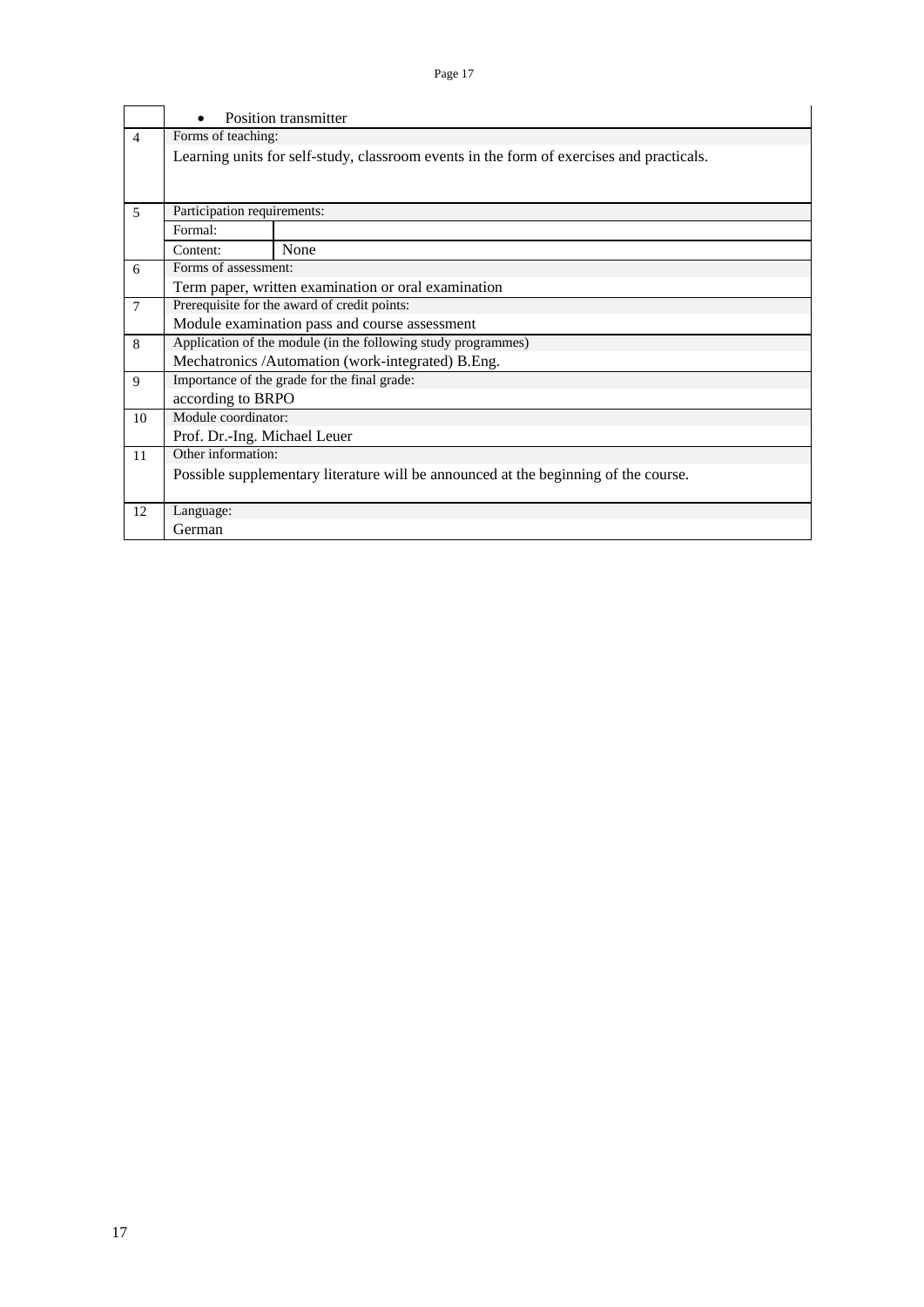| | |
|---|---|
| | • Position transmitter |
| 4 | Forms of teaching:<br>Learning units for self-study, classroom events in the form of exercises and practicals. |
| 5 | Participation requirements:<br>Formal:<br>Content: None |
| 6 | Forms of assessment:<br>Term paper, written examination or oral examination |
| 7 | Prerequisite for the award of credit points:<br>Module examination pass and course assessment |
| 8 | Application of the module (in the following study programmes)<br>Mechatronics /Automation (work-integrated) B.Eng. |
| 9 | Importance of the grade for the final grade:<br>according to BRPO |
| 10 | Module coordinator:<br>Prof. Dr.-Ing. Michael Leuer |
| 11 | Other information:<br>Possible supplementary literature will be announced at the beginning of the course. |
| 12 | Language:<br>German |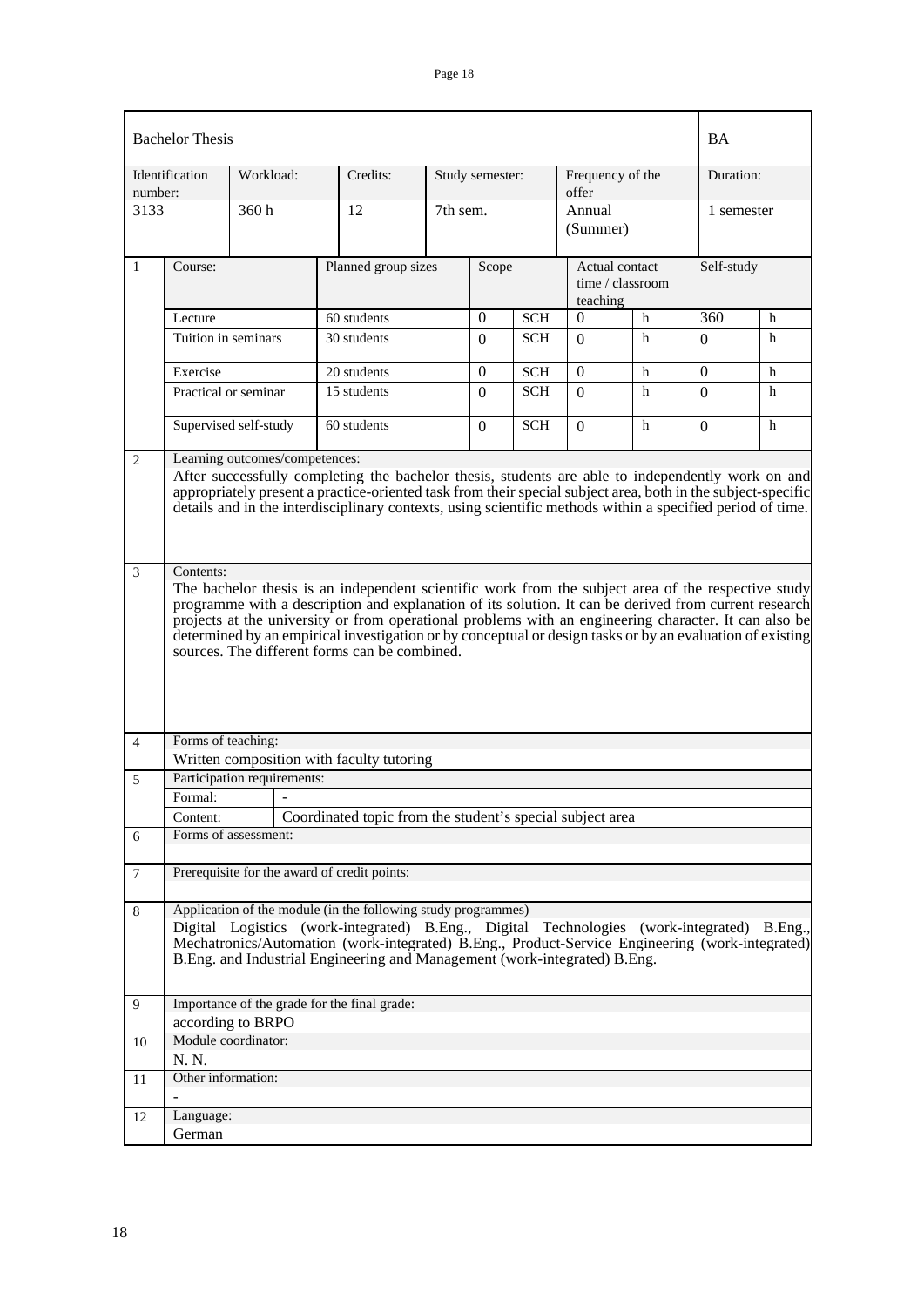| Bachelor Thesis | | | | | | BA |
|---|---|---|---|---|---|---|
| Identification number: | Workload: | Credits: | Study semester: | Frequency of the offer | | Duration: |
| 3133 | 360 h | 12 | 7th sem. | Annual (Summer) | | 1 semester |

| 1 | Course: | Planned group sizes | Scope | | Actual contact time / classroom teaching | | Self-study | |
|---|---|---|---|---|---|---|---|---|
| | Lecture | 60 students | 0 | SCH | 0 | h | 360 | h |
| | Tuition in seminars | 30 students | 0 | SCH | 0 | h | 0 | h |
| | Exercise | 20 students | 0 | SCH | 0 | h | 0 | h |
| | Practical or seminar | 15 students | 0 | SCH | 0 | h | 0 | h |
| | Supervised self-study | 60 students | 0 | SCH | 0 | h | 0 | h |

**2 Learning outcomes/competences:**

After successfully completing the bachelor thesis, students are able to independently work on and appropriately present a practice-oriented task from their special subject area, both in the subject-specific details and in the interdisciplinary contexts, using scientific methods within a specified period of time.

**3 Contents:**

The bachelor thesis is an independent scientific work from the subject area of the respective study programme with a description and explanation of its solution. It can be derived from current research projects at the university or from operational problems with an engineering character. It can also be determined by an empirical investigation or by conceptual or design tasks or by an evaluation of existing sources. The different forms can be combined.

**4 Forms of teaching:**

Written composition with faculty tutoring

**5 Participation requirements:**

| Formal: | - |
|---|---|
| Content: | Coordinated topic from the student's special subject area |

**6 Forms of assessment:**

**7 Prerequisite for the award of credit points:**

**8 Application of the module (in the following study programmes)**

Digital Logistics (work-integrated) B.Eng., Digital Technologies (work-integrated) B.Eng., Mechatronics/Automation (work-integrated) B.Eng., Product-Service Engineering (work-integrated) B.Eng. and Industrial Engineering and Management (work-integrated) B.Eng.

**9 Importance of the grade for the final grade:**

according to BRPO

**10 Module coordinator:**

N. N.

**11 Other information:**

-

**12 Language:**

German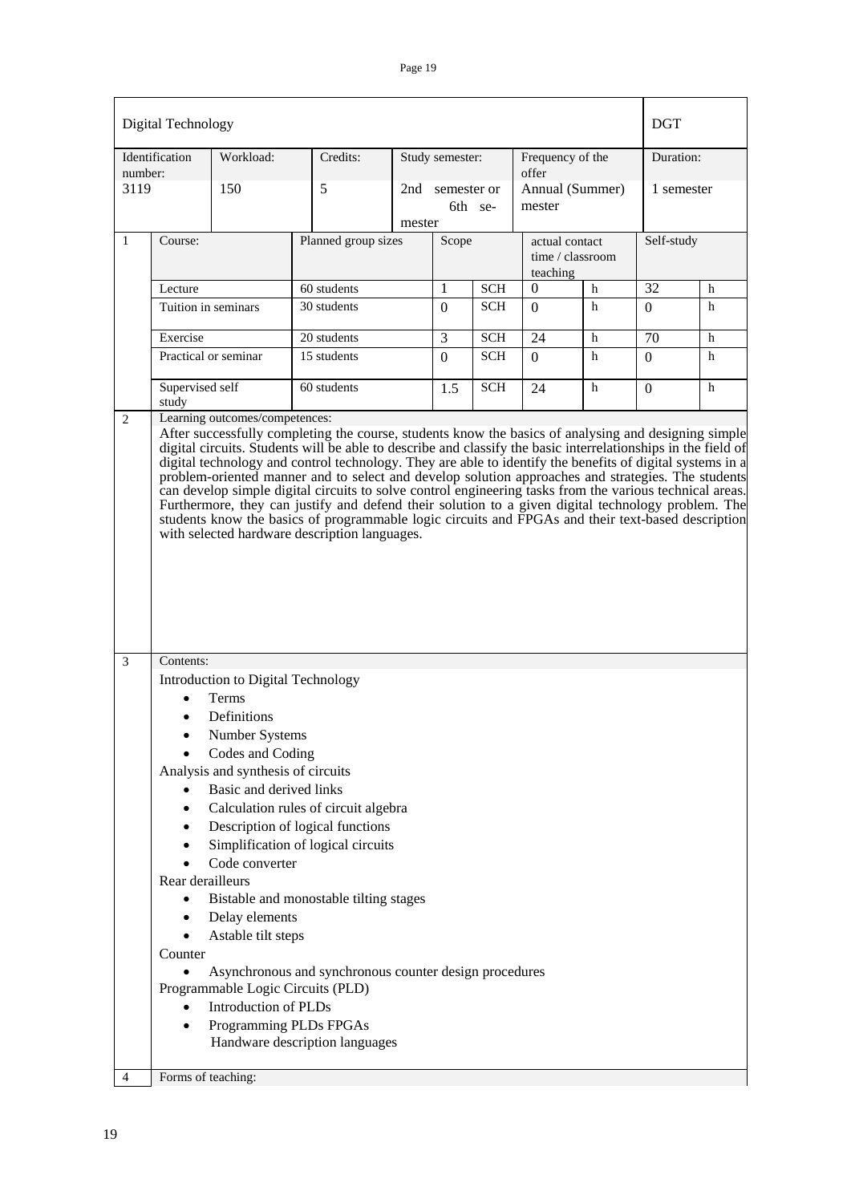| Digital Technology | | | | | | | DGT |
|---|---|---|---|---|---|---|---|
| Identification number: | Workload: | Credits: | Study semester: | | Frequency of the offer | | Duration: |
| 3119 | 150 | 5 | 2nd semester or 6th semester | | Annual (Summer) semester | | 1 semester |

| 1 | Course: | Planned group sizes | Scope | | actual contact time / classroom teaching | | Self-study | |
|---|---|---|---|---|---|---|---|---|
| | Lecture | 60 students | 1 | SCH | 0 | h | 32 | h |
| | Tuition in seminars | 30 students | 0 | SCH | 0 | h | 0 | h |
| | Exercise | 20 students | 3 | SCH | 24 | h | 70 | h |
| | Practical or seminar | 15 students | 0 | SCH | 0 | h | 0 | h |
| | Supervised self study | 60 students | 1.5 | SCH | 24 | h | 0 | h |

**2 Learning outcomes/competences:**

After successfully completing the course, students know the basics of analysing and designing simple digital circuits. Students will be able to describe and classify the basic interrelationships in the field of digital technology and control technology. They are able to identify the benefits of digital systems in a problem-oriented manner and to select and develop solution approaches and strategies. The students can develop simple digital circuits to solve control engineering tasks from the various technical areas. Furthermore, they can justify and defend their solution to a given digital technology problem. The students know the basics of programmable logic circuits and FPGAs and their text-based description with selected hardware description languages.

**3 Contents:**

Introduction to Digital Technology

- Terms
- Definitions
- Number Systems
- Codes and Coding

Analysis and synthesis of circuits

- Basic and derived links
- Calculation rules of circuit algebra
- Description of logical functions
- Simplification of logical circuits
- Code converter

Rear derailleurs

- Bistable and monostable tilting stages
- Delay elements
- Astable tilt steps

Counter

- Asynchronous and synchronous counter design procedures

Programmable Logic Circuits (PLD)

- Introduction of PLDs
- Programming PLDs FPGAs

  Handware description languages

**4 Forms of teaching:**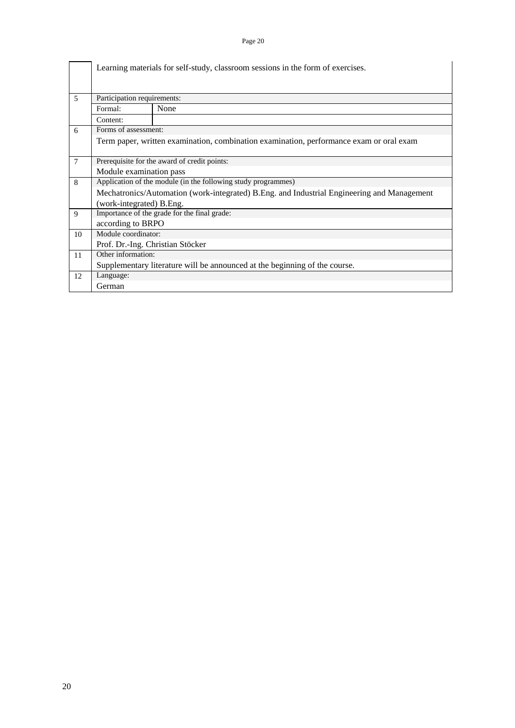| | | |
|---|---|---|
| | Learning materials for self-study, classroom sessions in the form of exercises. | |
| 5 | Participation requirements: | |
| | Formal: | None |
| | Content: | |
| 6 | Forms of assessment: | |
| | Term paper, written examination, combination examination, performance exam or oral exam | |
| 7 | Prerequisite for the award of credit points: | |
| | Module examination pass | |
| 8 | Application of the module (in the following study programmes) | |
| | Mechatronics/Automation (work-integrated) B.Eng. and Industrial Engineering and Management (work-integrated) B.Eng. | |
| 9 | Importance of the grade for the final grade: | |
| | according to BRPO | |
| 10 | Module coordinator: | |
| | Prof. Dr.-Ing. Christian Stöcker | |
| 11 | Other information: | |
| | Supplementary literature will be announced at the beginning of the course. | |
| 12 | Language: | |
| | German | |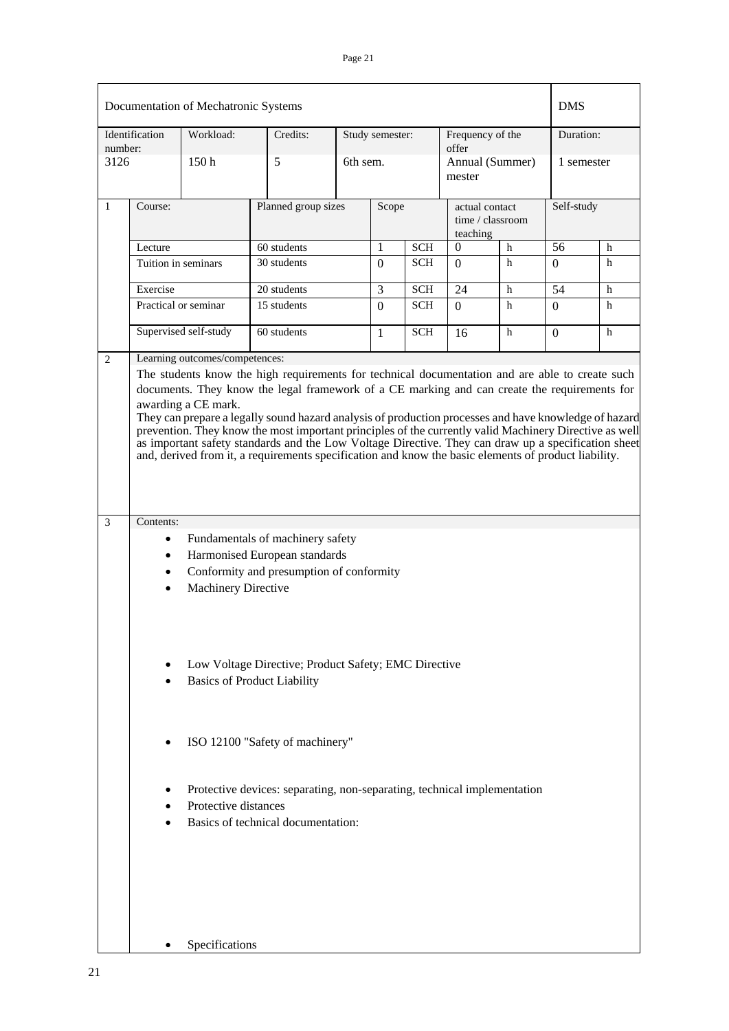| Documentation of Mechatronic Systems | | | | | | DMS |
|---|---|---|---|---|---|---|
| Identification number: | Workload: | Credits: | Study semester: | Frequency of the offer | | Duration: |
| 3126 | 150 h | 5 | 6th sem. | Annual (Summer) mester | | 1 semester |

| 1 | Course: | Planned group sizes | Scope | | actual contact time / classroom teaching | | Self-study | |
|---|---|---|---|---|---|---|---|---|
| | Lecture | 60 students | 1 | SCH | 0 | h | 56 | h |
| | Tuition in seminars | 30 students | 0 | SCH | 0 | h | 0 | h |
| | Exercise | 20 students | 3 | SCH | 24 | h | 54 | h |
| | Practical or seminar | 15 students | 0 | SCH | 0 | h | 0 | h |
| | Supervised self-study | 60 students | 1 | SCH | 16 | h | 0 | h |

**2 Learning outcomes/competences:**

The students know the high requirements for technical documentation and are able to create such documents. They know the legal framework of a CE marking and can create the requirements for awarding a CE mark.
They can prepare a legally sound hazard analysis of production processes and have knowledge of hazard prevention. They know the most important principles of the currently valid Machinery Directive as well as important safety standards and the Low Voltage Directive. They can draw up a specification sheet and, derived from it, a requirements specification and know the basic elements of product liability.

**3 Contents:**

- Fundamentals of machinery safety
- Harmonised European standards
- Conformity and presumption of conformity
- Machinery Directive
- Low Voltage Directive; Product Safety; EMC Directive
- Basics of Product Liability
- ISO 12100 "Safety of machinery"
- Protective devices: separating, non-separating, technical implementation
- Protective distances
- Basics of technical documentation:
- Specifications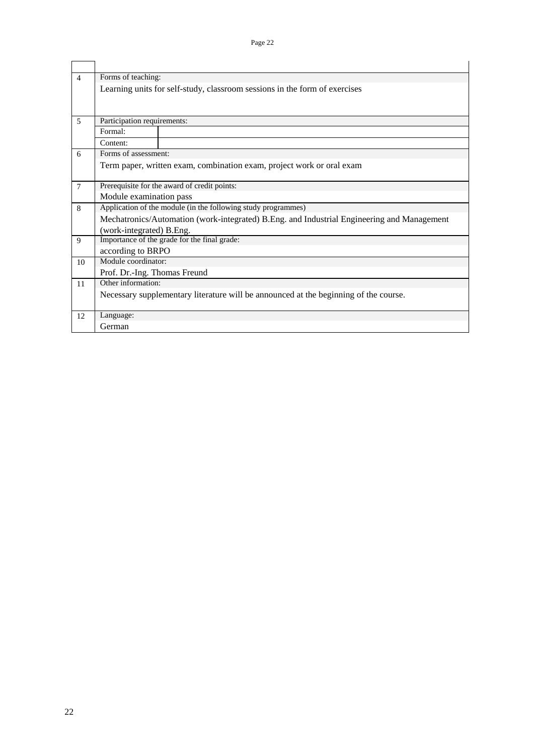| | |
|---|---|
| 4 | Forms of teaching:<br>Learning units for self-study, classroom sessions in the form of exercises |
| 5 | Participation requirements:<br>Formal:<br>Content: |
| 6 | Forms of assessment:<br>Term paper, written exam, combination exam, project work or oral exam |
| 7 | Prerequisite for the award of credit points:<br>Module examination pass |
| 8 | Application of the module (in the following study programmes)<br>Mechatronics/Automation (work-integrated) B.Eng. and Industrial Engineering and Management (work-integrated) B.Eng. |
| 9 | Importance of the grade for the final grade:<br>according to BRPO |
| 10 | Module coordinator:<br>Prof. Dr.-Ing. Thomas Freund |
| 11 | Other information:<br>Necessary supplementary literature will be announced at the beginning of the course. |
| 12 | Language:<br>German |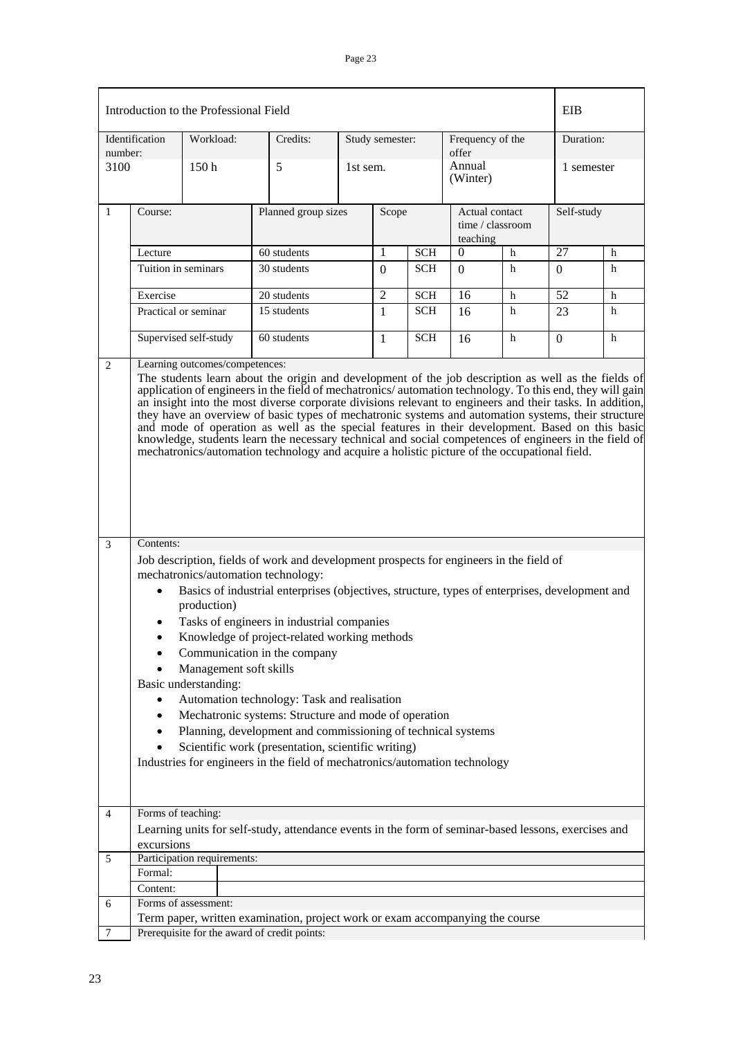| Introduction to the Professional Field | | | | | | EIB |
|---|---|---|---|---|---|---|
| Identification number: | Workload: | Credits: | Study semester: | Frequency of the offer | | Duration: |
| 3100 | 150 h | 5 | 1st sem. | Annual (Winter) | | 1 semester |

| | Course: | Planned group sizes | Scope | | Actual contact time / classroom teaching | | Self-study | |
|---|---|---|---|---|---|---|---|---|
| 1 | Lecture | 60 students | 1 | SCH | 0 | h | 27 | h |
| | Tuition in seminars | 30 students | 0 | SCH | 0 | h | 0 | h |
| | Exercise | 20 students | 2 | SCH | 16 | h | 52 | h |
| | Practical or seminar | 15 students | 1 | SCH | 16 | h | 23 | h |
| | Supervised self-study | 60 students | 1 | SCH | 16 | h | 0 | h |

**2 Learning outcomes/competences:**

The students learn about the origin and development of the job description as well as the fields of application of engineers in the field of mechatronics/ automation technology. To this end, they will gain an insight into the most diverse corporate divisions relevant to engineers and their tasks. In addition, they have an overview of basic types of mechatronic systems and automation systems, their structure and mode of operation as well as the special features in their development. Based on this basic knowledge, students learn the necessary technical and social competences of engineers in the field of mechatronics/automation technology and acquire a holistic picture of the occupational field.

**3 Contents:**

Job description, fields of work and development prospects for engineers in the field of mechatronics/automation technology:

- Basics of industrial enterprises (objectives, structure, types of enterprises, development and production)
- Tasks of engineers in industrial companies
- Knowledge of project-related working methods
- Communication in the company
- Management soft skills

Basic understanding:

- Automation technology: Task and realisation
- Mechatronic systems: Structure and mode of operation
- Planning, development and commissioning of technical systems
- Scientific work (presentation, scientific writing)

Industries for engineers in the field of mechatronics/automation technology

**4 Forms of teaching:**

Learning units for self-study, attendance events in the form of seminar-based lessons, exercises and excursions

**5 Participation requirements:**

| Formal: | |
|---|---|
| Content: | |

**6 Forms of assessment:**

Term paper, written examination, project work or exam accompanying the course

**7 Prerequisite for the award of credit points:**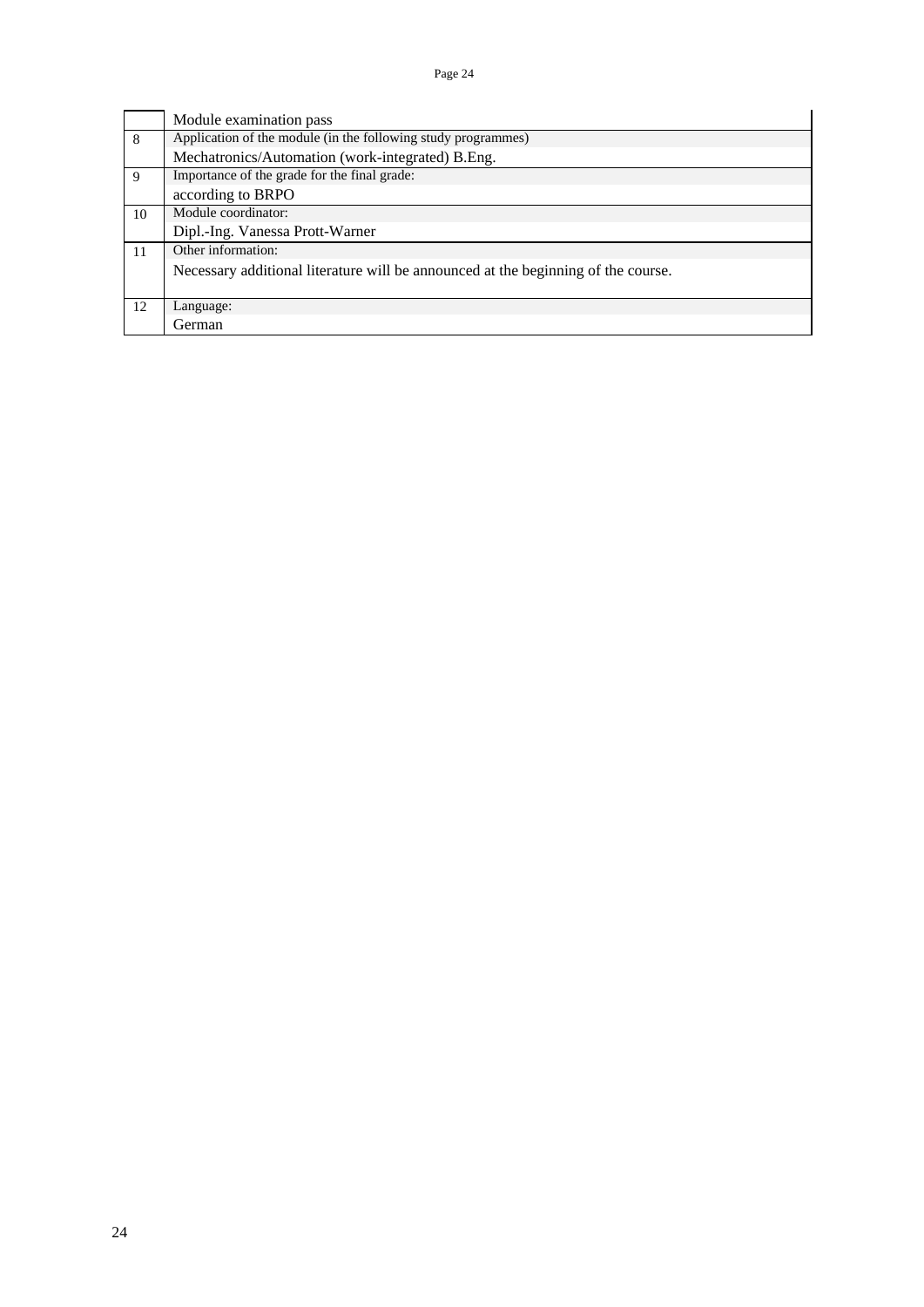| | |
|---|---|
| | Module examination pass |
| 8 | Application of the module (in the following study programmes) |
| | Mechatronics/Automation (work-integrated) B.Eng. |
| 9 | Importance of the grade for the final grade: |
| | according to BRPO |
| 10 | Module coordinator: |
| | Dipl.-Ing. Vanessa Prott-Warner |
| 11 | Other information: |
| | Necessary additional literature will be announced at the beginning of the course. |
| 12 | Language: |
| | German |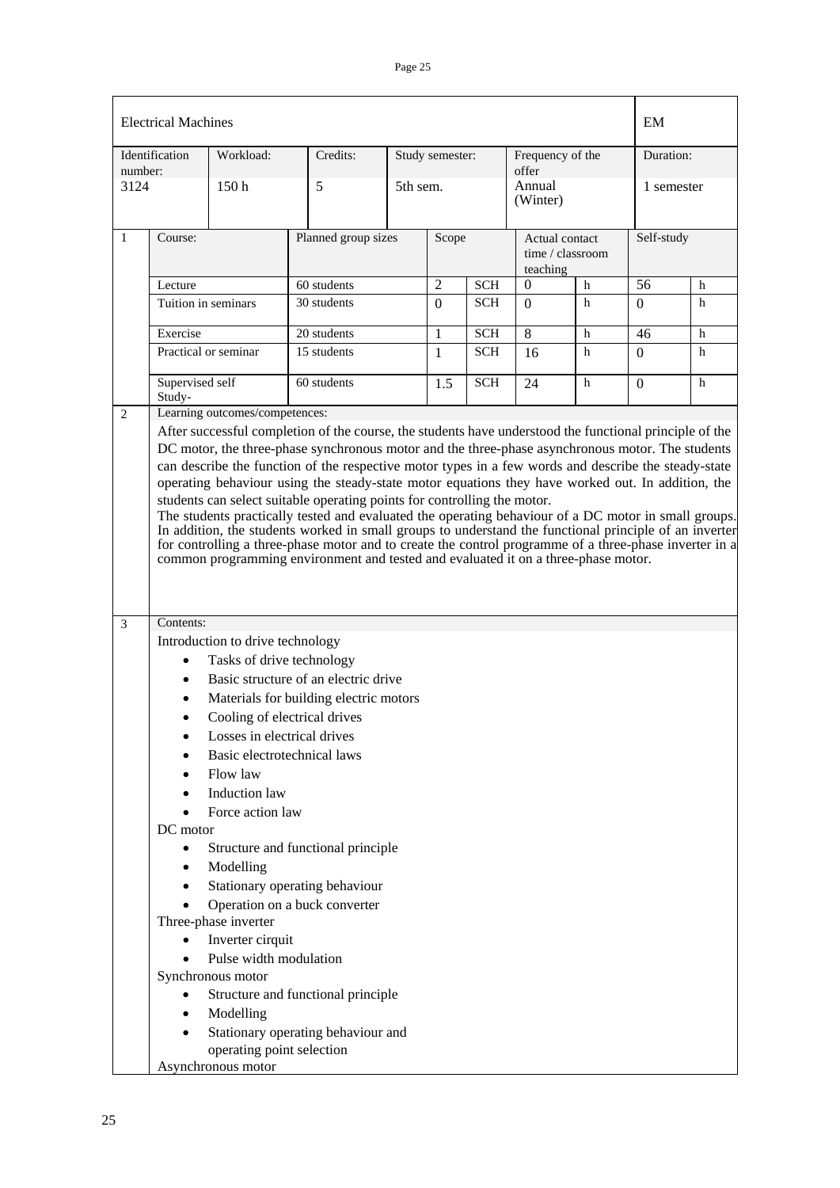| Electrical Machines | | | | | | | | EM | |
|---|---|---|---|---|---|---|---|---|---|
| Identification number: | Workload: | Credits: | Study semester: | | Frequency of the offer | | | Duration: | |
| 3124 | 150 h | 5 | 5th sem. | | Annual (Winter) | | | 1 semester | |

| 1 | Course: | Planned group sizes | Scope | | Actual contact time / classroom teaching | | Self-study | |
|---|---|---|---|---|---|---|---|---|
| | Lecture | 60 students | 2 | SCH | 0 | h | 56 | h |
| | Tuition in seminars | 30 students | 0 | SCH | 0 | h | 0 | h |
| | Exercise | 20 students | 1 | SCH | 8 | h | 46 | h |
| | Practical or seminar | 15 students | 1 | SCH | 16 | h | 0 | h |
| | Supervised self Study- | 60 students | 1.5 | SCH | 24 | h | 0 | h |

**2 Learning outcomes/competences:**

After successful completion of the course, the students have understood the functional principle of the DC motor, the three-phase synchronous motor and the three-phase asynchronous motor. The students can describe the function of the respective motor types in a few words and describe the steady-state operating behaviour using the steady-state motor equations they have worked out. In addition, the students can select suitable operating points for controlling the motor.
The students practically tested and evaluated the operating behaviour of a DC motor in small groups. In addition, the students worked in small groups to understand the functional principle of an inverter for controlling a three-phase motor and to create the control programme of a three-phase inverter in a common programming environment and tested and evaluated it on a three-phase motor.

**3 Contents:**

Introduction to drive technology

- Tasks of drive technology
- Basic structure of an electric drive
- Materials for building electric motors
- Cooling of electrical drives
- Losses in electrical drives
- Basic electrotechnical laws
- Flow law
- Induction law
- Force action law

DC motor

- Structure and functional principle
- Modelling
- Stationary operating behaviour
- Operation on a buck converter

Three-phase inverter

- Inverter cirquit
- Pulse width modulation

Synchronous motor

- Structure and functional principle
- Modelling
- Stationary operating behaviour and operating point selection

Asynchronous motor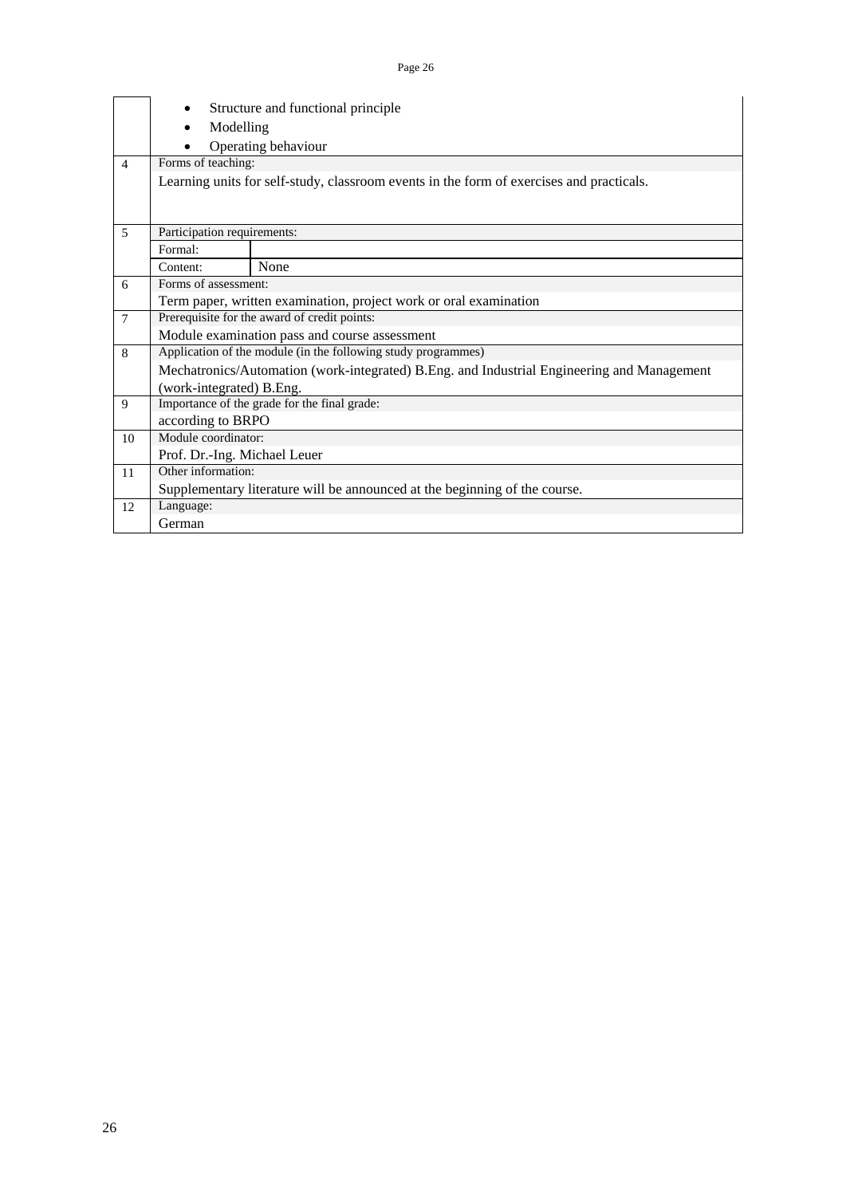| | |
|---|---|
| | • Structure and functional principle<br>• Modelling<br>• Operating behaviour |
| 4 | Forms of teaching:<br>Learning units for self-study, classroom events in the form of exercises and practicals. |
| 5 | Participation requirements:<br>Formal:<br>Content: None |
| 6 | Forms of assessment:<br>Term paper, written examination, project work or oral examination |
| 7 | Prerequisite for the award of credit points:<br>Module examination pass and course assessment |
| 8 | Application of the module (in the following study programmes)<br>Mechatronics/Automation (work-integrated) B.Eng. and Industrial Engineering and Management (work-integrated) B.Eng. |
| 9 | Importance of the grade for the final grade:<br>according to BRPO |
| 10 | Module coordinator:<br>Prof. Dr.-Ing. Michael Leuer |
| 11 | Other information:<br>Supplementary literature will be announced at the beginning of the course. |
| 12 | Language:<br>German |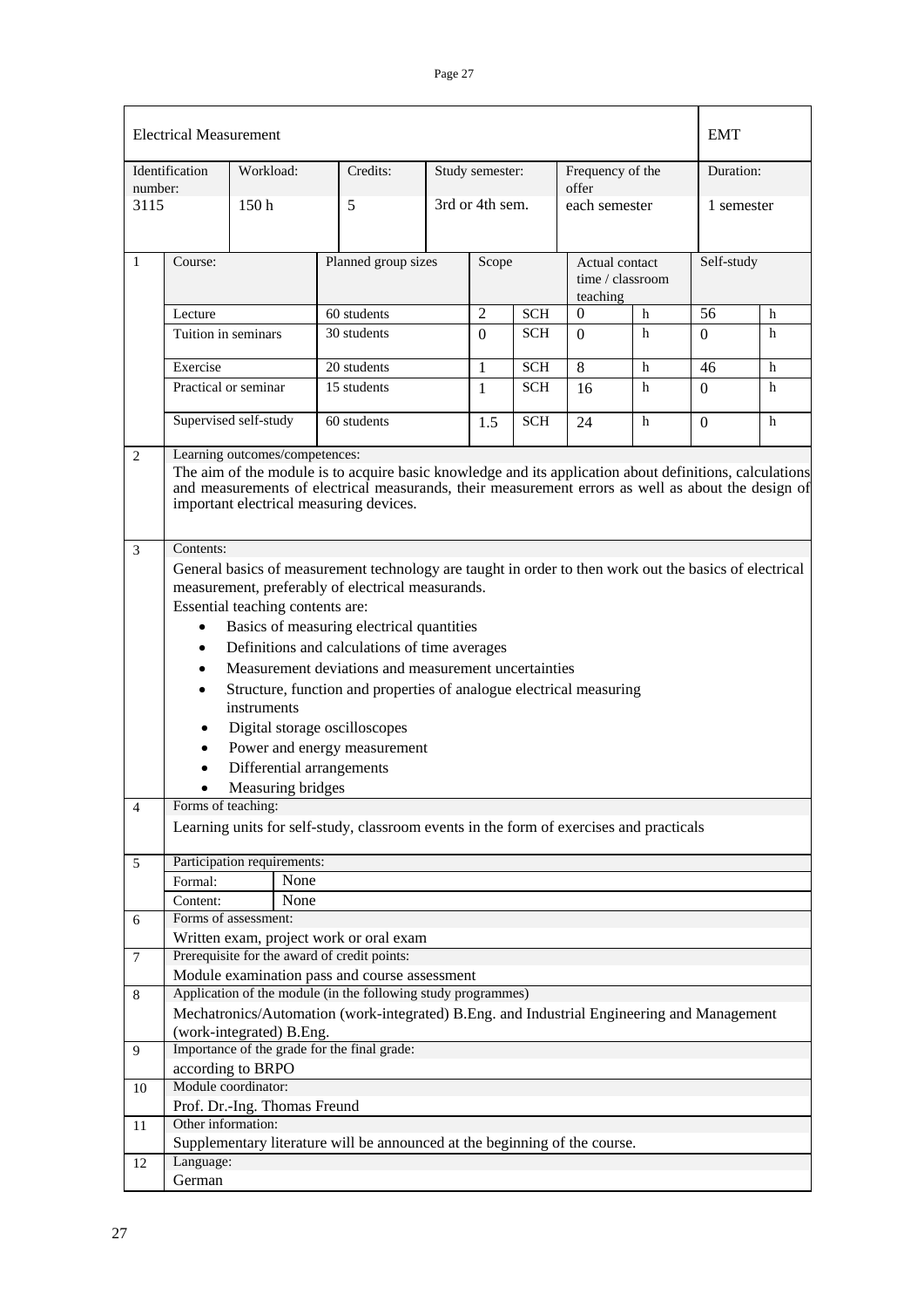| Electrical Measurement | | | | | | | EMT |
|---|---|---|---|---|---|---|---|
| Identification number: | Workload: | Credits: | Study semester: | Frequency of the offer | | | Duration: |
| 3115 | 150 h | 5 | 3rd or 4th sem. | each semester | | | 1 semester |

| | Course: | Planned group sizes | Scope | | Actual contact time / classroom teaching | | Self-study | |
|---|---|---|---|---|---|---|---|---|
| 1 | Lecture | 60 students | 2 | SCH | 0 | h | 56 | h |
| | Tuition in seminars | 30 students | 0 | SCH | 0 | h | 0 | h |
| | Exercise | 20 students | 1 | SCH | 8 | h | 46 | h |
| | Practical or seminar | 15 students | 1 | SCH | 16 | h | 0 | h |
| | Supervised self-study | 60 students | 1.5 | SCH | 24 | h | 0 | h |

**2 Learning outcomes/competences:**

The aim of the module is to acquire basic knowledge and its application about definitions, calculations and measurements of electrical measurands, their measurement errors as well as about the design of important electrical measuring devices.

**3 Contents:**

General basics of measurement technology are taught in order to then work out the basics of electrical measurement, preferably of electrical measurands.

Essential teaching contents are:

- Basics of measuring electrical quantities
- Definitions and calculations of time averages
- Measurement deviations and measurement uncertainties
- Structure, function and properties of analogue electrical measuring instruments
- Digital storage oscilloscopes
- Power and energy measurement
- Differential arrangements
- Measuring bridges

**4 Forms of teaching:**

Learning units for self-study, classroom events in the form of exercises and practicals

**5 Participation requirements:**

| Formal: | None |
|---|---|
| Content: | None |

**6 Forms of assessment:**

Written exam, project work or oral exam

**7 Prerequisite for the award of credit points:**

Module examination pass and course assessment

**8 Application of the module (in the following study programmes)**

Mechatronics/Automation (work-integrated) B.Eng. and Industrial Engineering and Management (work-integrated) B.Eng.

**9 Importance of the grade for the final grade:**

according to BRPO

**10 Module coordinator:**

Prof. Dr.-Ing. Thomas Freund

**11 Other information:**

Supplementary literature will be announced at the beginning of the course.

**12 Language:**

German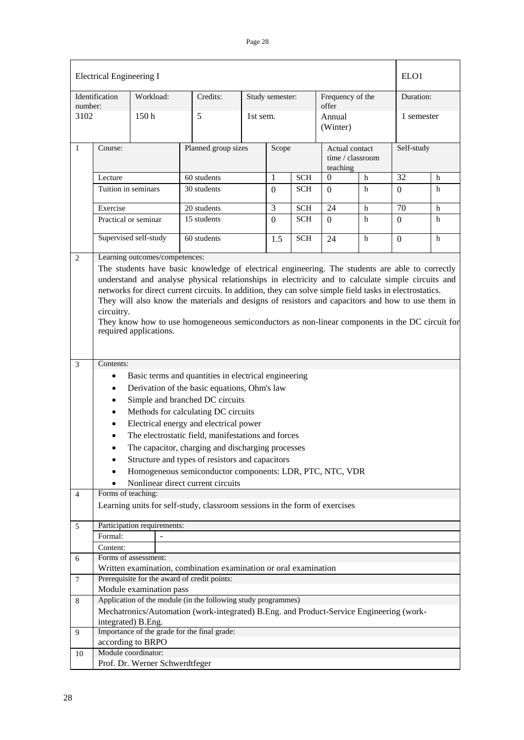| Electrical Engineering I | | | | | | | | | | ELO1 | |
|---|---|---|---|---|---|---|---|---|---|---|---|
| Identification number: | | Workload: | | Credits: | Study semester: | | | Frequency of the offer | | Duration: | |
| 3102 | | 150 h | | 5 | 1st sem. | | | Annual (Winter) | | 1 semester | |
| 1 | Course: | | Planned group sizes | | | Scope | | Actual contact time / classroom teaching | | Self-study | |
| | Lecture | | 60 students | | | 1 | SCH | 0 | h | 32 | h |
| | Tuition in seminars | | 30 students | | | 0 | SCH | 0 | h | 0 | h |
| | Exercise | | 20 students | | | 3 | SCH | 24 | h | 70 | h |
| | Practical or seminar | | 15 students | | | 0 | SCH | 0 | h | 0 | h |
| | Supervised self-study | | 60 students | | | 1.5 | SCH | 24 | h | 0 | h |

**2 Learning outcomes/competences:**

The students have basic knowledge of electrical engineering. The students are able to correctly understand and analyse physical relationships in electricity and to calculate simple circuits and networks for direct current circuits. In addition, they can solve simple field tasks in electrostatics. They will also know the materials and designs of resistors and capacitors and how to use them in circuitry.
They know how to use homogeneous semiconductors as non-linear components in the DC circuit for required applications.

**3 Contents:**

- Basic terms and quantities in electrical engineering
- Derivation of the basic equations, Ohm's law
- Simple and branched DC circuits
- Methods for calculating DC circuits
- Electrical energy and electrical power
- The electrostatic field, manifestations and forces
- The capacitor, charging and discharging processes
- Structure and types of resistors and capacitors
- Homogeneous semiconductor components: LDR, PTC, NTC, VDR
- Nonlinear direct current circuits

**4 Forms of teaching:**

Learning units for self-study, classroom sessions in the form of exercises

**5 Participation requirements:**

Formal: -

Content:

**6 Forms of assessment:**

Written examination, combination examination or oral examination

**7 Prerequisite for the award of credit points:**

Module examination pass

**8 Application of the module (in the following study programmes)**

Mechatronics/Automation (work-integrated) B.Eng. and Product-Service Engineering (work-integrated) B.Eng.

**9 Importance of the grade for the final grade:**

according to BRPO

**10 Module coordinator:**

Prof. Dr. Werner Schwerdtfeger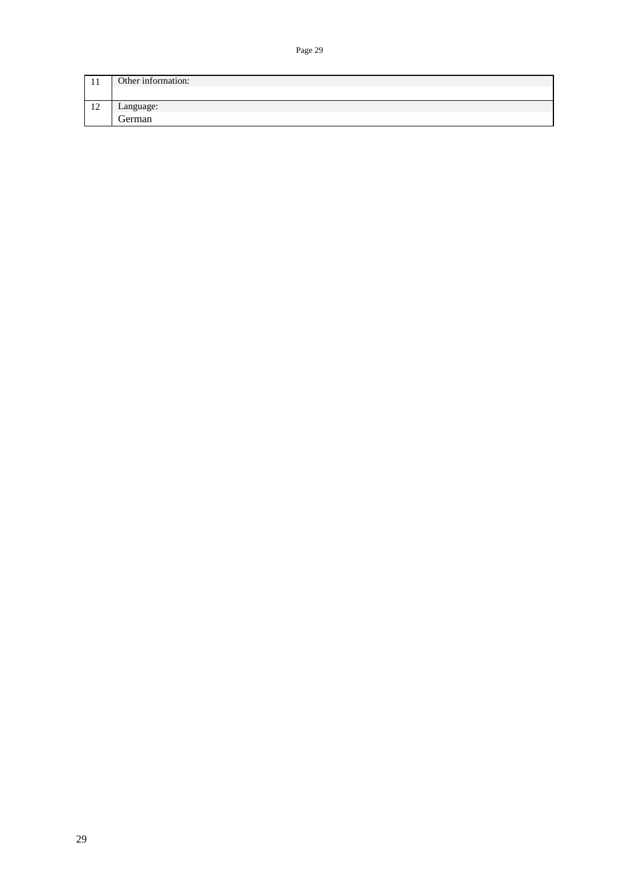| | |
|---|---|
| 11 | Other information: |
| 12 | Language:<br>German |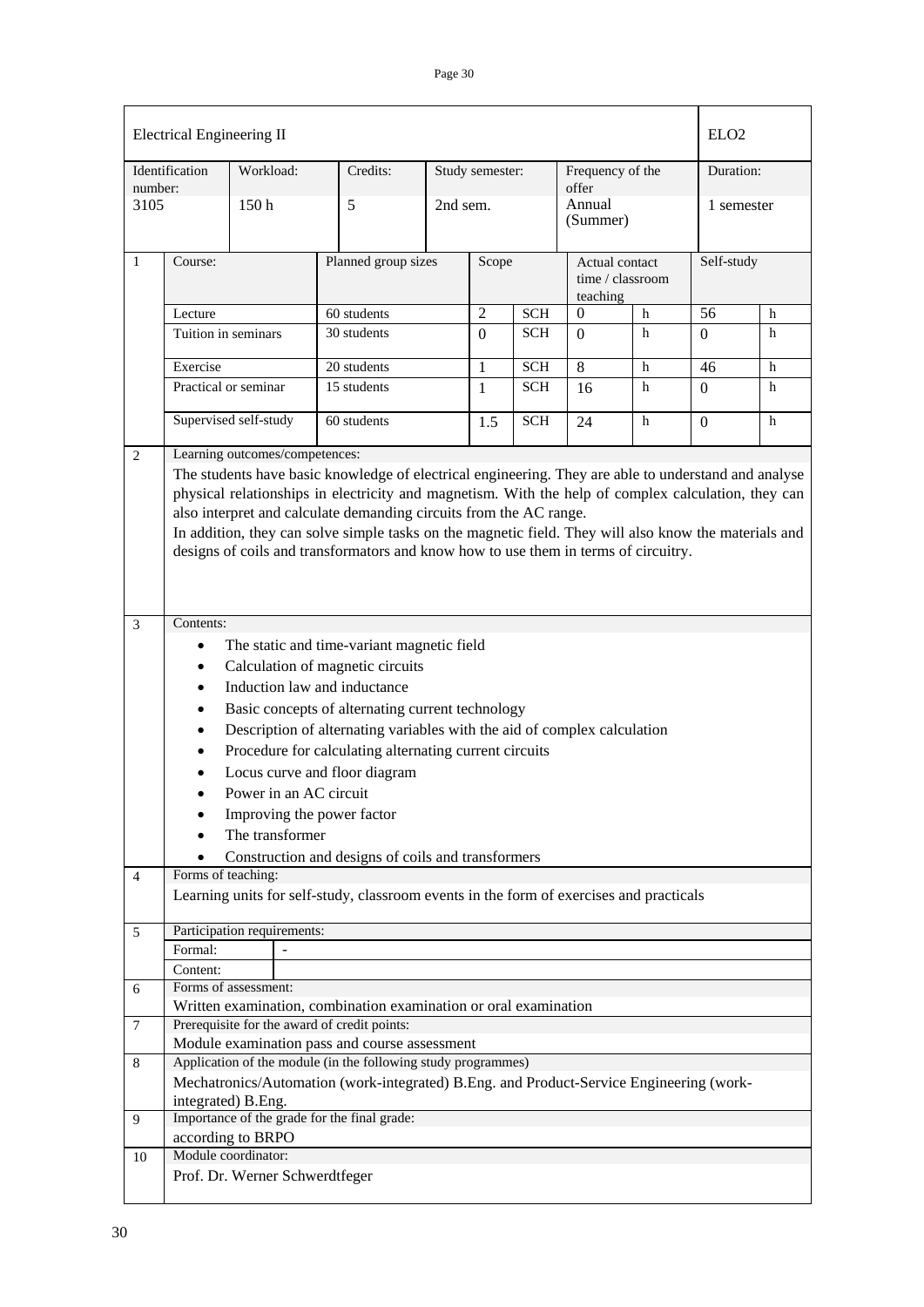| Electrical Engineering II | | | | | | ELO2 |
|---|---|---|---|---|---|---|
| Identification number: 3105 | Workload: 150 h | Credits: 5 | Study semester: 2nd sem. | Frequency of the offer Annual (Summer) | | Duration: 1 semester |

| 1 | Course: | Planned group sizes | Scope | | Actual contact time / classroom teaching | | Self-study | |
|---|---|---|---|---|---|---|---|---|
| | Lecture | 60 students | 2 | SCH | 0 | h | 56 | h |
| | Tuition in seminars | 30 students | 0 | SCH | 0 | h | 0 | h |
| | Exercise | 20 students | 1 | SCH | 8 | h | 46 | h |
| | Practical or seminar | 15 students | 1 | SCH | 16 | h | 0 | h |
| | Supervised self-study | 60 students | 1.5 | SCH | 24 | h | 0 | h |

**2 Learning outcomes/competences:**

The students have basic knowledge of electrical engineering. They are able to understand and analyse physical relationships in electricity and magnetism. With the help of complex calculation, they can also interpret and calculate demanding circuits from the AC range.

In addition, they can solve simple tasks on the magnetic field. They will also know the materials and designs of coils and transformators and know how to use them in terms of circuitry.

**3 Contents:**

- The static and time-variant magnetic field
- Calculation of magnetic circuits
- Induction law and inductance
- Basic concepts of alternating current technology
- Description of alternating variables with the aid of complex calculation
- Procedure for calculating alternating current circuits
- Locus curve and floor diagram
- Power in an AC circuit
- Improving the power factor
- The transformer
- Construction and designs of coils and transformers

**4 Forms of teaching:**

Learning units for self-study, classroom events in the form of exercises and practicals

**5 Participation requirements:**

Formal: -

Content:

**6 Forms of assessment:**

Written examination, combination examination or oral examination

**7 Prerequisite for the award of credit points:**

Module examination pass and course assessment

**8 Application of the module (in the following study programmes)**

Mechatronics/Automation (work-integrated) B.Eng. and Product-Service Engineering (work-integrated) B.Eng.

**9 Importance of the grade for the final grade:**

according to BRPO

**10 Module coordinator:**

Prof. Dr. Werner Schwerdtfeger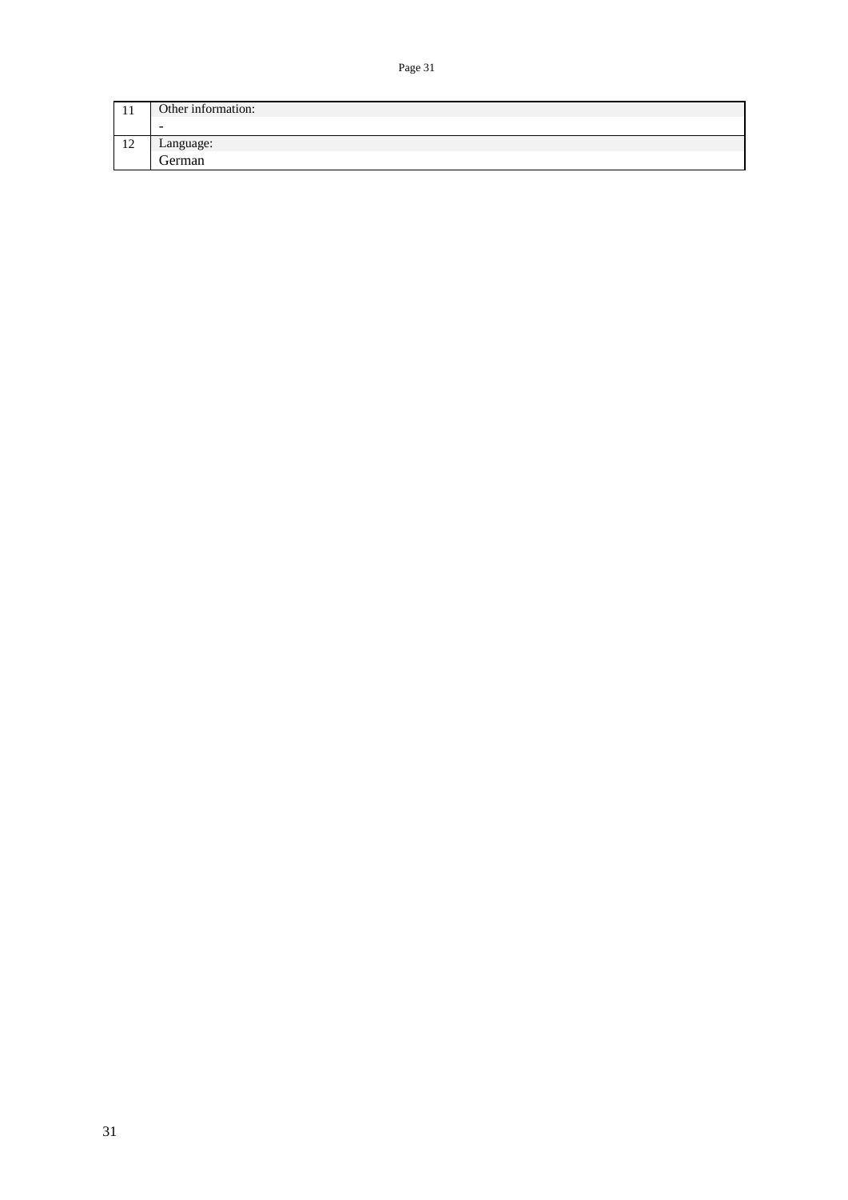| | |
|---|---|
| 11 | Other information:<br>- |
| 12 | Language:<br>German |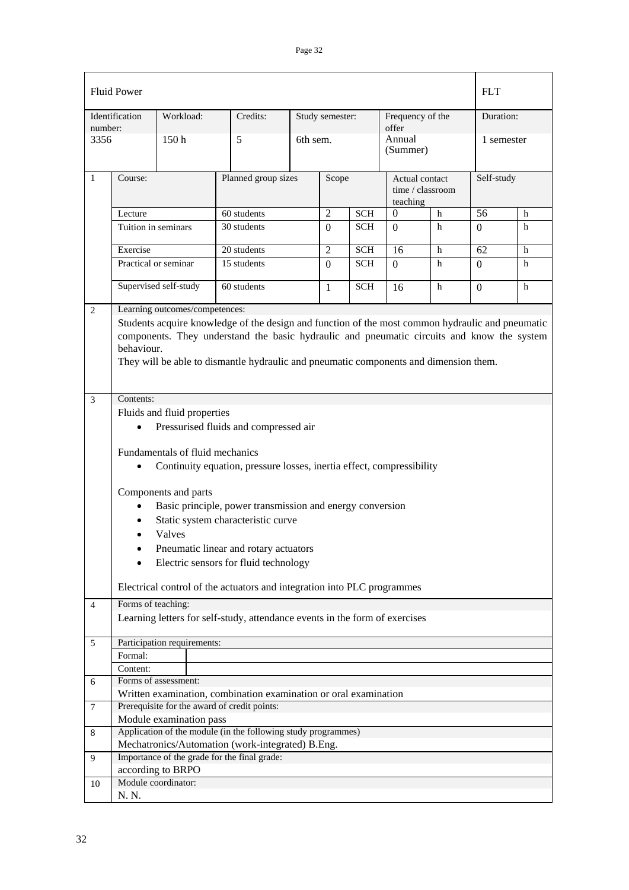| Fluid Power | | | | | | FLT |
|---|---|---|---|---|---|---|
| Identification number: | Workload: | Credits: | Study semester: | Frequency of the offer | | Duration: |
| 3356 | 150 h | 5 | 6th sem. | Annual (Summer) | | 1 semester |

| 1 | Course: | Planned group sizes | Scope | | Actual contact time / classroom teaching | | Self-study | |
|---|---|---|---|---|---|---|---|---|
| | Lecture | 60 students | 2 | SCH | 0 | h | 56 | h |
| | Tuition in seminars | 30 students | 0 | SCH | 0 | h | 0 | h |
| | Exercise | 20 students | 2 | SCH | 16 | h | 62 | h |
| | Practical or seminar | 15 students | 0 | SCH | 0 | h | 0 | h |
| | Supervised self-study | 60 students | 1 | SCH | 16 | h | 0 | h |

**2 Learning outcomes/competences:**

Students acquire knowledge of the design and function of the most common hydraulic and pneumatic components. They understand the basic hydraulic and pneumatic circuits and know the system behaviour.

They will be able to dismantle hydraulic and pneumatic components and dimension them.

**3 Contents:**

Fluids and fluid properties

- Pressurised fluids and compressed air

Fundamentals of fluid mechanics

- Continuity equation, pressure losses, inertia effect, compressibility

Components and parts

- Basic principle, power transmission and energy conversion
- Static system characteristic curve
- Valves
- Pneumatic linear and rotary actuators
- Electric sensors for fluid technology

Electrical control of the actuators and integration into PLC programmes

**4 Forms of teaching:**

Learning letters for self-study, attendance events in the form of exercises

**5 Participation requirements:**

Formal:

Content:

**6 Forms of assessment:**

Written examination, combination examination or oral examination

**7 Prerequisite for the award of credit points:**

Module examination pass

**8 Application of the module (in the following study programmes)**

Mechatronics/Automation (work-integrated) B.Eng.

**9 Importance of the grade for the final grade:**

according to BRPO

**10 Module coordinator:**

N. N.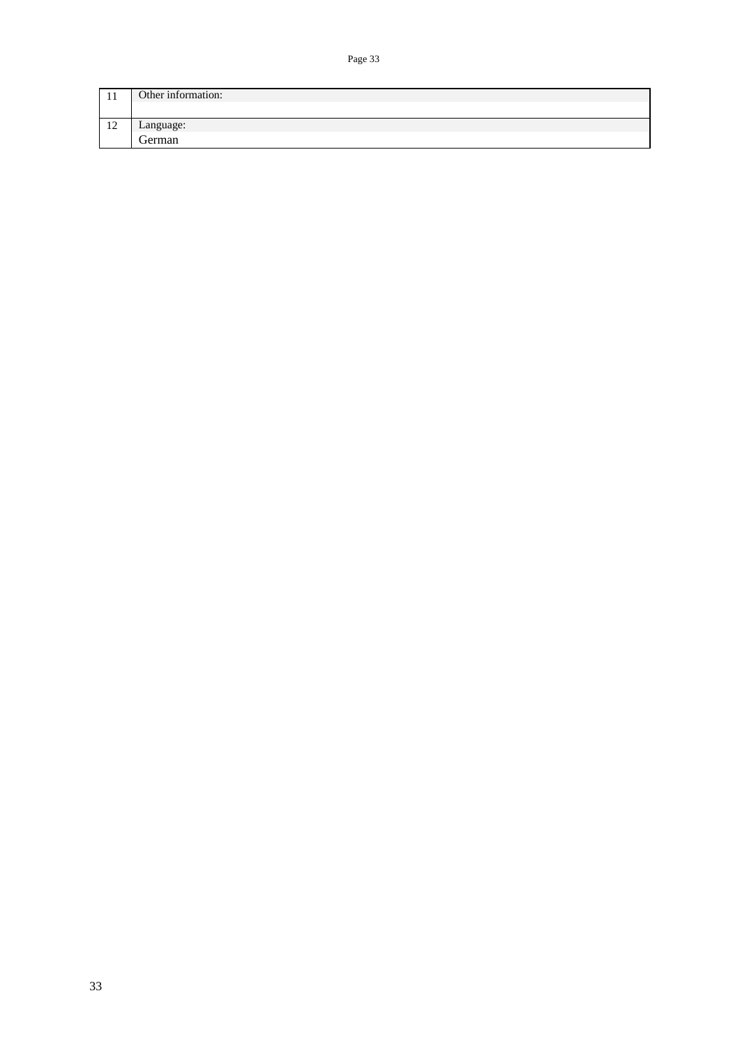| | |
|---|---|
| 11 | Other information: |
| 12 | Language:<br>German |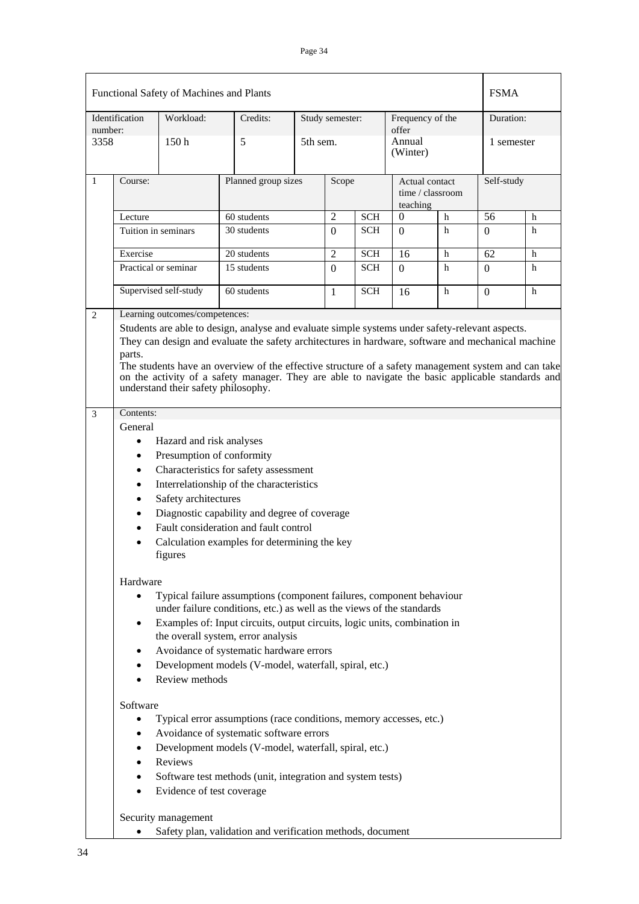| Functional Safety of Machines and Plants | | | | | | FSMA |
|---|---|---|---|---|---|---|
| Identification number: 3358 | Workload: 150 h | Credits: 5 | Study semester: 5th sem. | | Frequency of the offer Annual (Winter) | Duration: 1 semester |

| 1 | Course: | Planned group sizes | Scope | | Actual contact time / classroom teaching | | Self-study | |
|---|---|---|---|---|---|---|---|---|
| | Lecture | 60 students | 2 | SCH | 0 | h | 56 | h |
| | Tuition in seminars | 30 students | 0 | SCH | 0 | h | 0 | h |
| | Exercise | 20 students | 2 | SCH | 16 | h | 62 | h |
| | Practical or seminar | 15 students | 0 | SCH | 0 | h | 0 | h |
| | Supervised self-study | 60 students | 1 | SCH | 16 | h | 0 | h |

**2 Learning outcomes/competences:**

Students are able to design, analyse and evaluate simple systems under safety-relevant aspects. They can design and evaluate the safety architectures in hardware, software and mechanical machine parts.
The students have an overview of the effective structure of a safety management system and can take on the activity of a safety manager. They are able to navigate the basic applicable standards and understand their safety philosophy.

**3 Contents:**

General

- Hazard and risk analyses
- Presumption of conformity
- Characteristics for safety assessment
- Interrelationship of the characteristics
- Safety architectures
- Diagnostic capability and degree of coverage
- Fault consideration and fault control
- Calculation examples for determining the key figures

Hardware

- Typical failure assumptions (component failures, component behaviour under failure conditions, etc.) as well as the views of the standards
- Examples of: Input circuits, output circuits, logic units, combination in the overall system, error analysis
- Avoidance of systematic hardware errors
- Development models (V-model, waterfall, spiral, etc.)
- Review methods

Software

- Typical error assumptions (race conditions, memory accesses, etc.)
- Avoidance of systematic software errors
- Development models (V-model, waterfall, spiral, etc.)
- Reviews
- Software test methods (unit, integration and system tests)
- Evidence of test coverage

Security management

- Safety plan, validation and verification methods, document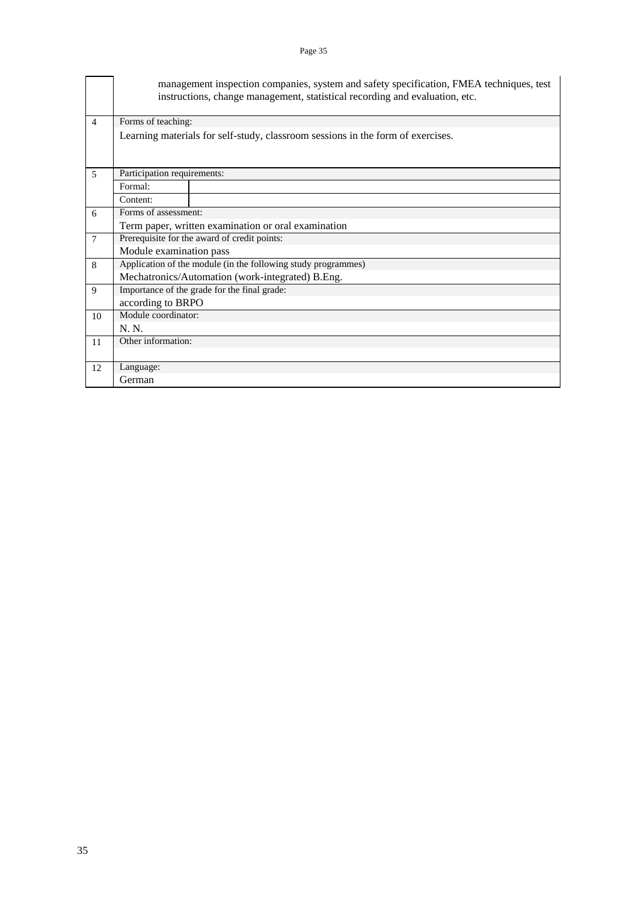|  |  |  |
|---|---|---|
|  | management inspection companies, system and safety specification, FMEA techniques, test instructions, change management, statistical recording and evaluation, etc. | |
| 4 | Forms of teaching: | |
|  | Learning materials for self-study, classroom sessions in the form of exercises. | |
| 5 | Participation requirements: | |
|  | Formal: | |
|  | Content: | |
| 6 | Forms of assessment: | |
|  | Term paper, written examination or oral examination | |
| 7 | Prerequisite for the award of credit points: | |
|  | Module examination pass | |
| 8 | Application of the module (in the following study programmes) | |
|  | Mechatronics/Automation (work-integrated) B.Eng. | |
| 9 | Importance of the grade for the final grade: | |
|  | according to BRPO | |
| 10 | Module coordinator: | |
|  | N. N. | |
| 11 | Other information: | |
|  |  | |
| 12 | Language: | |
|  | German | |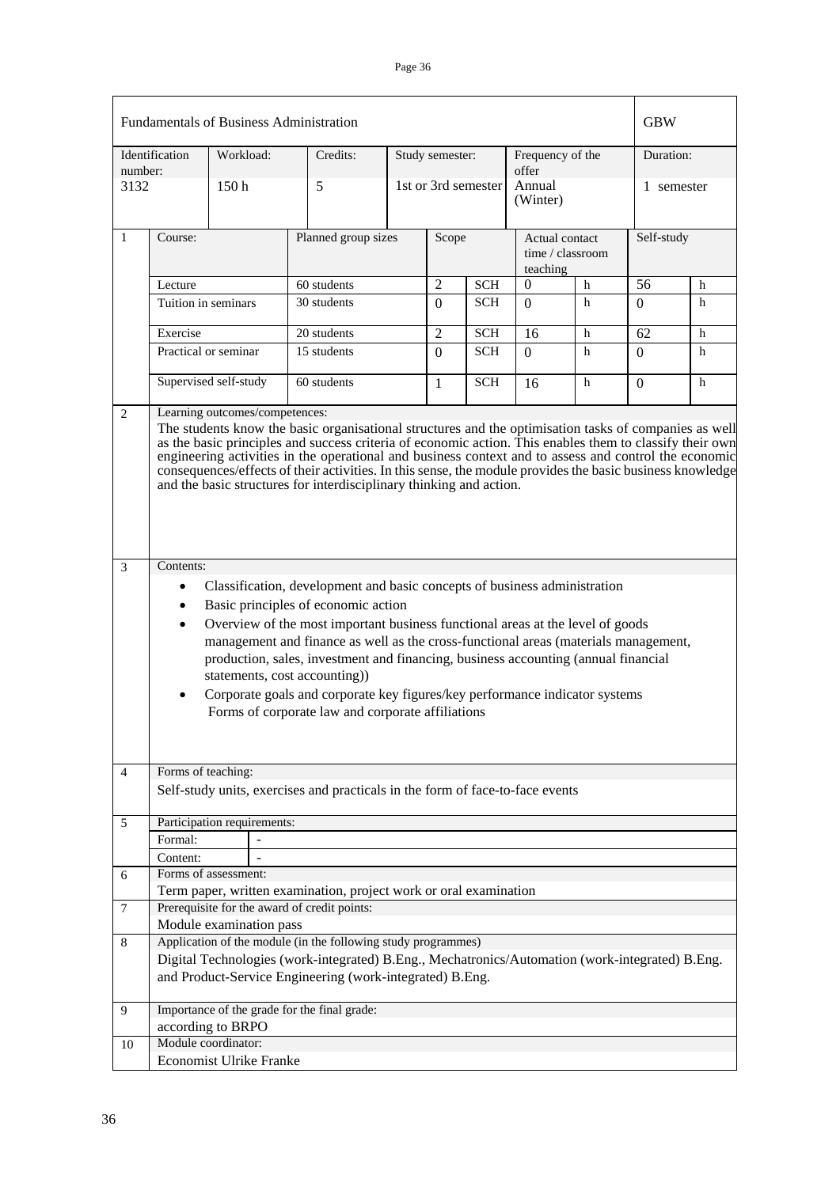| Fundamentals of Business Administration | | | | | | GBW |
|---|---|---|---|---|---|---|
| Identification number: | Workload: | Credits: | Study semester: | Frequency of the offer | | Duration: |
| 3132 | 150 h | 5 | 1st or 3rd semester | Annual (Winter) | | 1 semester |

| 1 | Course: | Planned group sizes | Scope | | Actual contact time / classroom teaching | | Self-study | |
|---|---|---|---|---|---|---|---|---|
| | Lecture | 60 students | 2 | SCH | 0 | h | 56 | h |
| | Tuition in seminars | 30 students | 0 | SCH | 0 | h | 0 | h |
| | Exercise | 20 students | 2 | SCH | 16 | h | 62 | h |
| | Practical or seminar | 15 students | 0 | SCH | 0 | h | 0 | h |
| | Supervised self-study | 60 students | 1 | SCH | 16 | h | 0 | h |

**2 Learning outcomes/competences:**

The students know the basic organisational structures and the optimisation tasks of companies as well as the basic principles and success criteria of economic action. This enables them to classify their own engineering activities in the operational and business context and to assess and control the economic consequences/effects of their activities. In this sense, the module provides the basic business knowledge and the basic structures for interdisciplinary thinking and action.

**3 Contents:**

- Classification, development and basic concepts of business administration
- Basic principles of economic action
- Overview of the most important business functional areas at the level of goods management and finance as well as the cross-functional areas (materials management, production, sales, investment and financing, business accounting (annual financial statements, cost accounting))
- Corporate goals and corporate key figures/key performance indicator systems
  Forms of corporate law and corporate affiliations

**4 Forms of teaching:**

Self-study units, exercises and practicals in the form of face-to-face events

**5 Participation requirements:**

| Formal: | - |
|---|---|
| Content: | - |

**6 Forms of assessment:**

Term paper, written examination, project work or oral examination

**7 Prerequisite for the award of credit points:**

Module examination pass

**8 Application of the module (in the following study programmes)**

Digital Technologies (work-integrated) B.Eng., Mechatronics/Automation (work-integrated) B.Eng. and Product-Service Engineering (work-integrated) B.Eng.

**9 Importance of the grade for the final grade:**

according to BRPO

**10 Module coordinator:**

Economist Ulrike Franke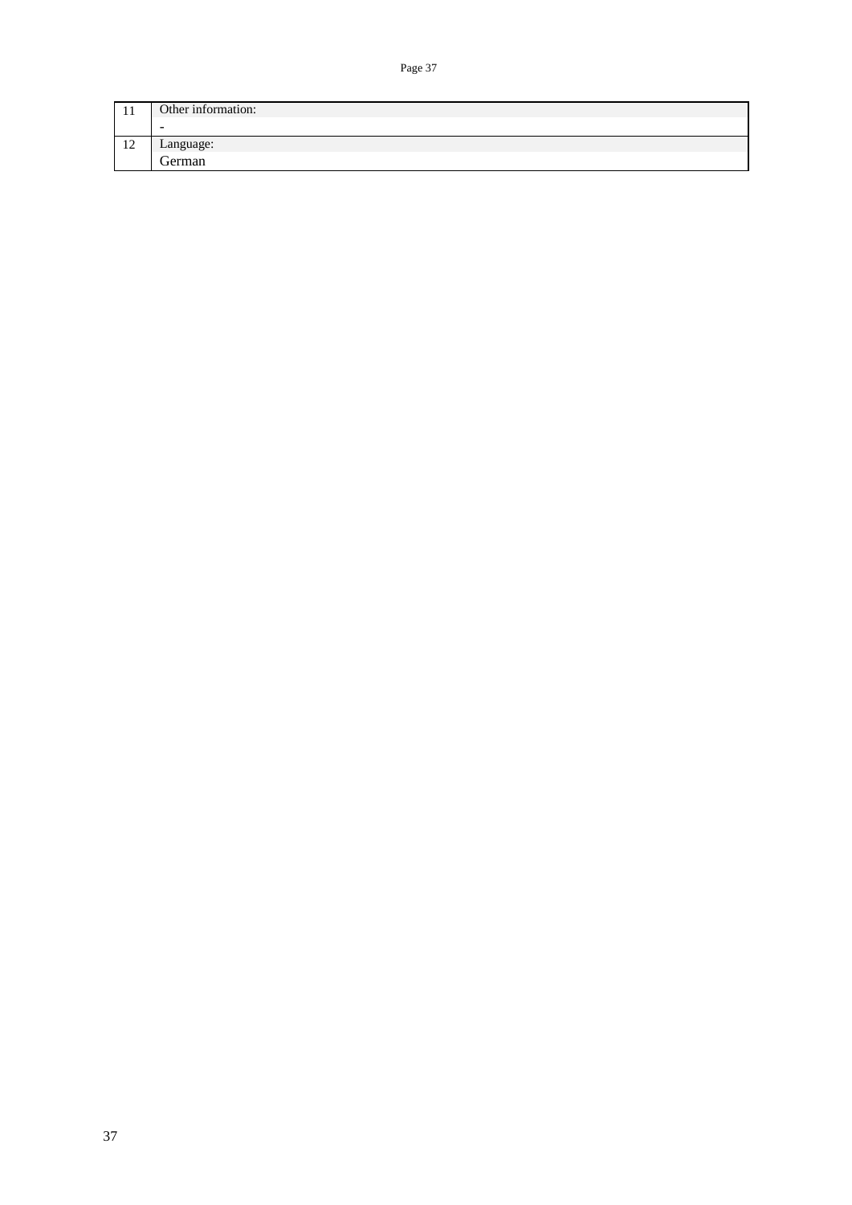| | |
|---|---|
| 11 | Other information:<br>- |
| 12 | Language:<br>German |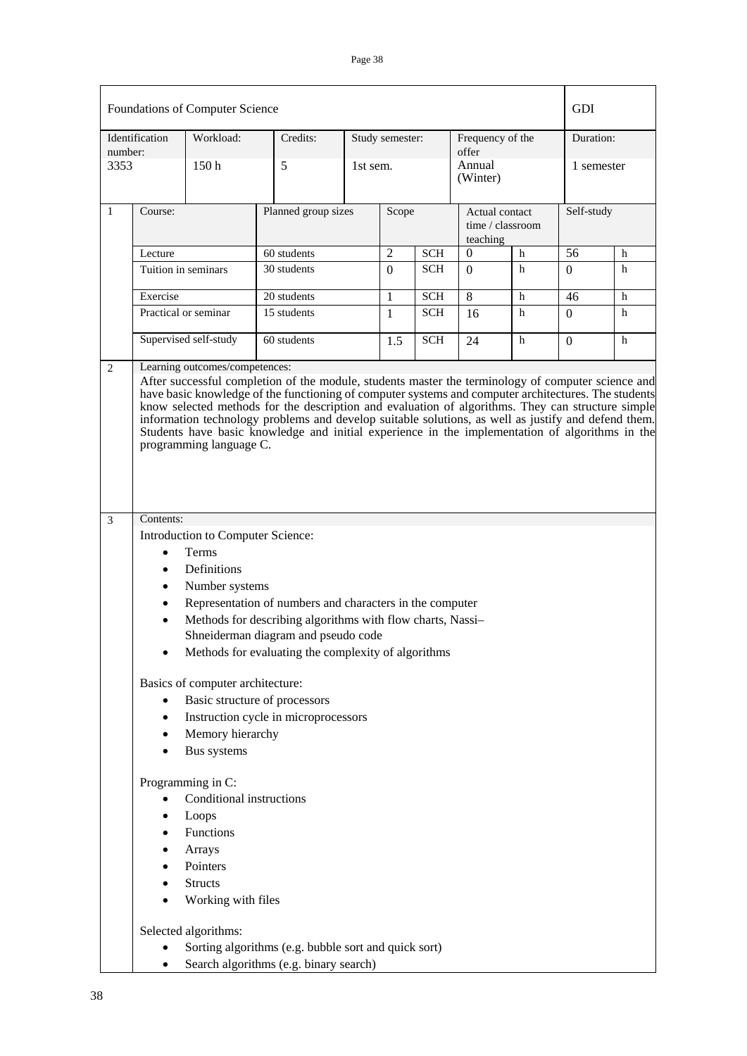| Foundations of Computer Science | | | | | | GDI |
|---|---|---|---|---|---|---|
| Identification number: | Workload: | Credits: | Study semester: | Frequency of the offer | | Duration: |
| 3353 | 150 h | 5 | 1st sem. | Annual (Winter) | | 1 semester |

| 1 | Course: | Planned group sizes | Scope | | Actual contact time / classroom teaching | | Self-study | |
|---|---|---|---|---|---|---|---|---|
| | Lecture | 60 students | 2 | SCH | 0 | h | 56 | h |
| | Tuition in seminars | 30 students | 0 | SCH | 0 | h | 0 | h |
| | Exercise | 20 students | 1 | SCH | 8 | h | 46 | h |
| | Practical or seminar | 15 students | 1 | SCH | 16 | h | 0 | h |
| | Supervised self-study | 60 students | 1.5 | SCH | 24 | h | 0 | h |

**2 Learning outcomes/competences:**

After successful completion of the module, students master the terminology of computer science and have basic knowledge of the functioning of computer systems and computer architectures. The students know selected methods for the description and evaluation of algorithms. They can structure simple information technology problems and develop suitable solutions, as well as justify and defend them. Students have basic knowledge and initial experience in the implementation of algorithms in the programming language C.

**3 Contents:**

Introduction to Computer Science:

- Terms
- Definitions
- Number systems
- Representation of numbers and characters in the computer
- Methods for describing algorithms with flow charts, Nassi–Shneiderman diagram and pseudo code
- Methods for evaluating the complexity of algorithms

Basics of computer architecture:

- Basic structure of processors
- Instruction cycle in microprocessors
- Memory hierarchy
- Bus systems

Programming in C:

- Conditional instructions
- Loops
- Functions
- Arrays
- Pointers
- Structs
- Working with files

Selected algorithms:

- Sorting algorithms (e.g. bubble sort and quick sort)
- Search algorithms (e.g. binary search)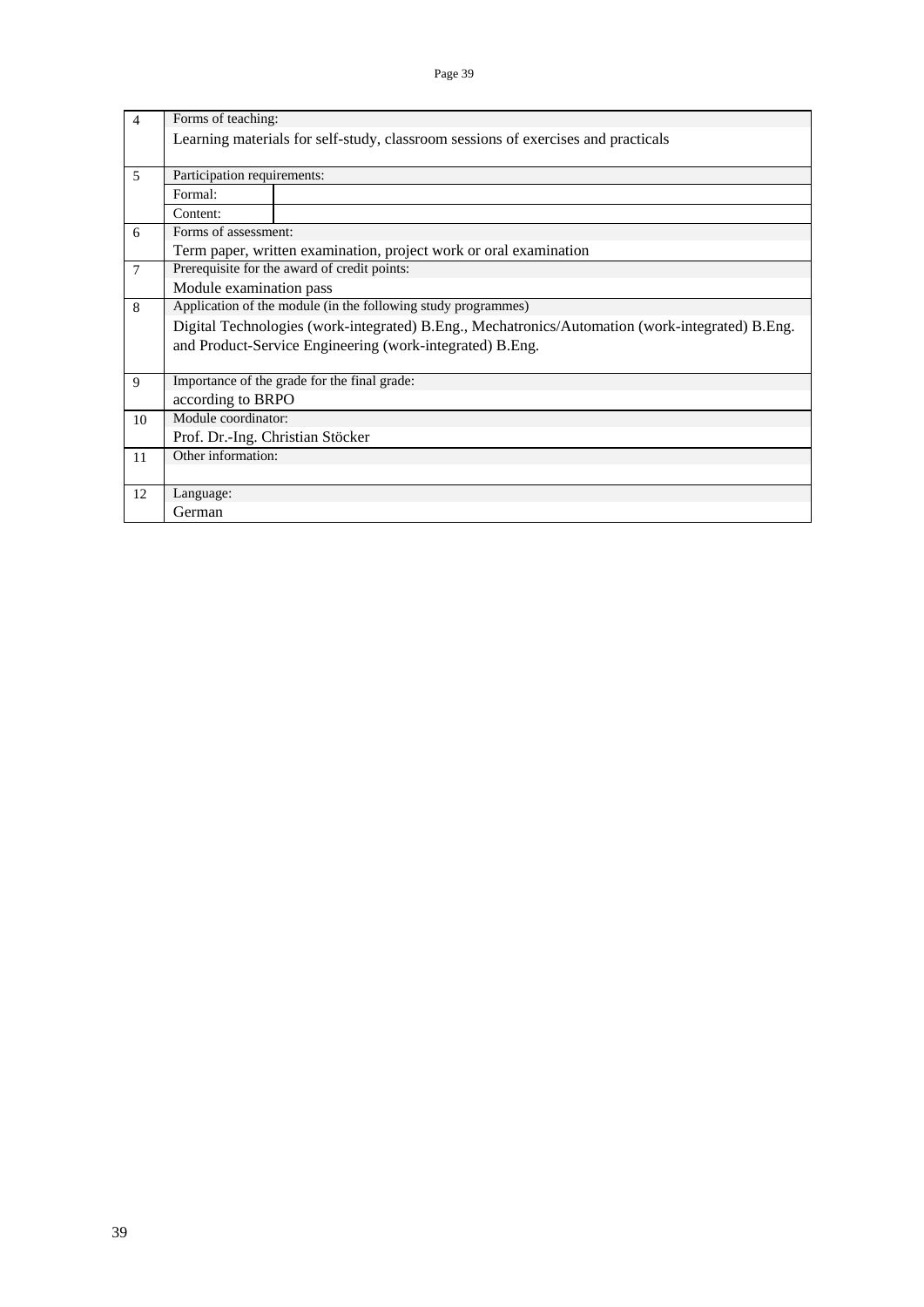| | | |
|---|---|---|
| 4 | Forms of teaching: | |
| | Learning materials for self-study, classroom sessions of exercises and practicals | |
| 5 | Participation requirements: | |
| | Formal: | |
| | Content: | |
| 6 | Forms of assessment: | |
| | Term paper, written examination, project work or oral examination | |
| 7 | Prerequisite for the award of credit points: | |
| | Module examination pass | |
| 8 | Application of the module (in the following study programmes) | |
| | Digital Technologies (work-integrated) B.Eng., Mechatronics/Automation (work-integrated) B.Eng. and Product-Service Engineering (work-integrated) B.Eng. | |
| 9 | Importance of the grade for the final grade: | |
| | according to BRPO | |
| 10 | Module coordinator: | |
| | Prof. Dr.-Ing. Christian Stöcker | |
| 11 | Other information: | |
| | | |
| 12 | Language: | |
| | German | |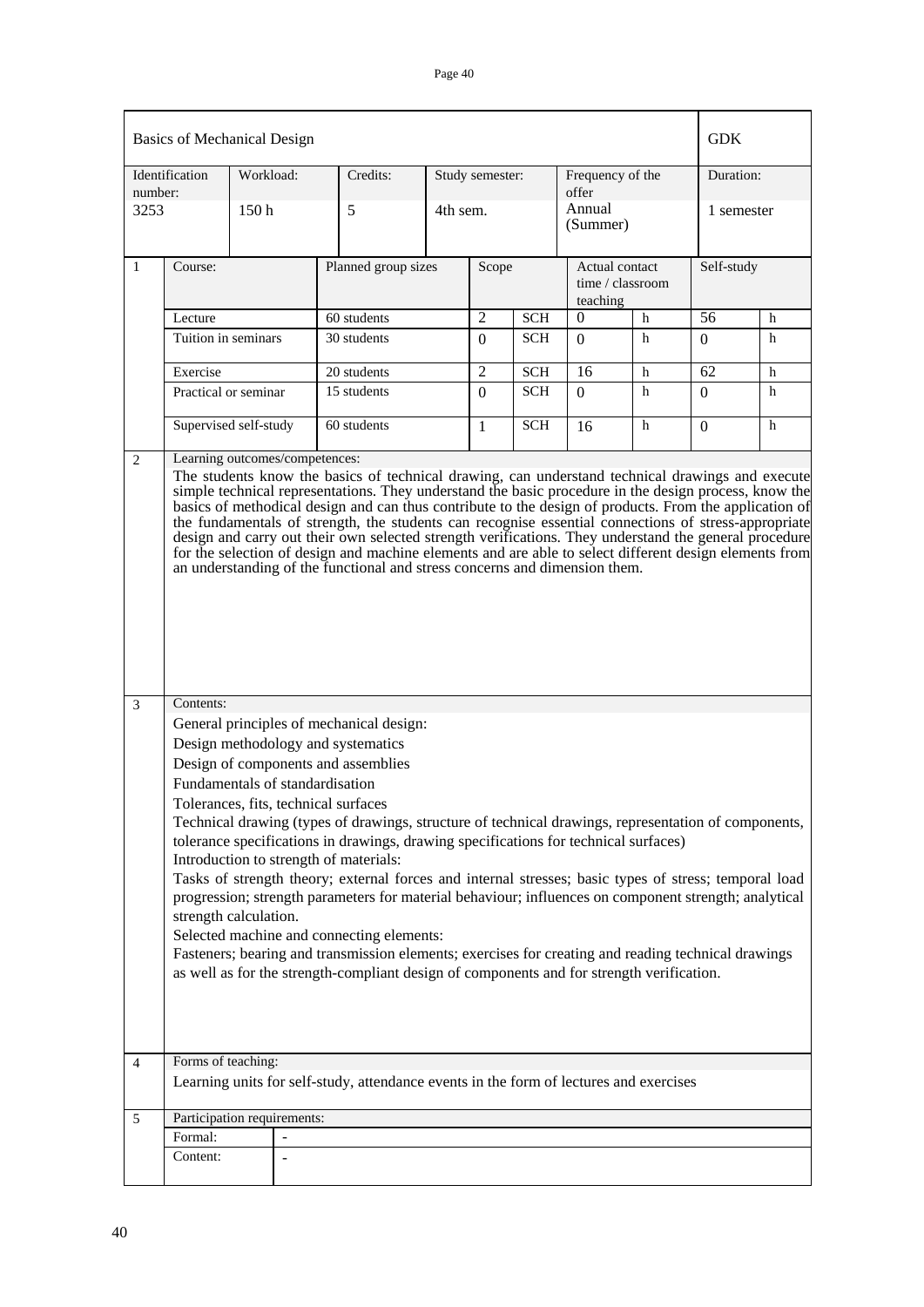| Basics of Mechanical Design | | | | | | GDK |
|---|---|---|---|---|---|---|
| Identification number: | Workload: | Credits: | Study semester: | Frequency of the offer | | Duration: |
| 3253 | 150 h | 5 | 4th sem. | Annual (Summer) | | 1 semester |

| 1 | Course: | Planned group sizes | Scope | | Actual contact time / classroom teaching | | Self-study | |
|---|---|---|---|---|---|---|---|---|
| | Lecture | 60 students | 2 | SCH | 0 | h | 56 | h |
| | Tuition in seminars | 30 students | 0 | SCH | 0 | h | 0 | h |
| | Exercise | 20 students | 2 | SCH | 16 | h | 62 | h |
| | Practical or seminar | 15 students | 0 | SCH | 0 | h | 0 | h |
| | Supervised self-study | 60 students | 1 | SCH | 16 | h | 0 | h |

**2 Learning outcomes/competences:**

The students know the basics of technical drawing, can understand technical drawings and execute simple technical representations. They understand the basic procedure in the design process, know the basics of methodical design and can thus contribute to the design of products. From the application of the fundamentals of strength, the students can recognise essential connections of stress-appropriate design and carry out their own selected strength verifications. They understand the general procedure for the selection of design and machine elements and are able to select different design elements from an understanding of the functional and stress concerns and dimension them.

**3 Contents:**

General principles of mechanical design:

Design methodology and systematics

Design of components and assemblies

Fundamentals of standardisation

Tolerances, fits, technical surfaces

Technical drawing (types of drawings, structure of technical drawings, representation of components, tolerance specifications in drawings, drawing specifications for technical surfaces)

Introduction to strength of materials:

Tasks of strength theory; external forces and internal stresses; basic types of stress; temporal load progression; strength parameters for material behaviour; influences on component strength; analytical strength calculation.

Selected machine and connecting elements:

Fasteners; bearing and transmission elements; exercises for creating and reading technical drawings as well as for the strength-compliant design of components and for strength verification.

**4 Forms of teaching:**

Learning units for self-study, attendance events in the form of lectures and exercises

**5 Participation requirements:**

| Formal: | - |
|---|---|
| Content: | - |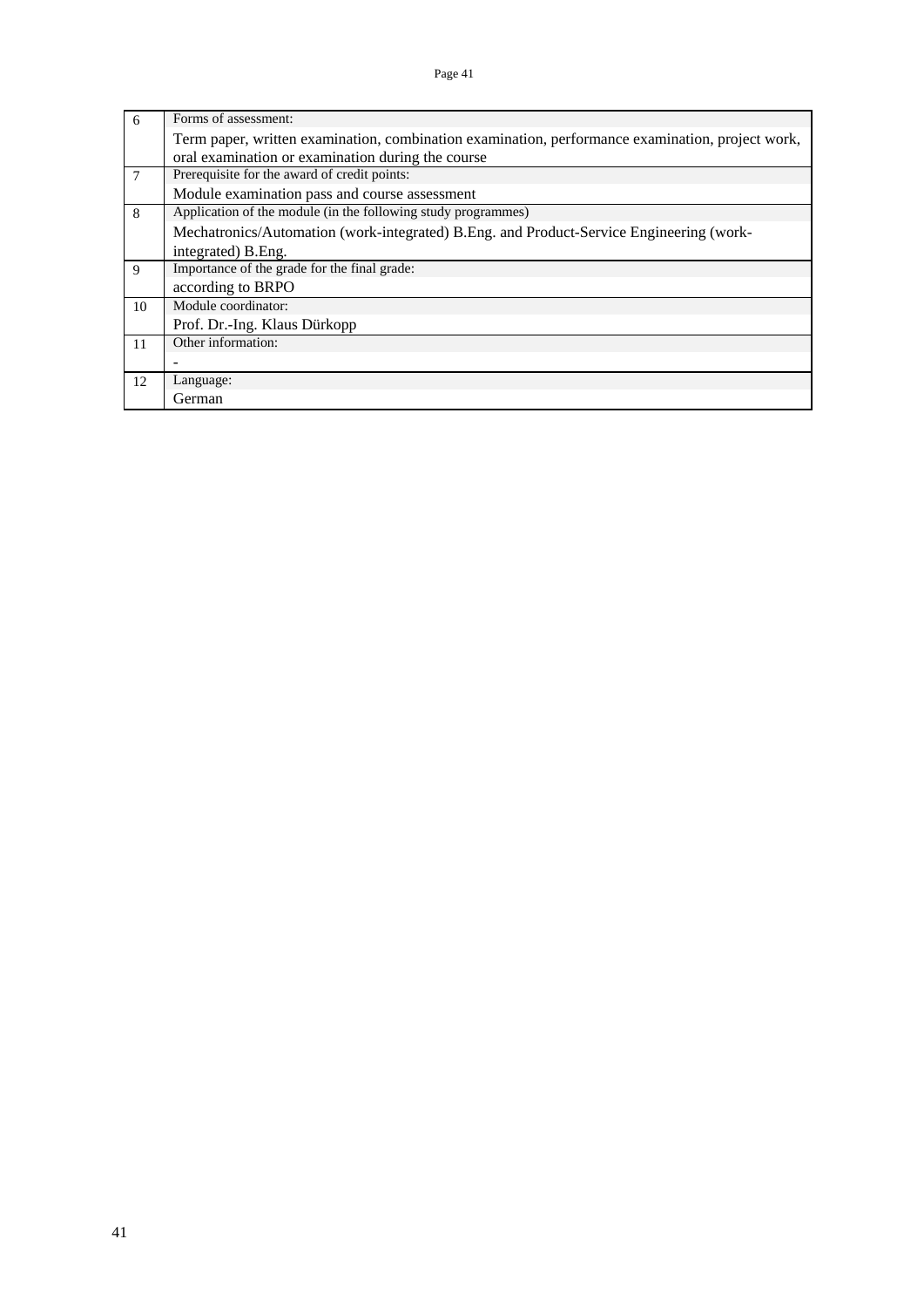| | |
|---|---|
| 6 | Forms of assessment:<br>Term paper, written examination, combination examination, performance examination, project work, oral examination or examination during the course |
| 7 | Prerequisite for the award of credit points:<br>Module examination pass and course assessment |
| 8 | Application of the module (in the following study programmes)<br>Mechatronics/Automation (work-integrated) B.Eng. and Product-Service Engineering (work-integrated) B.Eng. |
| 9 | Importance of the grade for the final grade:<br>according to BRPO |
| 10 | Module coordinator:<br>Prof. Dr.-Ing. Klaus Dürkopp |
| 11 | Other information:<br>- |
| 12 | Language:<br>German |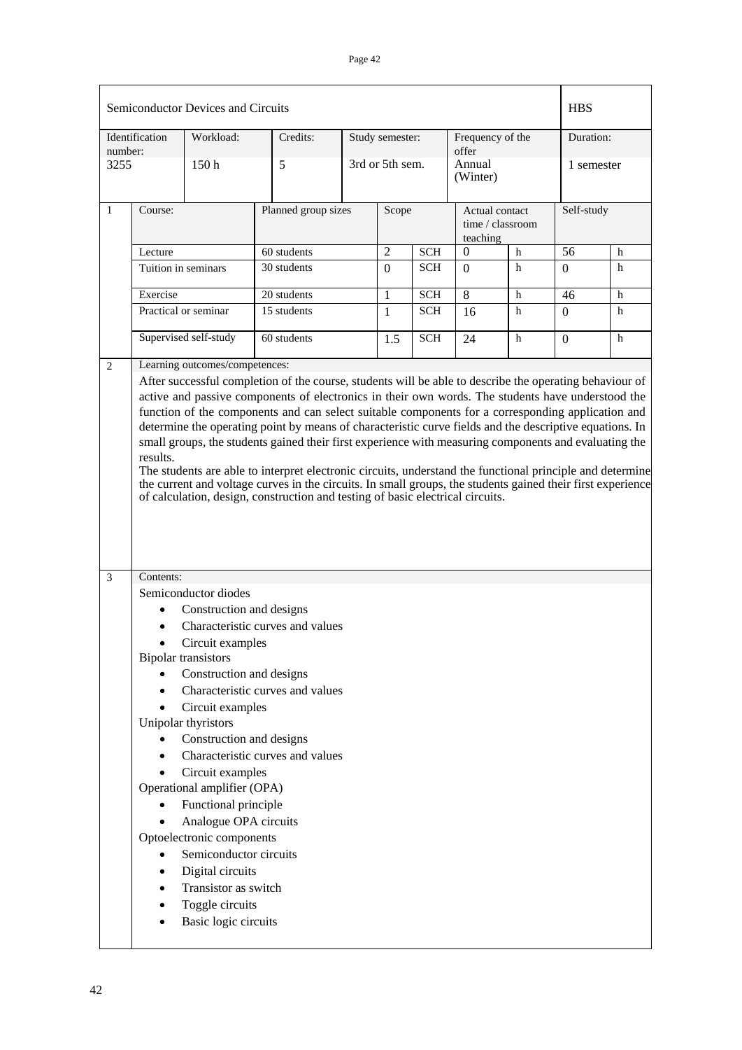| Semiconductor Devices and Circuits | | | | | | HBS |
|---|---|---|---|---|---|---|
| Identification number: 3255 | Workload: 150 h | Credits: 5 | Study semester: 3rd or 5th sem. | Frequency of the offer Annual (Winter) | | Duration: 1 semester |

| 1 | Course: | Planned group sizes | Scope | | Actual contact time / classroom teaching | | Self-study | |
|---|---|---|---|---|---|---|---|---|
| | Lecture | 60 students | 2 | SCH | 0 | h | 56 | h |
| | Tuition in seminars | 30 students | 0 | SCH | 0 | h | 0 | h |
| | Exercise | 20 students | 1 | SCH | 8 | h | 46 | h |
| | Practical or seminar | 15 students | 1 | SCH | 16 | h | 0 | h |
| | Supervised self-study | 60 students | 1.5 | SCH | 24 | h | 0 | h |

**2 Learning outcomes/competences:**

After successful completion of the course, students will be able to describe the operating behaviour of active and passive components of electronics in their own words. The students have understood the function of the components and can select suitable components for a corresponding application and determine the operating point by means of characteristic curve fields and the descriptive equations. In small groups, the students gained their first experience with measuring components and evaluating the results.

The students are able to interpret electronic circuits, understand the functional principle and determine the current and voltage curves in the circuits. In small groups, the students gained their first experience of calculation, design, construction and testing of basic electrical circuits.

**3 Contents:**

Semiconductor diodes

- Construction and designs
- Characteristic curves and values
- Circuit examples

Bipolar transistors

- Construction and designs
- Characteristic curves and values
- Circuit examples

Unipolar thyristors

- Construction and designs
- Characteristic curves and values
- Circuit examples

Operational amplifier (OPA)

- Functional principle
- Analogue OPA circuits

Optoelectronic components

- Semiconductor circuits
- Digital circuits
- Transistor as switch
- Toggle circuits
- Basic logic circuits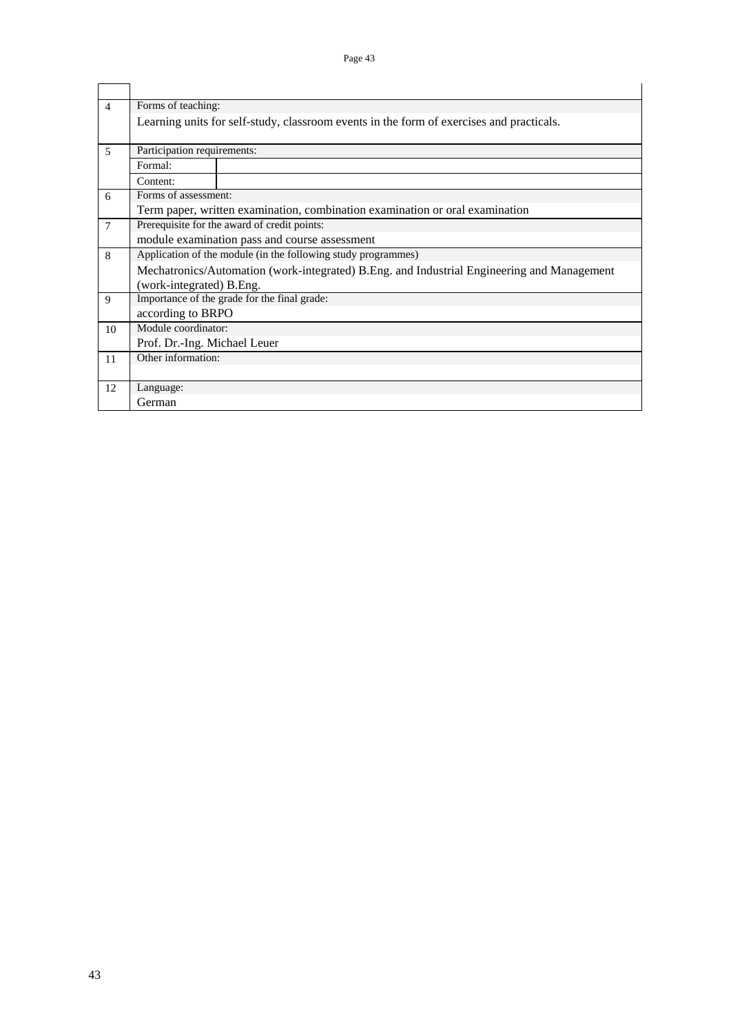| | |
|---|---|
| 4 | Forms of teaching: |
| | Learning units for self-study, classroom events in the form of exercises and practicals. |
| 5 | Participation requirements: |
| | Formal: |
| | Content: |
| 6 | Forms of assessment: |
| | Term paper, written examination, combination examination or oral examination |
| 7 | Prerequisite for the award of credit points: |
| | module examination pass and course assessment |
| 8 | Application of the module (in the following study programmes) |
| | Mechatronics/Automation (work-integrated) B.Eng. and Industrial Engineering and Management (work-integrated) B.Eng. |
| 9 | Importance of the grade for the final grade: |
| | according to BRPO |
| 10 | Module coordinator: |
| | Prof. Dr.-Ing. Michael Leuer |
| 11 | Other information: |
| | |
| 12 | Language: |
| | German |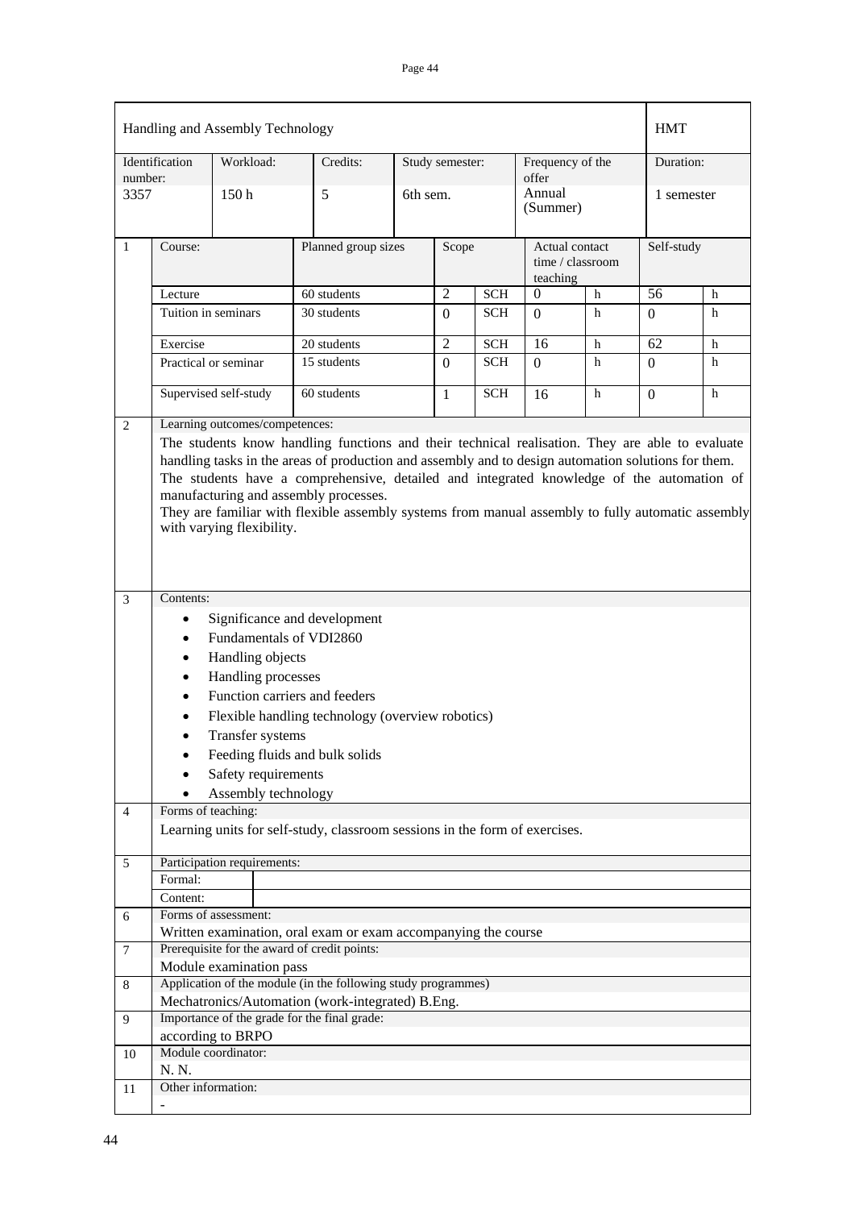| Handling and Assembly Technology | | | | | | HMT |
|---|---|---|---|---|---|---|
| Identification number: | Workload: | Credits: | Study semester: | Frequency of the offer | | Duration: |
| 3357 | 150 h | 5 | 6th sem. | Annual (Summer) | | 1 semester |

| | Course: | Planned group sizes | Scope | | Actual contact time / classroom teaching | | Self-study | |
|---|---|---|---|---|---|---|---|---|
| 1 | Lecture | 60 students | 2 | SCH | 0 | h | 56 | h |
| | Tuition in seminars | 30 students | 0 | SCH | 0 | h | 0 | h |
| | Exercise | 20 students | 2 | SCH | 16 | h | 62 | h |
| | Practical or seminar | 15 students | 0 | SCH | 0 | h | 0 | h |
| | Supervised self-study | 60 students | 1 | SCH | 16 | h | 0 | h |

**2 Learning outcomes/competences:**

The students know handling functions and their technical realisation. They are able to evaluate handling tasks in the areas of production and assembly and to design automation solutions for them. The students have a comprehensive, detailed and integrated knowledge of the automation of manufacturing and assembly processes.
They are familiar with flexible assembly systems from manual assembly to fully automatic assembly with varying flexibility.

**3 Contents:**

- Significance and development
- Fundamentals of VDI2860
- Handling objects
- Handling processes
- Function carriers and feeders
- Flexible handling technology (overview robotics)
- Transfer systems
- Feeding fluids and bulk solids
- Safety requirements
- Assembly technology

**4 Forms of teaching:**

Learning units for self-study, classroom sessions in the form of exercises.

**5 Participation requirements:**

Formal:

Content:

**6 Forms of assessment:**

Written examination, oral exam or exam accompanying the course

**7 Prerequisite for the award of credit points:**

Module examination pass

**8 Application of the module (in the following study programmes)**

Mechatronics/Automation (work-integrated) B.Eng.

**9 Importance of the grade for the final grade:**

according to BRPO

**10 Module coordinator:**

N. N.

**11 Other information:**

-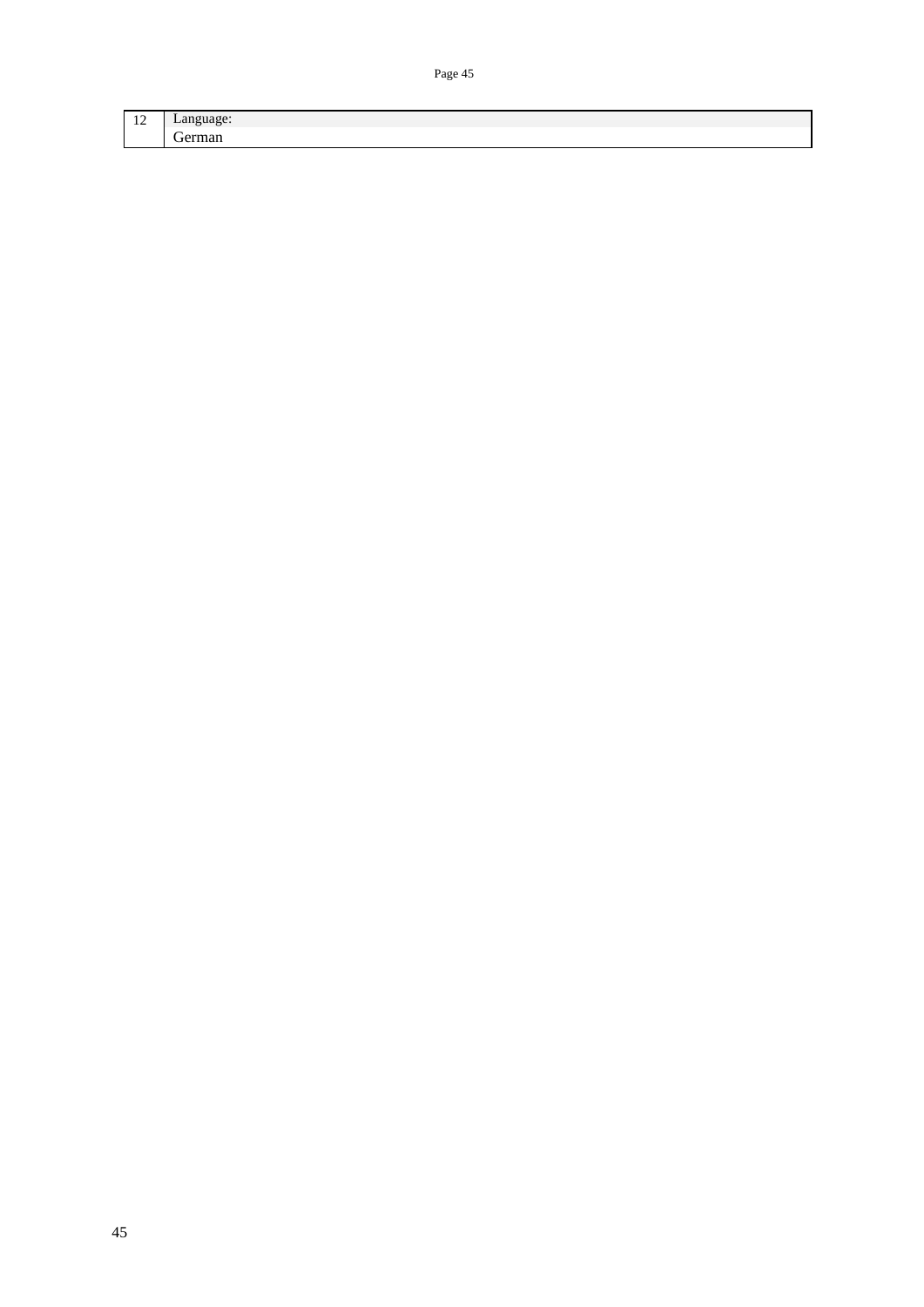| 12 | Language:<br>German |
|---|---|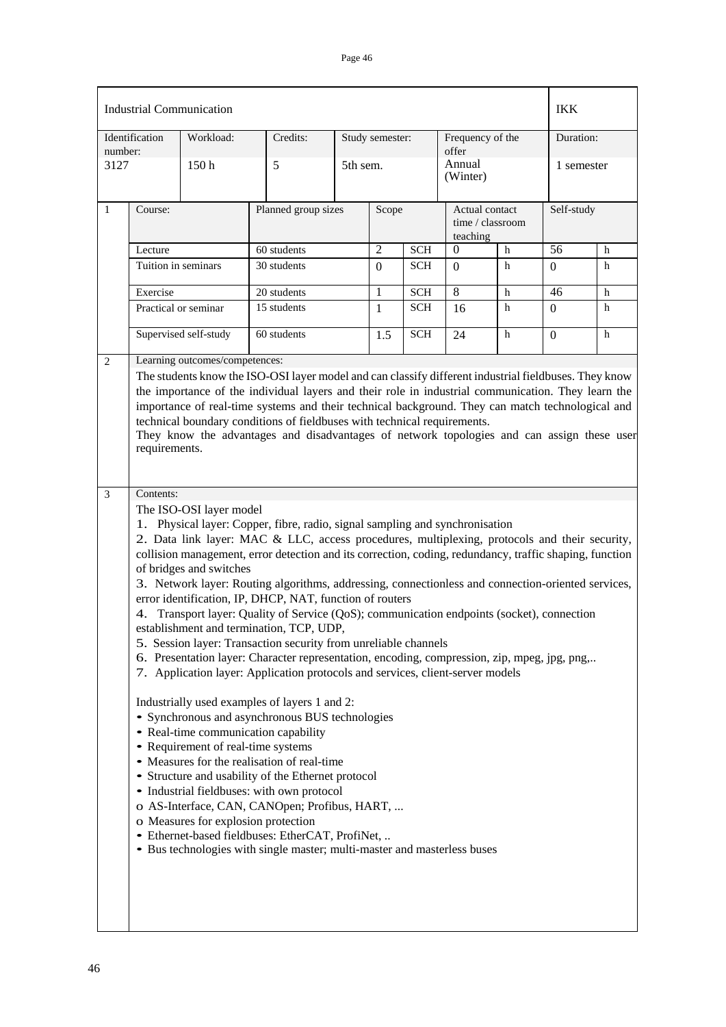| Industrial Communication | | | | | | IKK |
|---|---|---|---|---|---|---|
| Identification number: | Workload: | Credits: | Study semester: | Frequency of the offer | | Duration: |
| 3127 | 150 h | 5 | 5th sem. | Annual (Winter) | | 1 semester |

| 1 | Course: | Planned group sizes | Scope | | Actual contact time / classroom teaching | | Self-study | |
|---|---|---|---|---|---|---|---|---|
| | Lecture | 60 students | 2 | SCH | 0 | h | 56 | h |
| | Tuition in seminars | 30 students | 0 | SCH | 0 | h | 0 | h |
| | Exercise | 20 students | 1 | SCH | 8 | h | 46 | h |
| | Practical or seminar | 15 students | 1 | SCH | 16 | h | 0 | h |
| | Supervised self-study | 60 students | 1.5 | SCH | 24 | h | 0 | h |

**2 Learning outcomes/competences:**

The students know the ISO-OSI layer model and can classify different industrial fieldbuses. They know the importance of the individual layers and their role in industrial communication. They learn the importance of real-time systems and their technical background. They can match technological and technical boundary conditions of fieldbuses with technical requirements.
They know the advantages and disadvantages of network topologies and can assign these user requirements.

**3 Contents:**

The ISO-OSI layer model

1. Physical layer: Copper, fibre, radio, signal sampling and synchronisation
2. Data link layer: MAC & LLC, access procedures, multiplexing, protocols and their security, collision management, error detection and its correction, coding, redundancy, traffic shaping, function of bridges and switches
3. Network layer: Routing algorithms, addressing, connectionless and connection-oriented services, error identification, IP, DHCP, NAT, function of routers
4. Transport layer: Quality of Service (QoS); communication endpoints (socket), connection establishment and termination, TCP, UDP,
5. Session layer: Transaction security from unreliable channels
6. Presentation layer: Character representation, encoding, compression, zip, mpeg, jpg, png,..
7. Application layer: Application protocols and services, client-server models

Industrially used examples of layers 1 and 2:

- Synchronous and asynchronous BUS technologies
- Real-time communication capability
- Requirement of real-time systems
- Measures for the realisation of real-time
- Structure and usability of the Ethernet protocol
- Industrial fieldbuses: with own protocol
  - AS-Interface, CAN, CANOpen; Profibus, HART, ...
  - Measures for explosion protection
- Ethernet-based fieldbuses: EtherCAT, ProfiNet, ..
- Bus technologies with single master; multi-master and masterless buses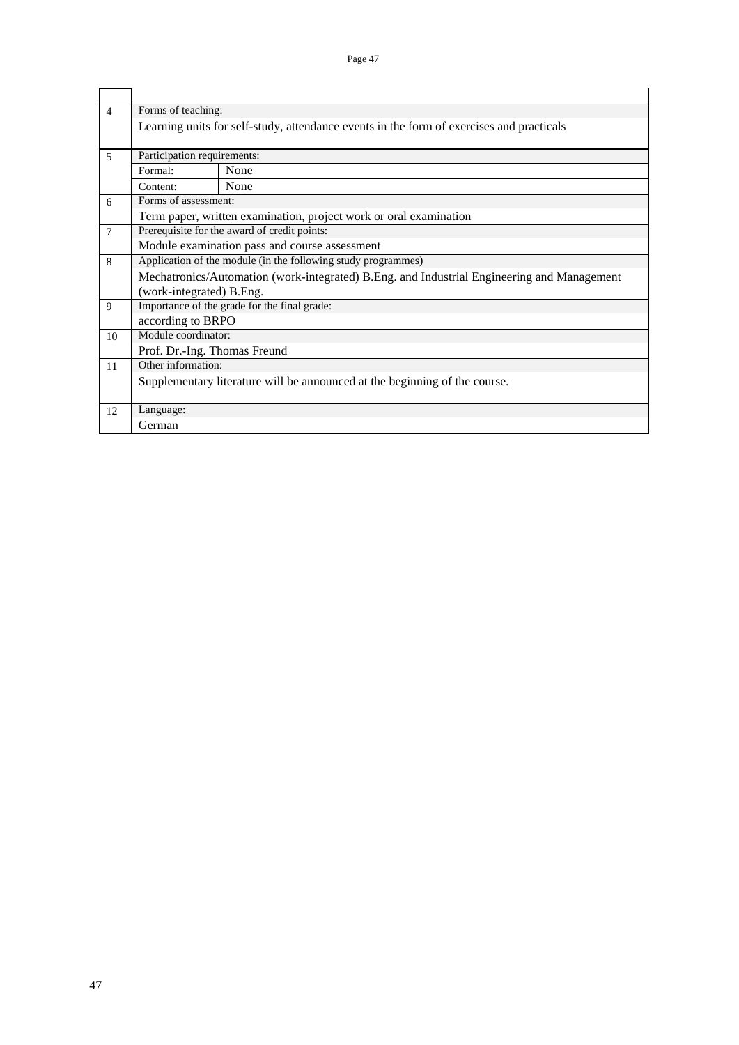|  |  |  |
|---|---|---|
|  |  |  |
| 4 | Forms of teaching: | |
|  | Learning units for self-study, attendance events in the form of exercises and practicals | |
| 5 | Participation requirements: | |
|  | Formal: | None |
|  | Content: | None |
| 6 | Forms of assessment: | |
|  | Term paper, written examination, project work or oral examination | |
| 7 | Prerequisite for the award of credit points: | |
|  | Module examination pass and course assessment | |
| 8 | Application of the module (in the following study programmes) | |
|  | Mechatronics/Automation (work-integrated) B.Eng. and Industrial Engineering and Management (work-integrated) B.Eng. | |
| 9 | Importance of the grade for the final grade: | |
|  | according to BRPO | |
| 10 | Module coordinator: | |
|  | Prof. Dr.-Ing. Thomas Freund | |
| 11 | Other information: | |
|  | Supplementary literature will be announced at the beginning of the course. | |
| 12 | Language: | |
|  | German | |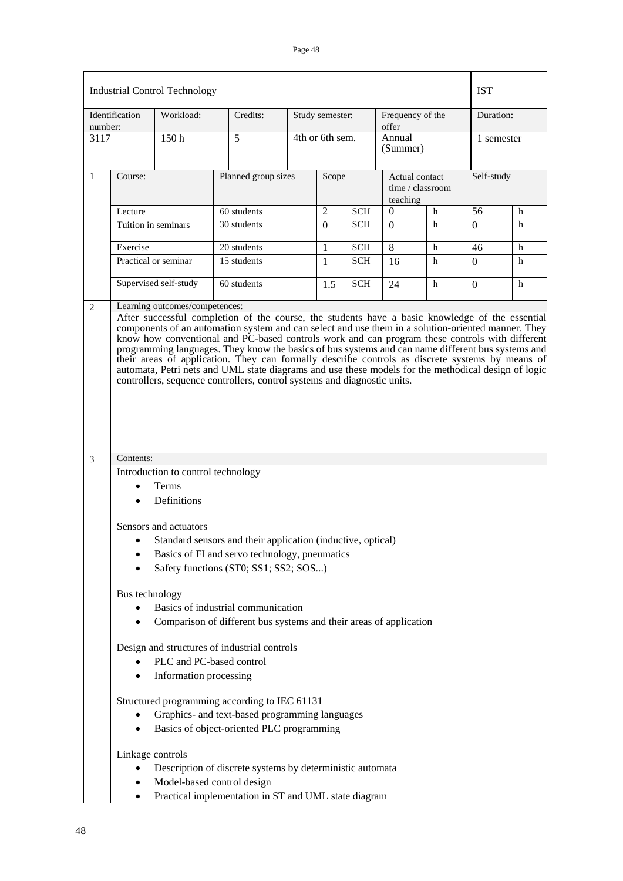| Industrial Control Technology | | | | | | IST |
|---|---|---|---|---|---|---|
| Identification number: | Workload: | Credits: | Study semester: | Frequency of the offer | | Duration: |
| 3117 | 150 h | 5 | 4th or 6th sem. | Annual (Summer) | | 1 semester |

| 1 | Course: | Planned group sizes | Scope | | Actual contact time / classroom teaching | | Self-study | |
|---|---|---|---|---|---|---|---|---|
| | Lecture | 60 students | 2 | SCH | 0 | h | 56 | h |
| | Tuition in seminars | 30 students | 0 | SCH | 0 | h | 0 | h |
| | Exercise | 20 students | 1 | SCH | 8 | h | 46 | h |
| | Practical or seminar | 15 students | 1 | SCH | 16 | h | 0 | h |
| | Supervised self-study | 60 students | 1.5 | SCH | 24 | h | 0 | h |

**2 Learning outcomes/competences:**

After successful completion of the course, the students have a basic knowledge of the essential components of an automation system and can select and use them in a solution-oriented manner. They know how conventional and PC-based controls work and can program these controls with different programming languages. They know the basics of bus systems and can name different bus systems and their areas of application. They can formally describe controls as discrete systems by means of automata, Petri nets and UML state diagrams and use these models for the methodical design of logic controllers, sequence controllers, control systems and diagnostic units.

**3 Contents:**

Introduction to control technology

- Terms
- Definitions

Sensors and actuators

- Standard sensors and their application (inductive, optical)
- Basics of FI and servo technology, pneumatics
- Safety functions (ST0; SS1; SS2; SOS...)

Bus technology

- Basics of industrial communication
- Comparison of different bus systems and their areas of application

Design and structures of industrial controls

- PLC and PC-based control
- Information processing

Structured programming according to IEC 61131

- Graphics- and text-based programming languages
- Basics of object-oriented PLC programming

Linkage controls

- Description of discrete systems by deterministic automata
- Model-based control design
- Practical implementation in ST and UML state diagram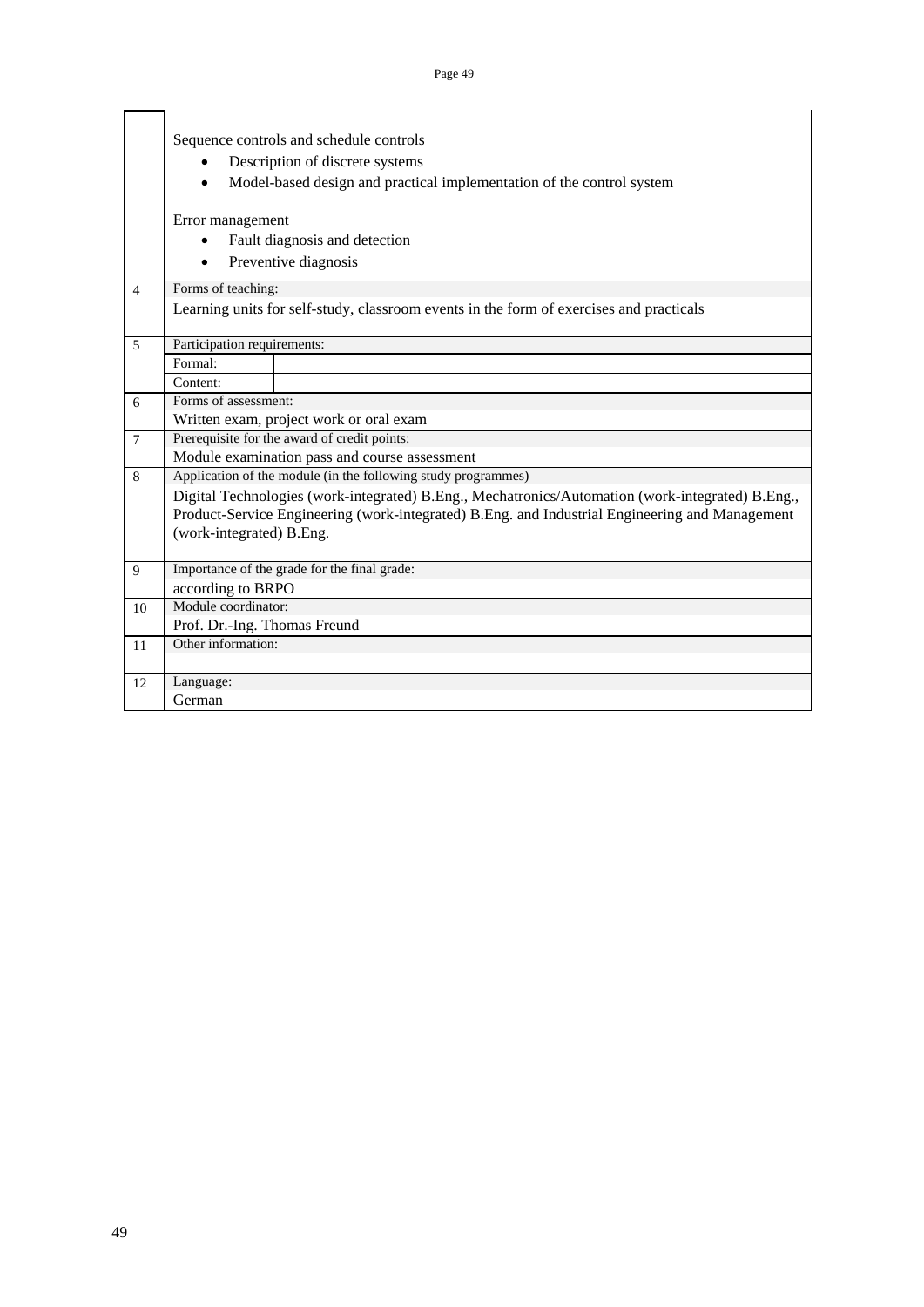| | | |
|---|---|---|
| | Sequence controls and schedule controls<br>• Description of discrete systems<br>• Model-based design and practical implementation of the control system<br><br>Error management<br>• Fault diagnosis and detection<br>• Preventive diagnosis | |
| 4 | Forms of teaching:<br>Learning units for self-study, classroom events in the form of exercises and practicals | |
| 5 | Participation requirements: | |
| | Formal: | |
| | Content: | |
| 6 | Forms of assessment:<br>Written exam, project work or oral exam | |
| 7 | Prerequisite for the award of credit points:<br>Module examination pass and course assessment | |
| 8 | Application of the module (in the following study programmes)<br>Digital Technologies (work-integrated) B.Eng., Mechatronics/Automation (work-integrated) B.Eng., Product-Service Engineering (work-integrated) B.Eng. and Industrial Engineering and Management (work-integrated) B.Eng. | |
| 9 | Importance of the grade for the final grade:<br>according to BRPO | |
| 10 | Module coordinator:<br>Prof. Dr.-Ing. Thomas Freund | |
| 11 | Other information: | |
| 12 | Language:<br>German | |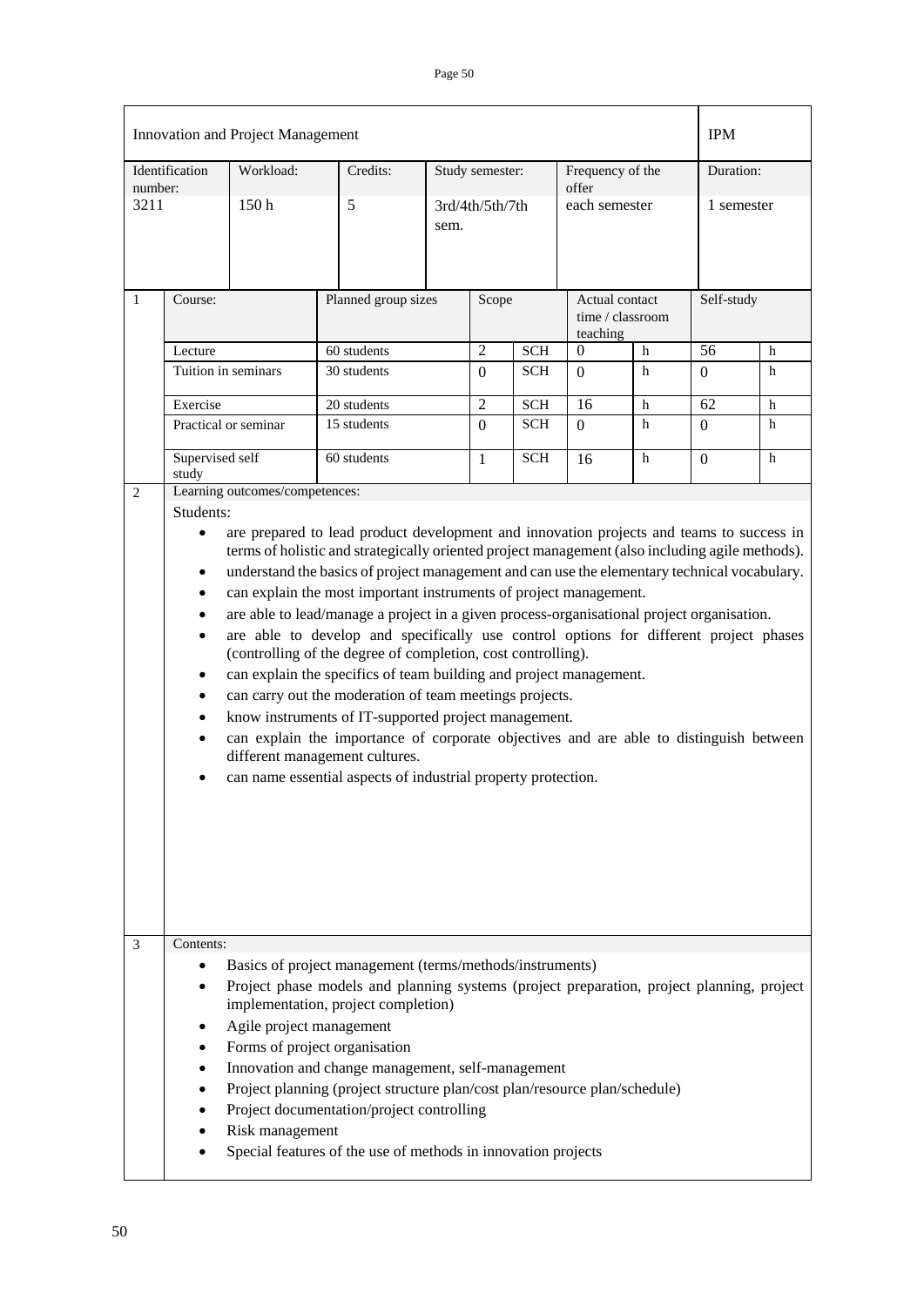| Innovation and Project Management | | | | | IPM |
|---|---|---|---|---|---|
| Identification number: | Workload: | Credits: | Study semester: | Frequency of the offer | Duration: |
| 3211 | 150 h | 5 | 3rd/4th/5th/7th sem. | each semester | 1 semester |

| 1 | Course: | Planned group sizes | Scope | | Actual contact time / classroom teaching | | Self-study | |
|---|---|---|---|---|---|---|---|---|
| | Lecture | 60 students | 2 | SCH | 0 | h | 56 | h |
| | Tuition in seminars | 30 students | 0 | SCH | 0 | h | 0 | h |
| | Exercise | 20 students | 2 | SCH | 16 | h | 62 | h |
| | Practical or seminar | 15 students | 0 | SCH | 0 | h | 0 | h |
| | Supervised self study | 60 students | 1 | SCH | 16 | h | 0 | h |

**2 Learning outcomes/competences:**

Students:

- are prepared to lead product development and innovation projects and teams to success in terms of holistic and strategically oriented project management (also including agile methods).
- understand the basics of project management and can use the elementary technical vocabulary.
- can explain the most important instruments of project management.
- are able to lead/manage a project in a given process-organisational project organisation.
- are able to develop and specifically use control options for different project phases (controlling of the degree of completion, cost controlling).
- can explain the specifics of team building and project management.
- can carry out the moderation of team meetings projects.
- know instruments of IT-supported project management.
- can explain the importance of corporate objectives and are able to distinguish between different management cultures.
- can name essential aspects of industrial property protection.

**3 Contents:**

- Basics of project management (terms/methods/instruments)
- Project phase models and planning systems (project preparation, project planning, project implementation, project completion)
- Agile project management
- Forms of project organisation
- Innovation and change management, self-management
- Project planning (project structure plan/cost plan/resource plan/schedule)
- Project documentation/project controlling
- Risk management
- Special features of the use of methods in innovation projects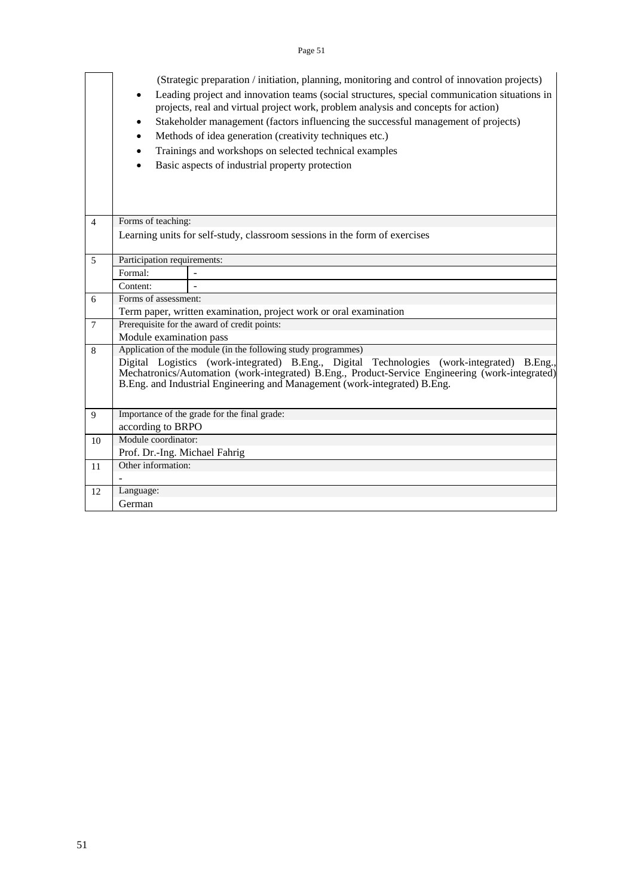| | |
|---|---|
| | (Strategic preparation / initiation, planning, monitoring and control of innovation projects)<br>• Leading project and innovation teams (social structures, special communication situations in projects, real and virtual project work, problem analysis and concepts for action)<br>• Stakeholder management (factors influencing the successful management of projects)<br>• Methods of idea generation (creativity techniques etc.)<br>• Trainings and workshops on selected technical examples<br>• Basic aspects of industrial property protection |
| 4 | Forms of teaching:<br>Learning units for self-study, classroom sessions in the form of exercises |
| 5 | Participation requirements:<br>Formal: -<br>Content: - |
| 6 | Forms of assessment:<br>Term paper, written examination, project work or oral examination |
| 7 | Prerequisite for the award of credit points:<br>Module examination pass |
| 8 | Application of the module (in the following study programmes)<br>Digital Logistics (work-integrated) B.Eng., Digital Technologies (work-integrated) B.Eng., Mechatronics/Automation (work-integrated) B.Eng., Product-Service Engineering (work-integrated) B.Eng. and Industrial Engineering and Management (work-integrated) B.Eng. |
| 9 | Importance of the grade for the final grade:<br>according to BRPO |
| 10 | Module coordinator:<br>Prof. Dr.-Ing. Michael Fahrig |
| 11 | Other information:<br>- |
| 12 | Language:<br>German |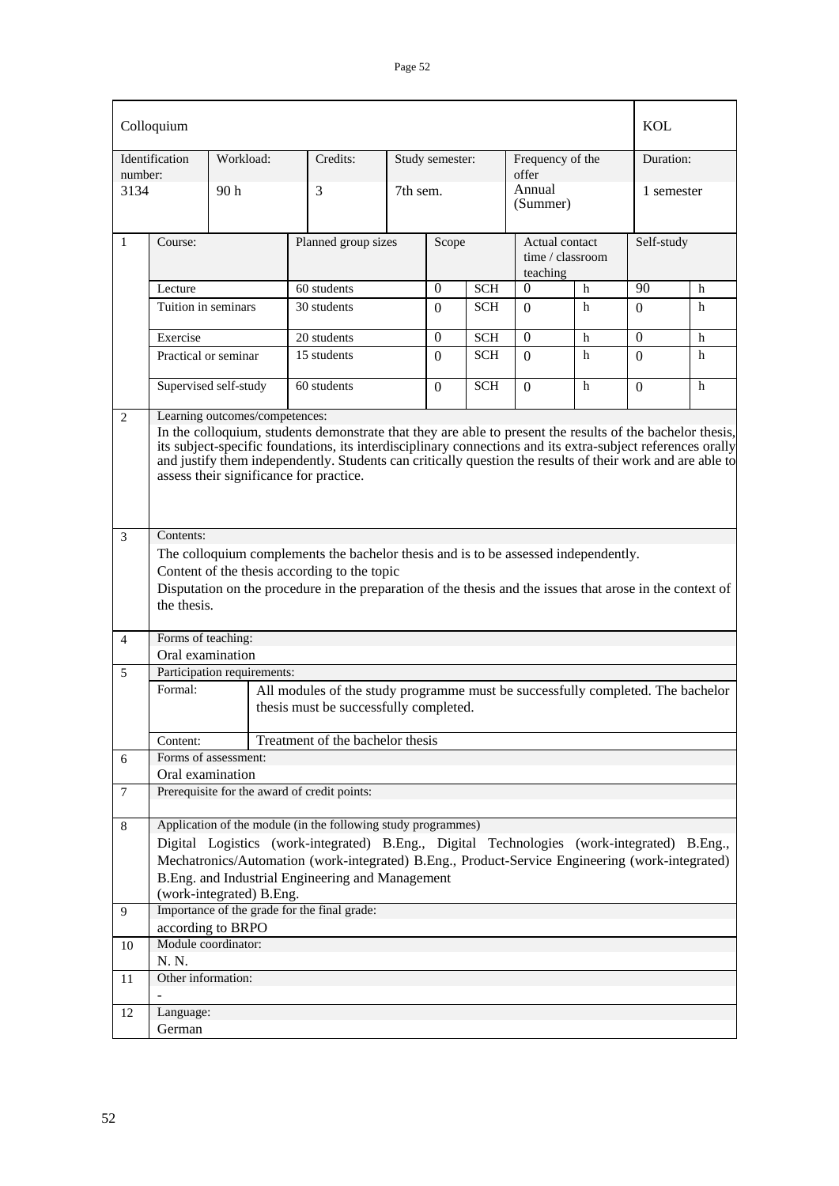| Colloquium | | | | | | | | | | KOL | |
|---|---|---|---|---|---|---|---|---|---|---|---|
| Identification number: | | Workload: | | Credits: | Study semester: | | | Frequency of the offer | | Duration: | |
| 3134 | | 90 h | | 3 | 7th sem. | | | Annual (Summer) | | 1 semester | |

| 1 | Course: | Planned group sizes | Scope | | Actual contact time / classroom teaching | | Self-study | |
|---|---|---|---|---|---|---|---|---|
| | Lecture | 60 students | 0 | SCH | 0 | h | 90 | h |
| | Tuition in seminars | 30 students | 0 | SCH | 0 | h | 0 | h |
| | Exercise | 20 students | 0 | SCH | 0 | h | 0 | h |
| | Practical or seminar | 15 students | 0 | SCH | 0 | h | 0 | h |
| | Supervised self-study | 60 students | 0 | SCH | 0 | h | 0 | h |

**2 Learning outcomes/competences:**

In the colloquium, students demonstrate that they are able to present the results of the bachelor thesis, its subject-specific foundations, its interdisciplinary connections and its extra-subject references orally and justify them independently. Students can critically question the results of their work and are able to assess their significance for practice.

**3 Contents:**

The colloquium complements the bachelor thesis and is to be assessed independently.

Content of the thesis according to the topic

Disputation on the procedure in the preparation of the thesis and the issues that arose in the context of the thesis.

**4 Forms of teaching:**

Oral examination

**5 Participation requirements:**

| | |
|---|---|
| Formal: | All modules of the study programme must be successfully completed. The bachelor thesis must be successfully completed. |
| Content: | Treatment of the bachelor thesis |

**6 Forms of assessment:**

Oral examination

**7 Prerequisite for the award of credit points:**

**8 Application of the module (in the following study programmes)**

Digital Logistics (work-integrated) B.Eng., Digital Technologies (work-integrated) B.Eng., Mechatronics/Automation (work-integrated) B.Eng., Product-Service Engineering (work-integrated) B.Eng. and Industrial Engineering and Management (work-integrated) B.Eng.

**9 Importance of the grade for the final grade:**

according to BRPO

**10 Module coordinator:**

N. N.

**11 Other information:**

-

**12 Language:**

German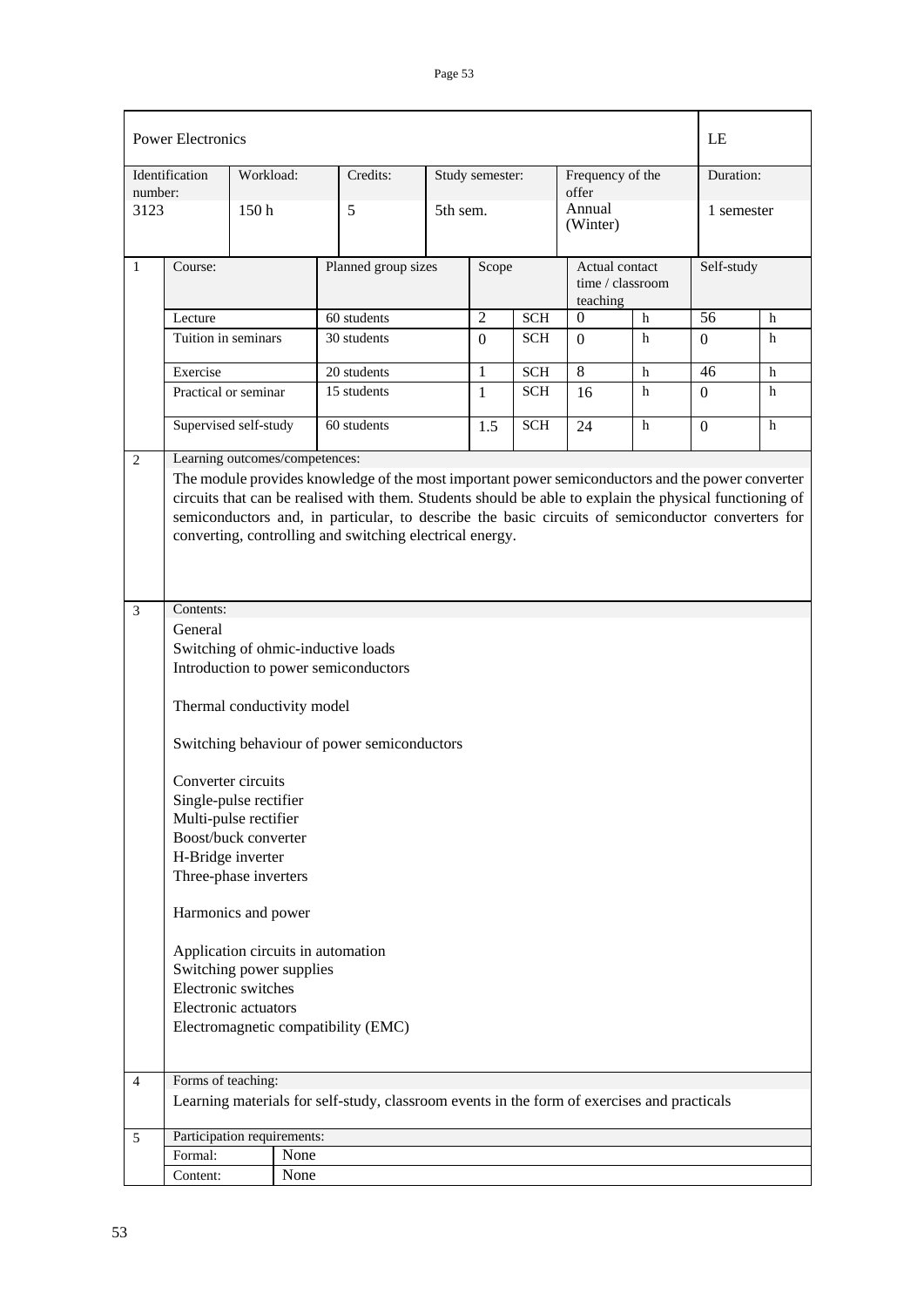| Power Electronics | | | | | | | | | | LE | |
|---|---|---|---|---|---|---|---|---|---|---|---|
| Identification number: | | Workload: | | Credits: | Study semester: | | Frequency of the offer | | | Duration: | |
| 3123 | | 150 h | | 5 | 5th sem. | | Annual (Winter) | | | 1 semester | |

| 1 | Course: | Planned group sizes | Scope | | Actual contact time / classroom teaching | | Self-study | |
|---|---|---|---|---|---|---|---|---|
| | Lecture | 60 students | 2 | SCH | 0 | h | 56 | h |
| | Tuition in seminars | 30 students | 0 | SCH | 0 | h | 0 | h |
| | Exercise | 20 students | 1 | SCH | 8 | h | 46 | h |
| | Practical or seminar | 15 students | 1 | SCH | 16 | h | 0 | h |
| | Supervised self-study | 60 students | 1.5 | SCH | 24 | h | 0 | h |

**2 Learning outcomes/competences:**

The module provides knowledge of the most important power semiconductors and the power converter circuits that can be realised with them. Students should be able to explain the physical functioning of semiconductors and, in particular, to describe the basic circuits of semiconductor converters for converting, controlling and switching electrical energy.

**3 Contents:**

General
Switching of ohmic-inductive loads
Introduction to power semiconductors

Thermal conductivity model

Switching behaviour of power semiconductors

Converter circuits
Single-pulse rectifier
Multi-pulse rectifier
Boost/buck converter
H-Bridge inverter
Three-phase inverters

Harmonics and power

Application circuits in automation
Switching power supplies
Electronic switches
Electronic actuators
Electromagnetic compatibility (EMC)

**4 Forms of teaching:**

Learning materials for self-study, classroom events in the form of exercises and practicals

**5 Participation requirements:**

| Formal: | None |
|---|---|
| Content: | None |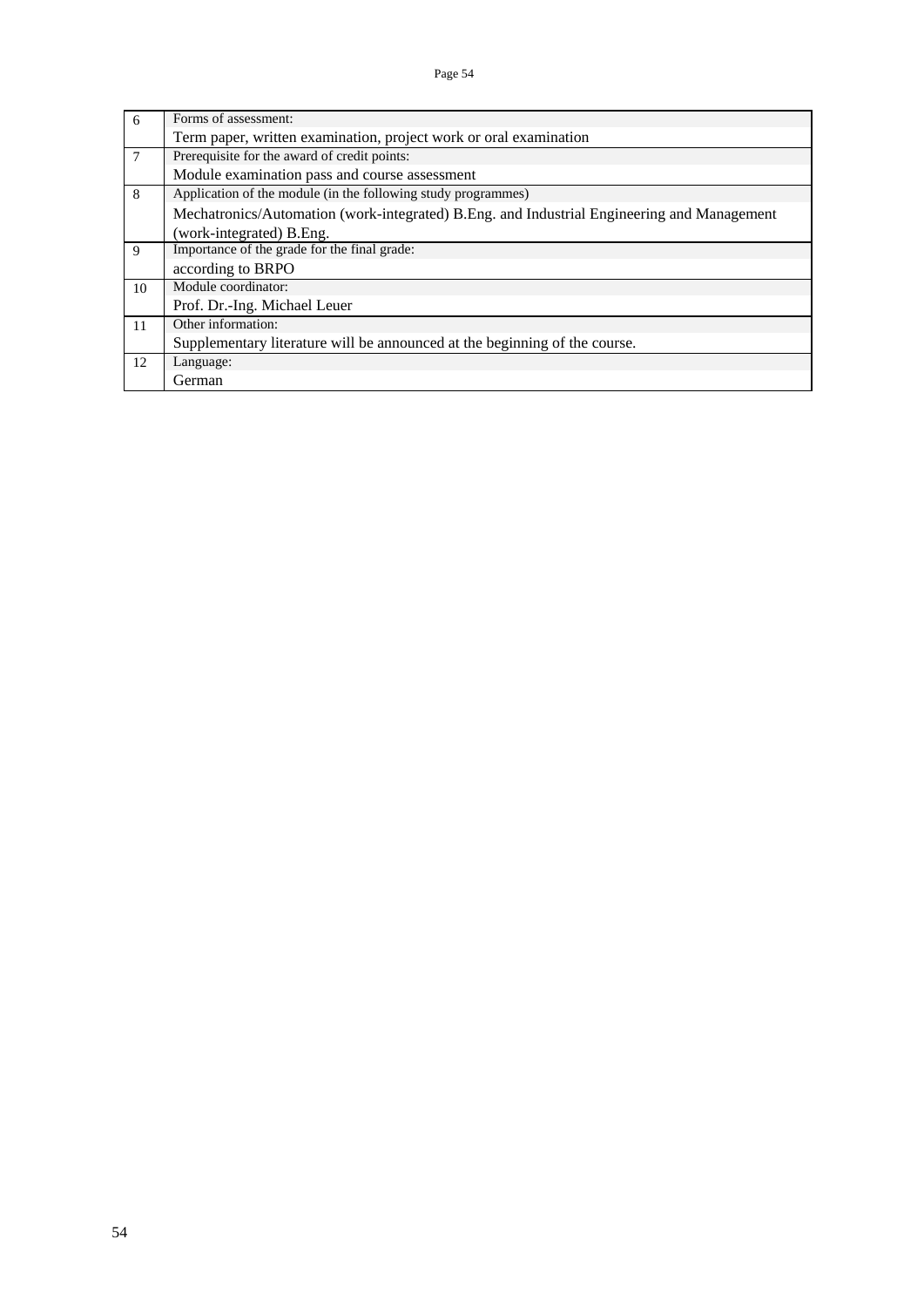| | |
|---|---|
| 6 | Forms of assessment:<br>Term paper, written examination, project work or oral examination |
| 7 | Prerequisite for the award of credit points:<br>Module examination pass and course assessment |
| 8 | Application of the module (in the following study programmes)<br>Mechatronics/Automation (work-integrated) B.Eng. and Industrial Engineering and Management (work-integrated) B.Eng. |
| 9 | Importance of the grade for the final grade:<br>according to BRPO |
| 10 | Module coordinator:<br>Prof. Dr.-Ing. Michael Leuer |
| 11 | Other information:<br>Supplementary literature will be announced at the beginning of the course. |
| 12 | Language:<br>German |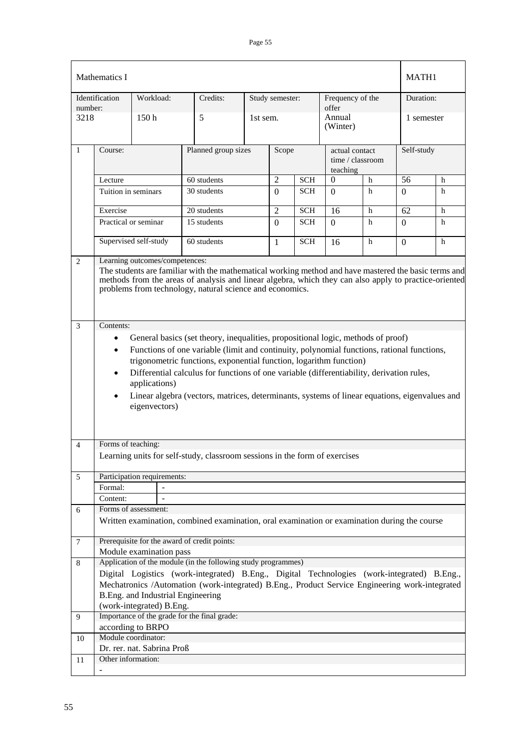| Mathematics I | | | | | | | | | | MATH1 | |
|---|---|---|---|---|---|---|---|---|---|---|---|
| Identification number: | | Workload: | Credits: | Study semester: | | | Frequency of the offer | | | Duration: | |
| 3218 | | 150 h | 5 | 1st sem. | | | Annual (Winter) | | | 1 semester | |
| 1 | Course: | | Planned group sizes | | Scope | | actual contact time / classroom teaching | | | Self-study | |
| | Lecture | | 60 students | | 2 | SCH | 0 | h | | 56 | h |
| | Tuition in seminars | | 30 students | | 0 | SCH | 0 | h | | 0 | h |
| | Exercise | | 20 students | | 2 | SCH | 16 | h | | 62 | h |
| | Practical or seminar | | 15 students | | 0 | SCH | 0 | h | | 0 | h |
| | Supervised self-study | | 60 students | | 1 | SCH | 16 | h | | 0 | h |

**2 Learning outcomes/competences:**

The students are familiar with the mathematical working method and have mastered the basic terms and methods from the areas of analysis and linear algebra, which they can also apply to practice-oriented problems from technology, natural science and economics.

**3 Contents:**

- General basics (set theory, inequalities, propositional logic, methods of proof)
- Functions of one variable (limit and continuity, polynomial functions, rational functions, trigonometric functions, exponential function, logarithm function)
- Differential calculus for functions of one variable (differentiability, derivation rules, applications)
- Linear algebra (vectors, matrices, determinants, systems of linear equations, eigenvalues and eigenvectors)

**4 Forms of teaching:**

Learning units for self-study, classroom sessions in the form of exercises

**5 Participation requirements:**

| | |
|---|---|
| Formal: | - |
| Content: | - |

**6 Forms of assessment:**

Written examination, combined examination, oral examination or examination during the course

**7 Prerequisite for the award of credit points:**

Module examination pass

**8 Application of the module (in the following study programmes)**

Digital Logistics (work-integrated) B.Eng., Digital Technologies (work-integrated) B.Eng., Mechatronics /Automation (work-integrated) B.Eng., Product Service Engineering work-integrated B.Eng. and Industrial Engineering (work-integrated) B.Eng.

**9 Importance of the grade for the final grade:**

according to BRPO

**10 Module coordinator:**

Dr. rer. nat. Sabrina Proß

**11 Other information:**

-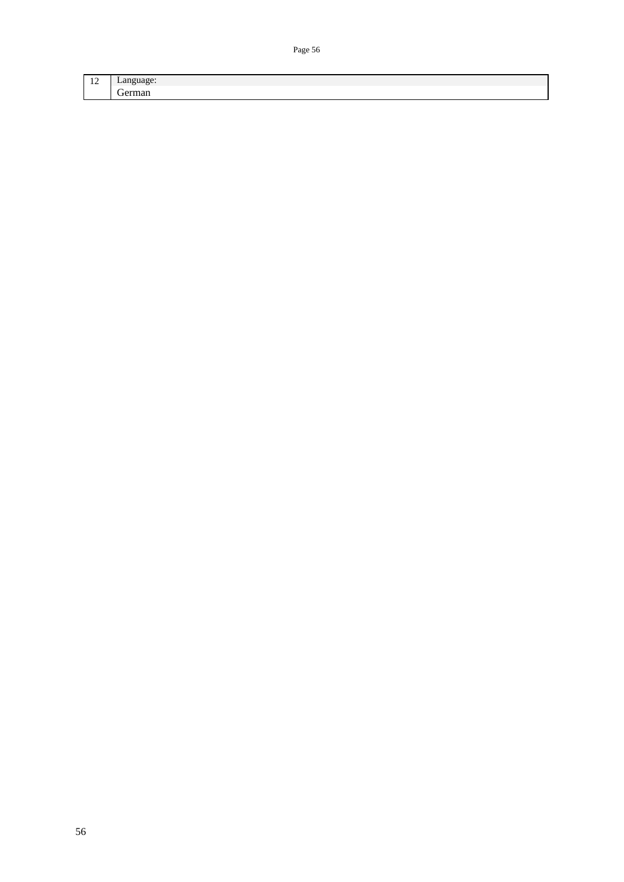| 12 | Language: |
| --- | --- |
| | German |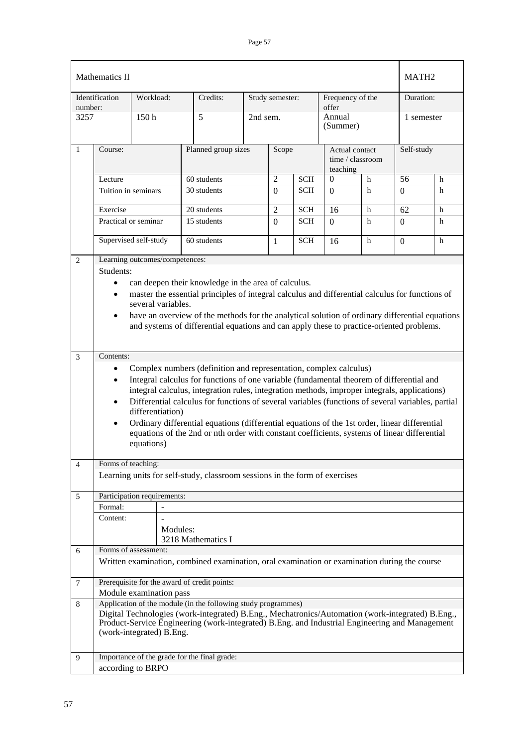| Mathematics II | | | | | | | | | | MATH2 | |
|---|---|---|---|---|---|---|---|---|---|---|---|
| Identification number: | | Workload: | Credits: | | Study semester: | | Frequency of the offer | | | Duration: | |
| 3257 | | 150 h | 5 | | 2nd sem. | | Annual (Summer) | | | 1 semester | |

| 1 | Course: | Planned group sizes | Scope | | Actual contact time / classroom teaching | | Self-study | |
|---|---|---|---|---|---|---|---|---|
| | Lecture | 60 students | 2 | SCH | 0 | h | 56 | h |
| | Tuition in seminars | 30 students | 0 | SCH | 0 | h | 0 | h |
| | Exercise | 20 students | 2 | SCH | 16 | h | 62 | h |
| | Practical or seminar | 15 students | 0 | SCH | 0 | h | 0 | h |
| | Supervised self-study | 60 students | 1 | SCH | 16 | h | 0 | h |

**2 Learning outcomes/competences:**

Students:

- can deepen their knowledge in the area of calculus.
- master the essential principles of integral calculus and differential calculus for functions of several variables.
- have an overview of the methods for the analytical solution of ordinary differential equations and systems of differential equations and can apply these to practice-oriented problems.

**3 Contents:**

- Complex numbers (definition and representation, complex calculus)
- Integral calculus for functions of one variable (fundamental theorem of differential and integral calculus, integration rules, integration methods, improper integrals, applications)
- Differential calculus for functions of several variables (functions of several variables, partial differentiation)
- Ordinary differential equations (differential equations of the 1st order, linear differential equations of the 2nd or nth order with constant coefficients, systems of linear differential equations)

**4 Forms of teaching:**

Learning units for self-study, classroom sessions in the form of exercises

**5 Participation requirements:**

| | |
|---|---|
| Formal: | - |
| Content: | - <br> Modules: <br> 3218 Mathematics I |

**6 Forms of assessment:**

Written examination, combined examination, oral examination or examination during the course

**7 Prerequisite for the award of credit points:**

Module examination pass

**8 Application of the module (in the following study programmes)**

Digital Technologies (work-integrated) B.Eng., Mechatronics/Automation (work-integrated) B.Eng., Product-Service Engineering (work-integrated) B.Eng. and Industrial Engineering and Management (work-integrated) B.Eng.

**9 Importance of the grade for the final grade:**

according to BRPO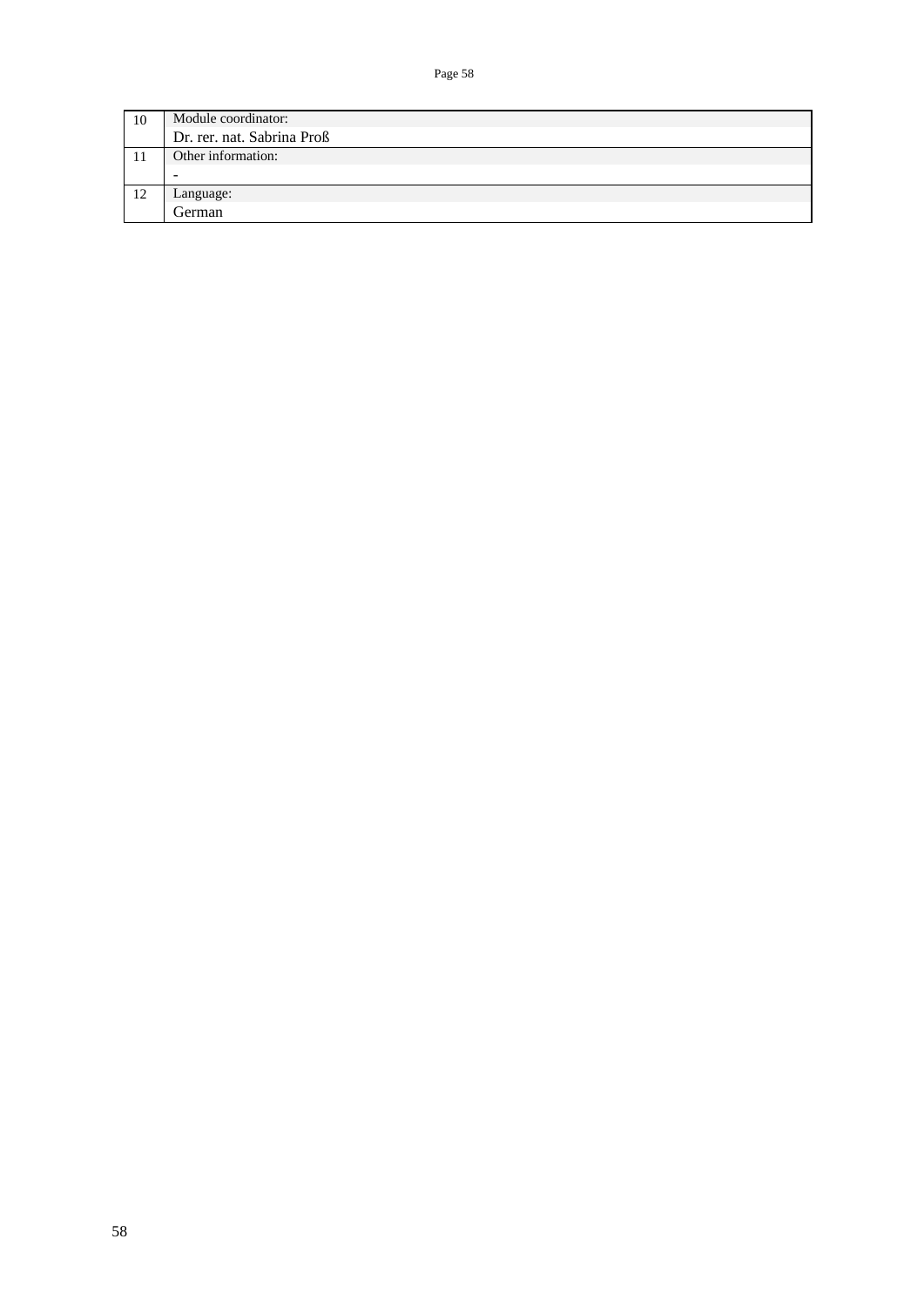| 10 | Module coordinator:<br>Dr. rer. nat. Sabrina Proß |
| --- | --- |
| 11 | Other information:<br>- |
| 12 | Language:<br>German |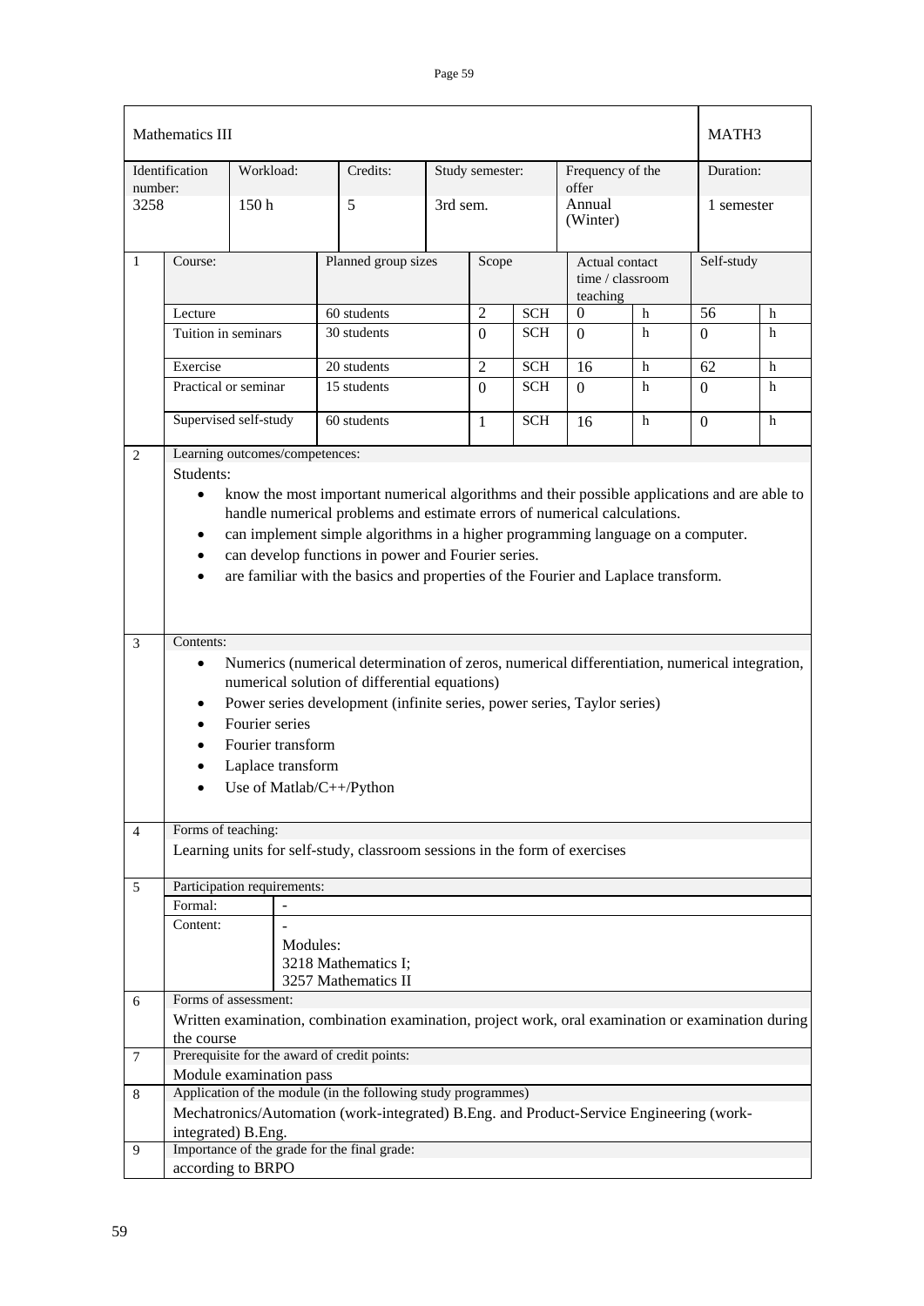| Mathematics III | | | | | | | MATH3 |
|---|---|---|---|---|---|---|---|
| Identification number: | Workload: | Credits: | Study semester: | | Frequency of the offer | | Duration: |
| 3258 | 150 h | 5 | 3rd sem. | | Annual (Winter) | | 1 semester |

| 1 | Course: | Planned group sizes | Scope | | Actual contact time / classroom teaching | | Self-study | |
|---|---|---|---|---|---|---|---|---|
| | Lecture | 60 students | 2 | SCH | 0 | h | 56 | h |
| | Tuition in seminars | 30 students | 0 | SCH | 0 | h | 0 | h |
| | Exercise | 20 students | 2 | SCH | 16 | h | 62 | h |
| | Practical or seminar | 15 students | 0 | SCH | 0 | h | 0 | h |
| | Supervised self-study | 60 students | 1 | SCH | 16 | h | 0 | h |

**2 Learning outcomes/competences:**

Students:

- know the most important numerical algorithms and their possible applications and are able to handle numerical problems and estimate errors of numerical calculations.
- can implement simple algorithms in a higher programming language on a computer.
- can develop functions in power and Fourier series.
- are familiar with the basics and properties of the Fourier and Laplace transform.

**3 Contents:**

- Numerics (numerical determination of zeros, numerical differentiation, numerical integration, numerical solution of differential equations)
- Power series development (infinite series, power series, Taylor series)
- Fourier series
- Fourier transform
- Laplace transform
- Use of Matlab/C++/Python

**4 Forms of teaching:**

Learning units for self-study, classroom sessions in the form of exercises

**5 Participation requirements:**

| | |
|---|---|
| Formal: | - |
| Content: | -<br>Modules:<br>3218 Mathematics I;<br>3257 Mathematics II |

**6 Forms of assessment:**

Written examination, combination examination, project work, oral examination or examination during the course

**7 Prerequisite for the award of credit points:**

Module examination pass

**8 Application of the module (in the following study programmes)**

Mechatronics/Automation (work-integrated) B.Eng. and Product-Service Engineering (work-integrated) B.Eng.

**9 Importance of the grade for the final grade:**

according to BRPO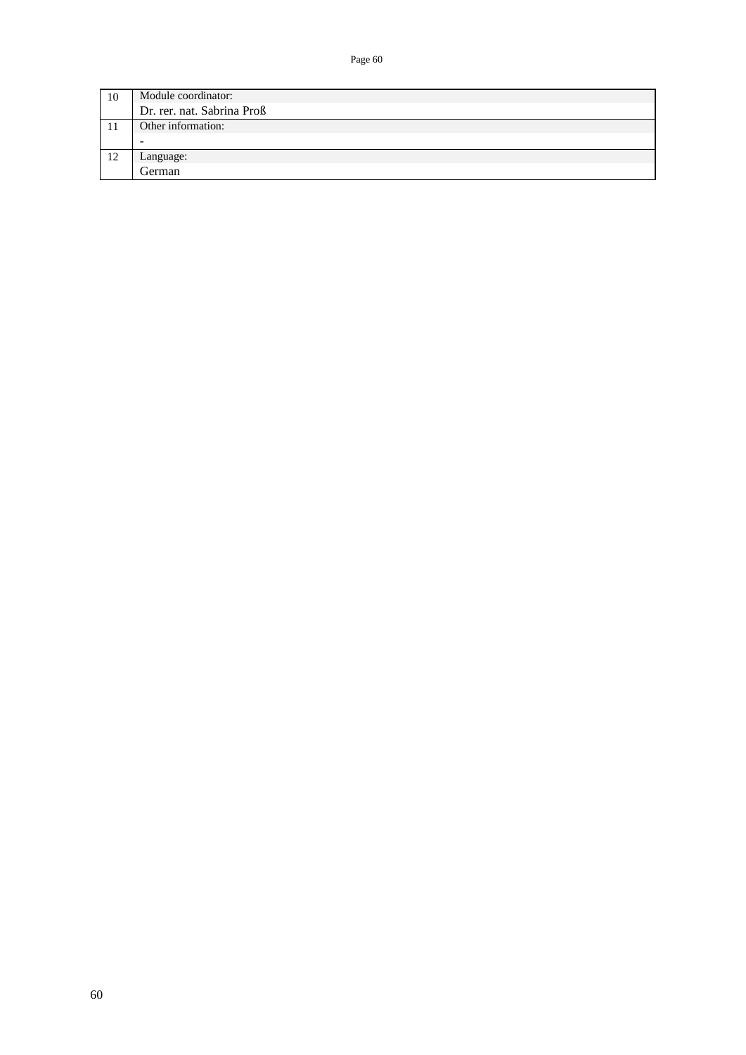| | |
|---|---|
| 10 | Module coordinator: |
| | Dr. rer. nat. Sabrina Proß |
| 11 | Other information: |
| | - |
| 12 | Language: |
| | German |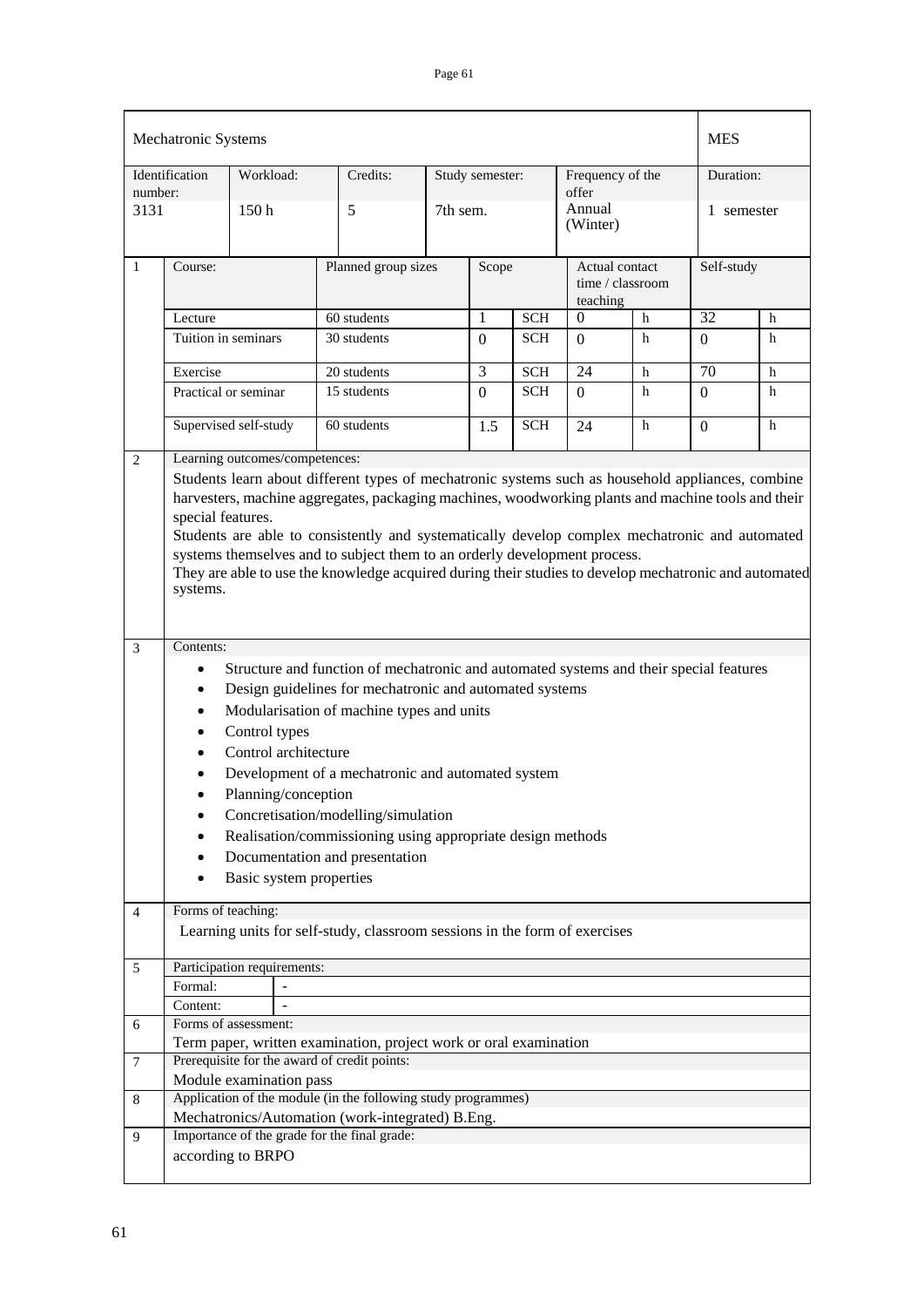| Mechatronic Systems | | | | | | MES |
|---|---|---|---|---|---|---|
| Identification number: | Workload: | Credits: | Study semester: | Frequency of the offer | | Duration: |
| 3131 | 150 h | 5 | 7th sem. | Annual (Winter) | | 1 semester |

**1**

| Course: | Planned group sizes | Scope | | Actual contact time / classroom teaching | | Self-study | |
|---|---|---|---|---|---|---|---|
| Lecture | 60 students | 1 | SCH | 0 | h | 32 | h |
| Tuition in seminars | 30 students | 0 | SCH | 0 | h | 0 | h |
| Exercise | 20 students | 3 | SCH | 24 | h | 70 | h |
| Practical or seminar | 15 students | 0 | SCH | 0 | h | 0 | h |
| Supervised self-study | 60 students | 1.5 | SCH | 24 | h | 0 | h |

**2 Learning outcomes/competences:**

Students learn about different types of mechatronic systems such as household appliances, combine harvesters, machine aggregates, packaging machines, woodworking plants and machine tools and their special features.
Students are able to consistently and systematically develop complex mechatronic and automated systems themselves and to subject them to an orderly development process.
They are able to use the knowledge acquired during their studies to develop mechatronic and automated systems.

**3 Contents:**

- Structure and function of mechatronic and automated systems and their special features
- Design guidelines for mechatronic and automated systems
- Modularisation of machine types and units
- Control types
- Control architecture
- Development of a mechatronic and automated system
- Planning/conception
- Concretisation/modelling/simulation
- Realisation/commissioning using appropriate design methods
- Documentation and presentation
- Basic system properties

**4 Forms of teaching:**

Learning units for self-study, classroom sessions in the form of exercises

**5 Participation requirements:**

| Formal: | - |
|---|---|
| Content: | - |

**6 Forms of assessment:**

Term paper, written examination, project work or oral examination

**7 Prerequisite for the award of credit points:**

Module examination pass

**8 Application of the module (in the following study programmes)**

Mechatronics/Automation (work-integrated) B.Eng.

**9 Importance of the grade for the final grade:**

according to BRPO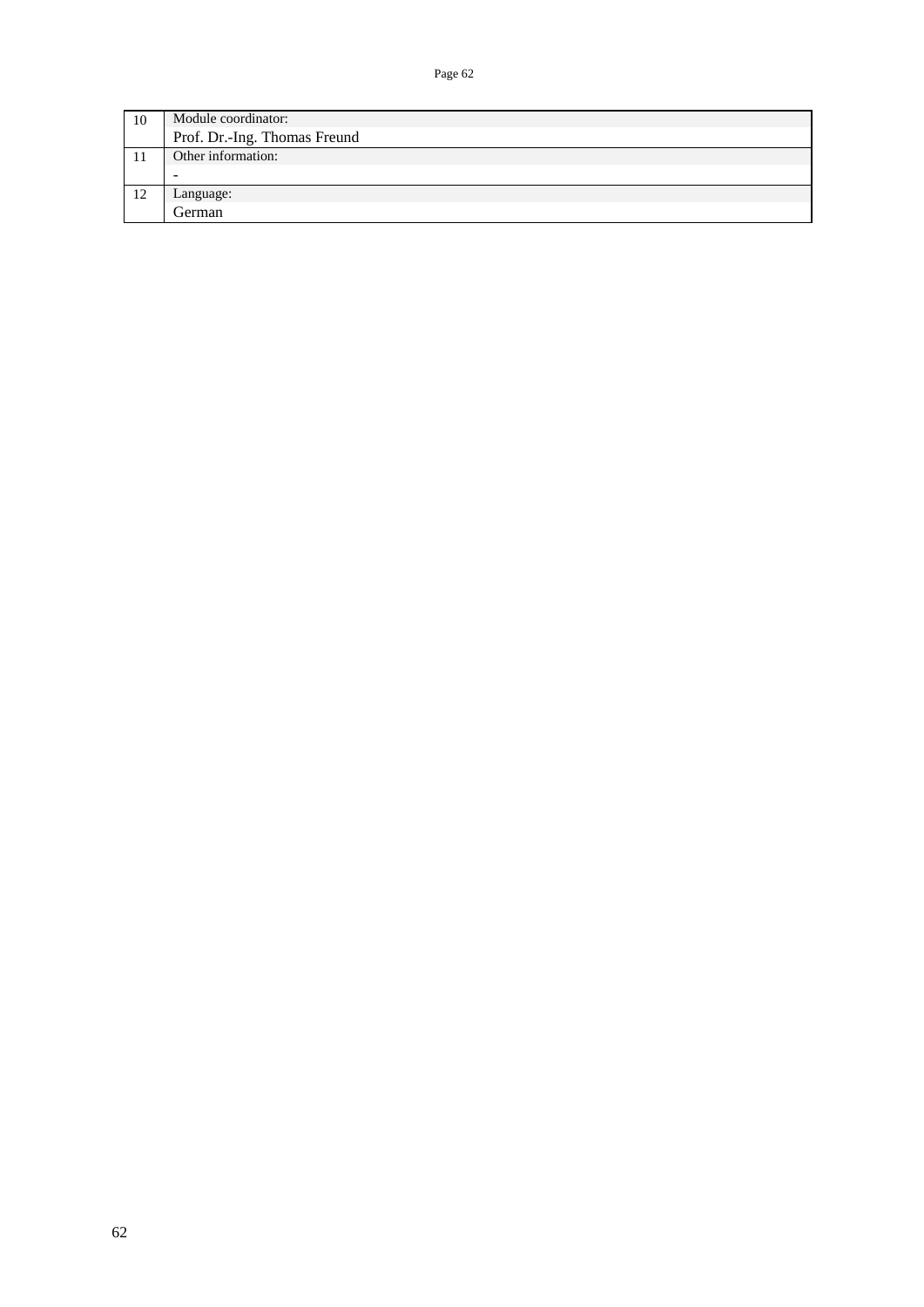| | |
|---|---|
| 10 | Module coordinator:<br>Prof. Dr.-Ing. Thomas Freund |
| 11 | Other information:<br>- |
| 12 | Language:<br>German |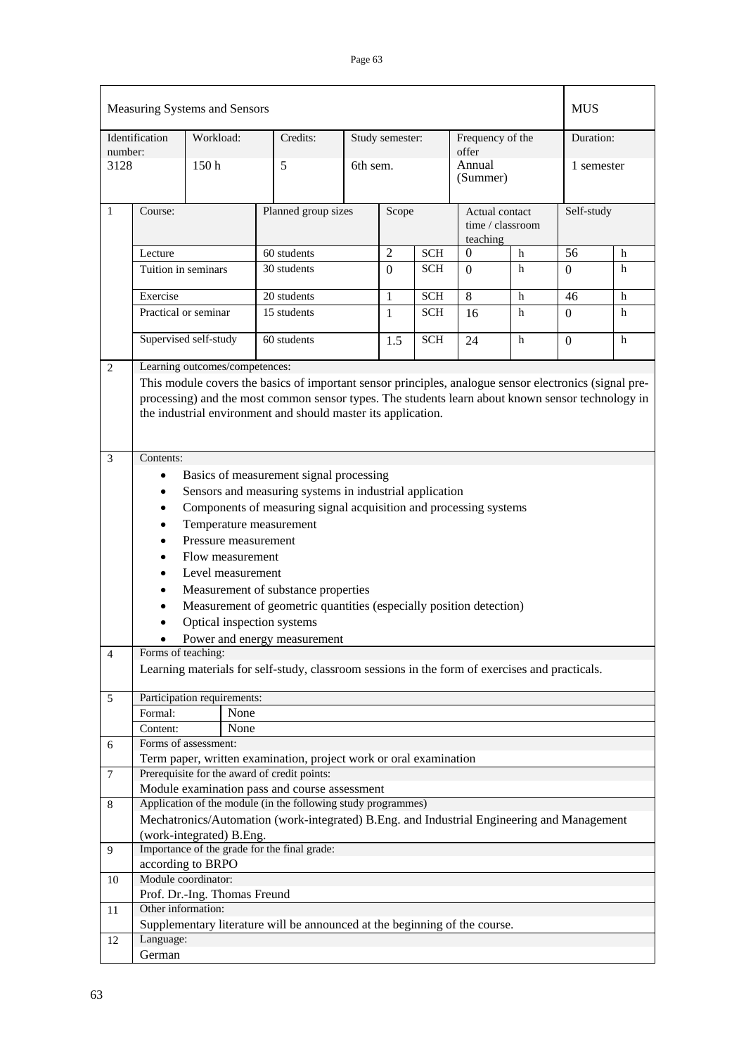| Measuring Systems and Sensors | | | | | | MUS |
|---|---|---|---|---|---|---|
| Identification number: | Workload: | Credits: | Study semester: | Frequency of the offer | | Duration: |
| 3128 | 150 h | 5 | 6th sem. | Annual (Summer) | | 1 semester |

| | Course: | Planned group sizes | Scope | | Actual contact time / classroom teaching | | Self-study | |
|---|---|---|---|---|---|---|---|---|
| 1 | Lecture | 60 students | 2 | SCH | 0 | h | 56 | h |
| | Tuition in seminars | 30 students | 0 | SCH | 0 | h | 0 | h |
| | Exercise | 20 students | 1 | SCH | 8 | h | 46 | h |
| | Practical or seminar | 15 students | 1 | SCH | 16 | h | 0 | h |
| | Supervised self-study | 60 students | 1.5 | SCH | 24 | h | 0 | h |

**2 Learning outcomes/competences:**

This module covers the basics of important sensor principles, analogue sensor electronics (signal pre-processing) and the most common sensor types. The students learn about known sensor technology in the industrial environment and should master its application.

**3 Contents:**

- Basics of measurement signal processing
- Sensors and measuring systems in industrial application
- Components of measuring signal acquisition and processing systems
- Temperature measurement
- Pressure measurement
- Flow measurement
- Level measurement
- Measurement of substance properties
- Measurement of geometric quantities (especially position detection)
- Optical inspection systems
- Power and energy measurement

**4 Forms of teaching:**

Learning materials for self-study, classroom sessions in the form of exercises and practicals.

**5 Participation requirements:**

| | |
|---|---|
| Formal: | None |
| Content: | None |

**6 Forms of assessment:**

Term paper, written examination, project work or oral examination

**7 Prerequisite for the award of credit points:**

Module examination pass and course assessment

**8 Application of the module (in the following study programmes)**

Mechatronics/Automation (work-integrated) B.Eng. and Industrial Engineering and Management (work-integrated) B.Eng.

**9 Importance of the grade for the final grade:**

according to BRPO

**10 Module coordinator:**

Prof. Dr.-Ing. Thomas Freund

**11 Other information:**

Supplementary literature will be announced at the beginning of the course.

**12 Language:**

German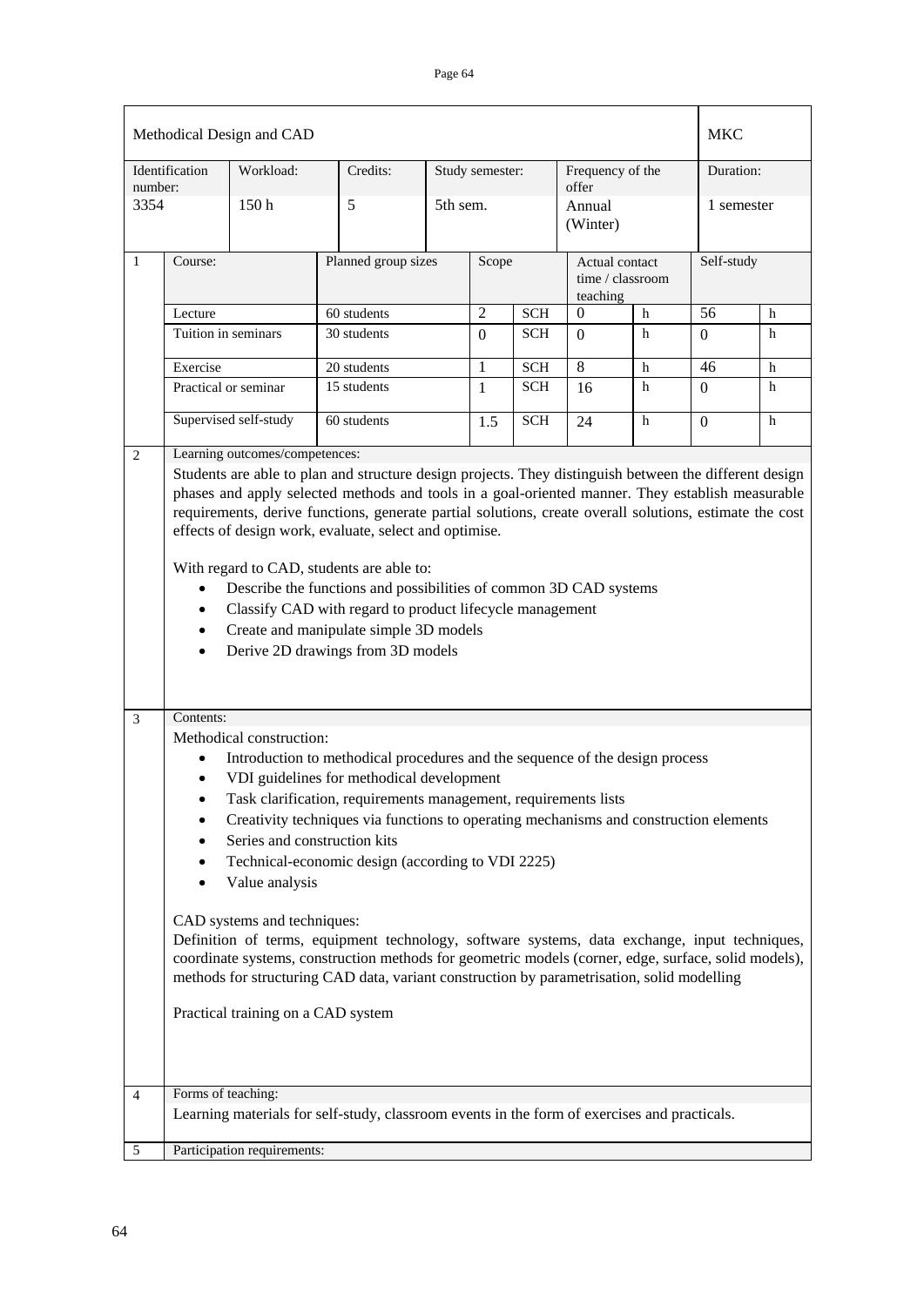## Methodical Design and CAD

**MKC**

| Identification number: | Workload: | Credits: | Study semester: | Frequency of the offer | Duration: |
|---|---|---|---|---|---|
| 3354 | 150 h | 5 | 5th sem. | Annual (Winter) | 1 semester |

**1**

| Course: | Planned group sizes | Scope | | Actual contact time / classroom teaching | | Self-study | |
|---|---|---|---|---|---|---|---|
| Lecture | 60 students | 2 | SCH | 0 | h | 56 | h |
| Tuition in seminars | 30 students | 0 | SCH | 0 | h | 0 | h |
| Exercise | 20 students | 1 | SCH | 8 | h | 46 | h |
| Practical or seminar | 15 students | 1 | SCH | 16 | h | 0 | h |
| Supervised self-study | 60 students | 1.5 | SCH | 24 | h | 0 | h |

**2** Learning outcomes/competences:

Students are able to plan and structure design projects. They distinguish between the different design phases and apply selected methods and tools in a goal-oriented manner. They establish measurable requirements, derive functions, generate partial solutions, create overall solutions, estimate the cost effects of design work, evaluate, select and optimise.

With regard to CAD, students are able to:

- Describe the functions and possibilities of common 3D CAD systems
- Classify CAD with regard to product lifecycle management
- Create and manipulate simple 3D models
- Derive 2D drawings from 3D models

**3** Contents:

Methodical construction:

- Introduction to methodical procedures and the sequence of the design process
- VDI guidelines for methodical development
- Task clarification, requirements management, requirements lists
- Creativity techniques via functions to operating mechanisms and construction elements
- Series and construction kits
- Technical-economic design (according to VDI 2225)
- Value analysis

CAD systems and techniques:
Definition of terms, equipment technology, software systems, data exchange, input techniques, coordinate systems, construction methods for geometric models (corner, edge, surface, solid models), methods for structuring CAD data, variant construction by parametrisation, solid modelling

Practical training on a CAD system

**4** Forms of teaching:

Learning materials for self-study, classroom events in the form of exercises and practicals.

**5** Participation requirements: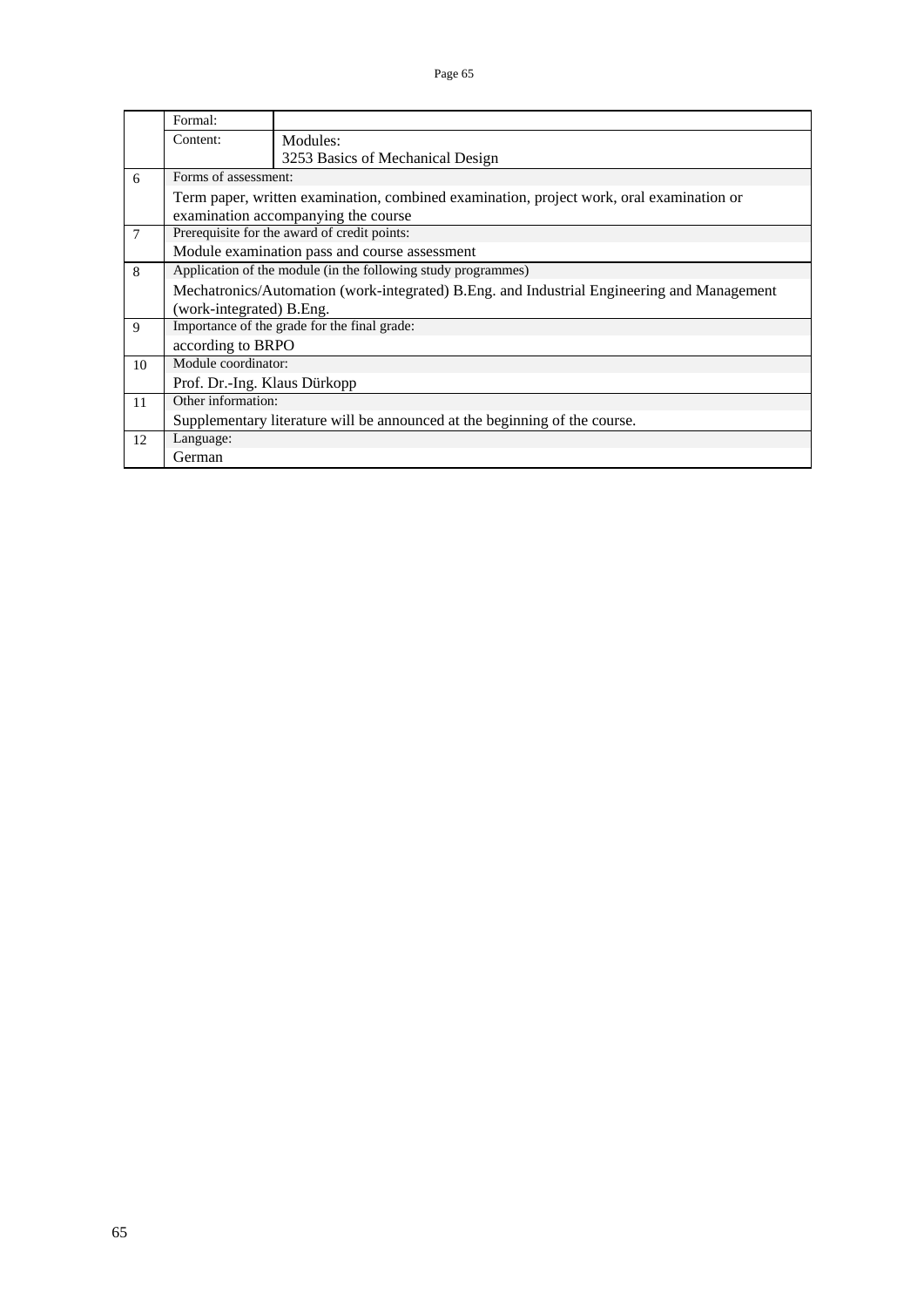| | | |
|---|---|---|
| | Formal: | |
| | Content: | Modules:<br>3253 Basics of Mechanical Design |
| 6 | Forms of assessment: | |
| | Term paper, written examination, combined examination, project work, oral examination or examination accompanying the course | |
| 7 | Prerequisite for the award of credit points: | |
| | Module examination pass and course assessment | |
| 8 | Application of the module (in the following study programmes) | |
| | Mechatronics/Automation (work-integrated) B.Eng. and Industrial Engineering and Management (work-integrated) B.Eng. | |
| 9 | Importance of the grade for the final grade: | |
| | according to BRPO | |
| 10 | Module coordinator: | |
| | Prof. Dr.-Ing. Klaus Dürkopp | |
| 11 | Other information: | |
| | Supplementary literature will be announced at the beginning of the course. | |
| 12 | Language: | |
| | German | |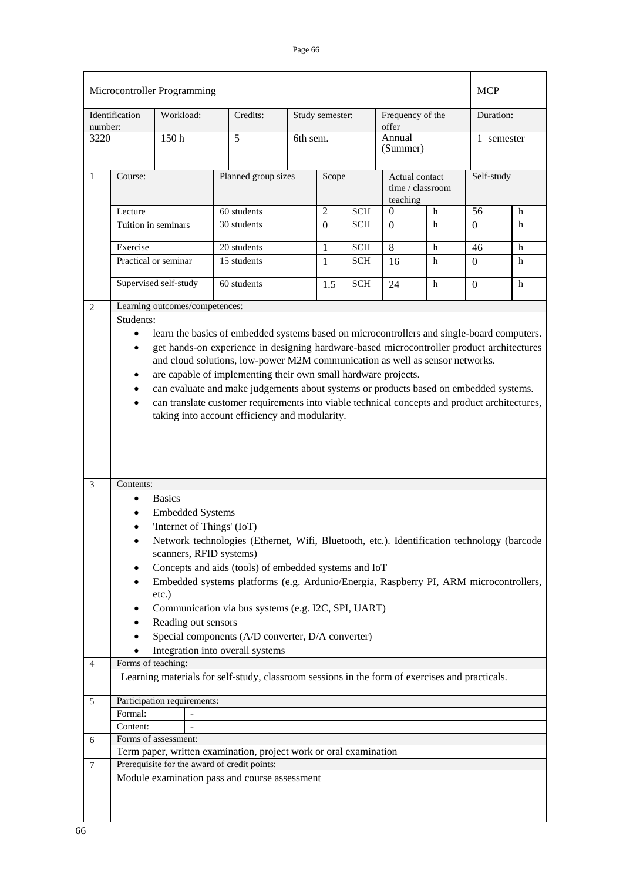# Microcontroller Programming — MCP

| Identification number: | Workload: | Credits: | Study semester: | Frequency of the offer | Duration: |
|---|---|---|---|---|---|
| 3220 | 150 h | 5 | 6th sem. | Annual (Summer) | 1 semester |

**1**

| Course: | Planned group sizes | Scope | | Actual contact time / classroom teaching | | Self-study | |
|---|---|---|---|---|---|---|---|
| Lecture | 60 students | 2 | SCH | 0 | h | 56 | h |
| Tuition in seminars | 30 students | 0 | SCH | 0 | h | 0 | h |
| Exercise | 20 students | 1 | SCH | 8 | h | 46 | h |
| Practical or seminar | 15 students | 1 | SCH | 16 | h | 0 | h |
| Supervised self-study | 60 students | 1.5 | SCH | 24 | h | 0 | h |

**2 Learning outcomes/competences:**

Students:

- learn the basics of embedded systems based on microcontrollers and single-board computers.
- get hands-on experience in designing hardware-based microcontroller product architectures and cloud solutions, low-power M2M communication as well as sensor networks.
- are capable of implementing their own small hardware projects.
- can evaluate and make judgements about systems or products based on embedded systems.
- can translate customer requirements into viable technical concepts and product architectures, taking into account efficiency and modularity.

**3 Contents:**

- Basics
- Embedded Systems
- 'Internet of Things' (IoT)
- Network technologies (Ethernet, Wifi, Bluetooth, etc.). Identification technology (barcode scanners, RFID systems)
- Concepts and aids (tools) of embedded systems and IoT
- Embedded systems platforms (e.g. Ardunio/Energia, Raspberry PI, ARM microcontrollers, etc.)
- Communication via bus systems (e.g. I2C, SPI, UART)
- Reading out sensors
- Special components (A/D converter, D/A converter)
- Integration into overall systems

**4 Forms of teaching:**

Learning materials for self-study, classroom sessions in the form of exercises and practicals.

**5 Participation requirements:**

| | |
|---|---|
| Formal: | - |
| Content: | - |

**6 Forms of assessment:**

Term paper, written examination, project work or oral examination

**7 Prerequisite for the award of credit points:**

Module examination pass and course assessment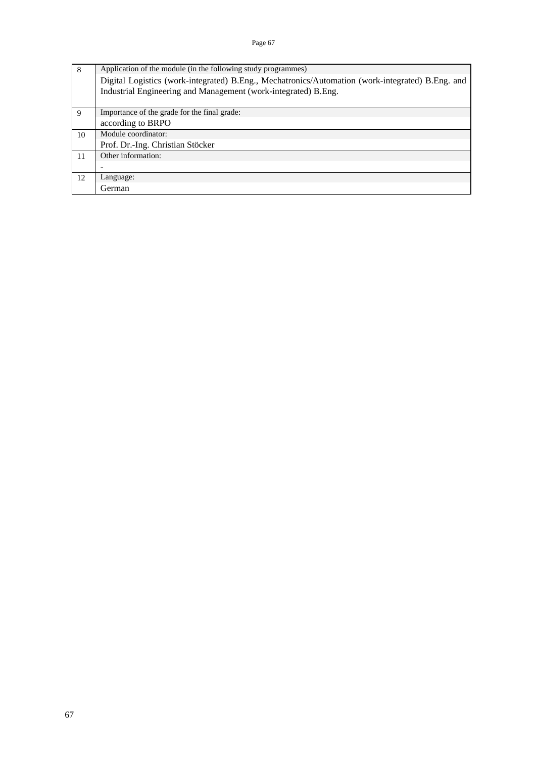| | |
|---|---|
| 8 | Application of the module (in the following study programmes)<br>Digital Logistics (work-integrated) B.Eng., Mechatronics/Automation (work-integrated) B.Eng. and Industrial Engineering and Management (work-integrated) B.Eng. |
| 9 | Importance of the grade for the final grade:<br>according to BRPO |
| 10 | Module coordinator:<br>Prof. Dr.-Ing. Christian Stöcker |
| 11 | Other information:<br>- |
| 12 | Language:<br>German |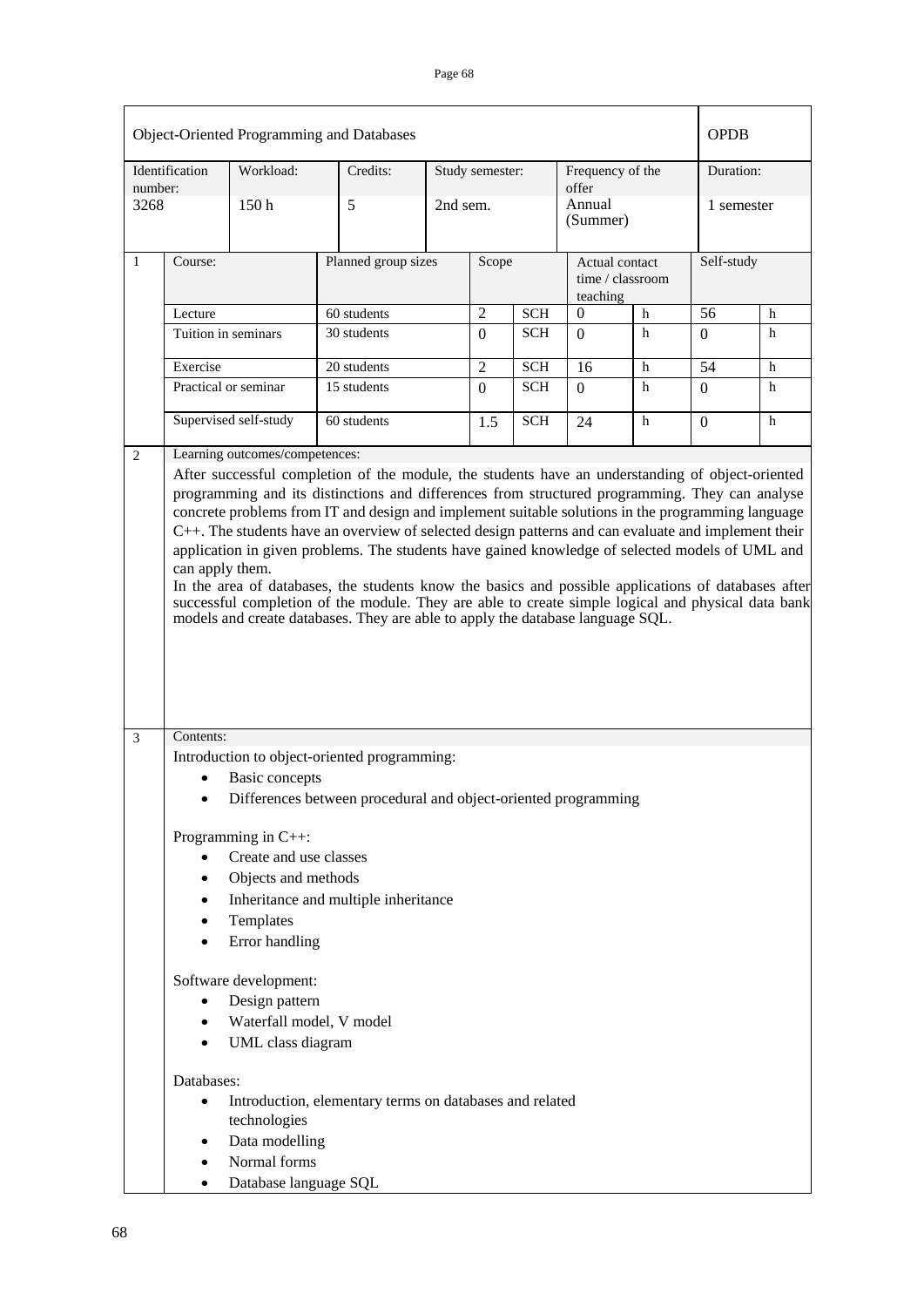| Object-Oriented Programming and Databases | | | | | | OPDB |
|---|---|---|---|---|---|---|
| Identification number: | Workload: | Credits: | Study semester: | Frequency of the offer | | Duration: |
| 3268 | 150 h | 5 | 2nd sem. | Annual (Summer) | | 1 semester |

| 1 | Course: | Planned group sizes | Scope | | Actual contact time / classroom teaching | | Self-study | |
|---|---|---|---|---|---|---|---|---|
| | Lecture | 60 students | 2 | SCH | 0 | h | 56 | h |
| | Tuition in seminars | 30 students | 0 | SCH | 0 | h | 0 | h |
| | Exercise | 20 students | 2 | SCH | 16 | h | 54 | h |
| | Practical or seminar | 15 students | 0 | SCH | 0 | h | 0 | h |
| | Supervised self-study | 60 students | 1.5 | SCH | 24 | h | 0 | h |

**2 Learning outcomes/competences:**

After successful completion of the module, the students have an understanding of object-oriented programming and its distinctions and differences from structured programming. They can analyse concrete problems from IT and design and implement suitable solutions in the programming language C++. The students have an overview of selected design patterns and can evaluate and implement their application in given problems. The students have gained knowledge of selected models of UML and can apply them.

In the area of databases, the students know the basics and possible applications of databases after successful completion of the module. They are able to create simple logical and physical data bank models and create databases. They are able to apply the database language SQL.

**3 Contents:**

Introduction to object-oriented programming:

- Basic concepts
- Differences between procedural and object-oriented programming

Programming in C++:

- Create and use classes
- Objects and methods
- Inheritance and multiple inheritance
- Templates
- Error handling

Software development:

- Design pattern
- Waterfall model, V model
- UML class diagram

Databases:

- Introduction, elementary terms on databases and related technologies
- Data modelling
- Normal forms
- Database language SQL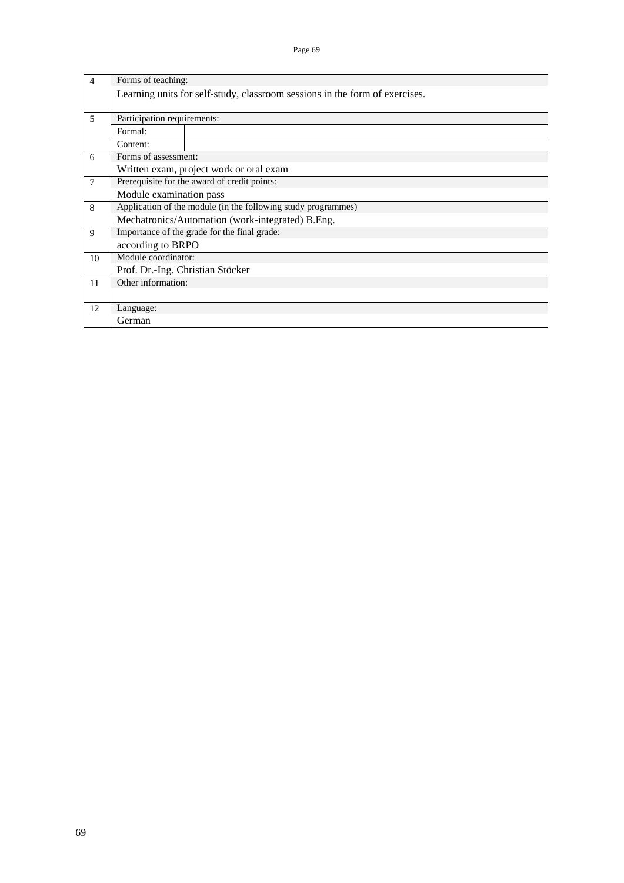| | | |
|---|---|---|
| 4 | Forms of teaching: | |
| | Learning units for self-study, classroom sessions in the form of exercises. | |
| 5 | Participation requirements: | |
| | Formal: | |
| | Content: | |
| 6 | Forms of assessment: | |
| | Written exam, project work or oral exam | |
| 7 | Prerequisite for the award of credit points: | |
| | Module examination pass | |
| 8 | Application of the module (in the following study programmes) | |
| | Mechatronics/Automation (work-integrated) B.Eng. | |
| 9 | Importance of the grade for the final grade: | |
| | according to BRPO | |
| 10 | Module coordinator: | |
| | Prof. Dr.-Ing. Christian Stöcker | |
| 11 | Other information: | |
| | | |
| 12 | Language: | |
| | German | |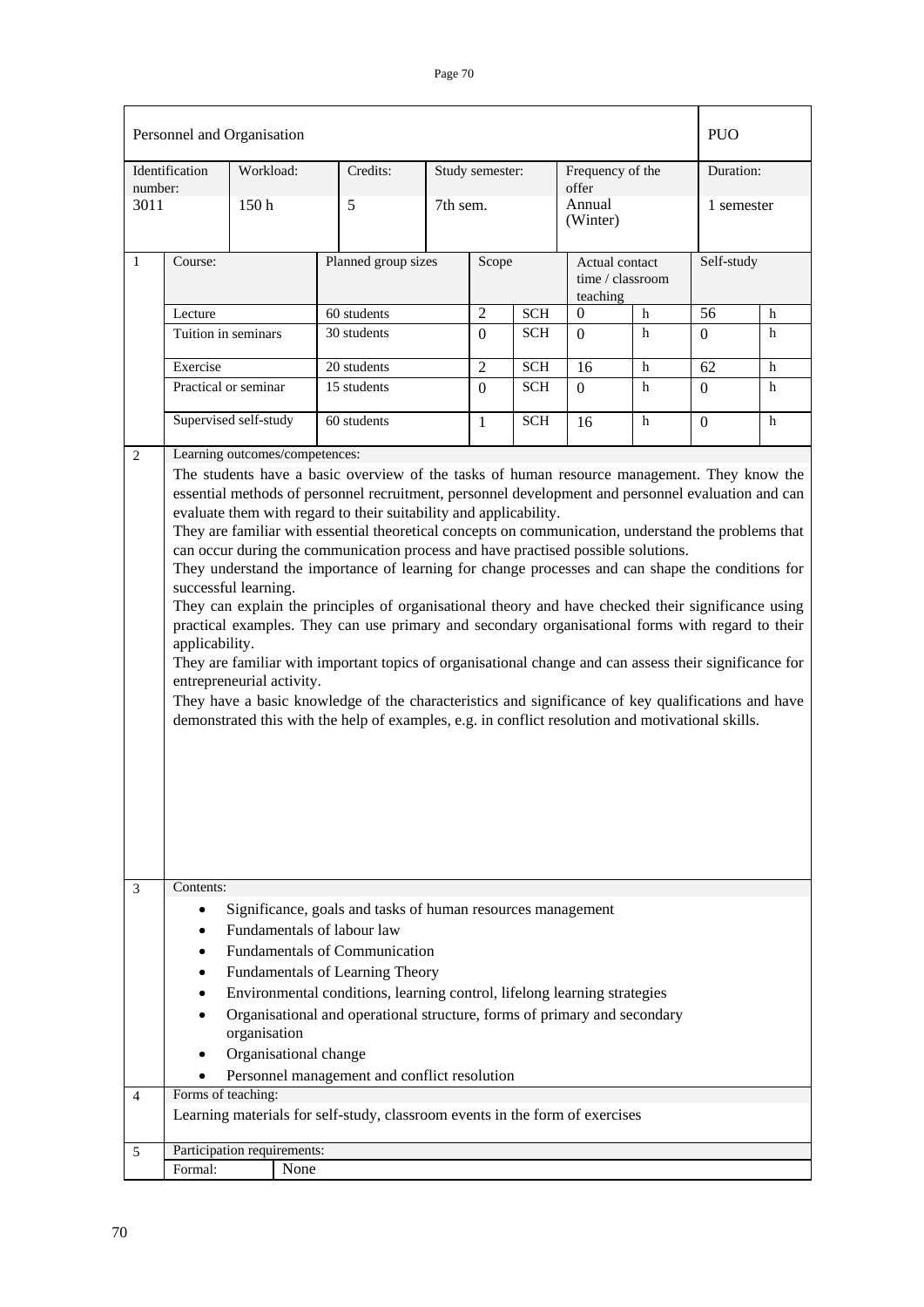| Personnel and Organisation | | | | | | PUO |
|---|---|---|---|---|---|---|
| Identification number: | Workload: | Credits: | Study semester: | Frequency of the offer | | Duration: |
| 3011 | 150 h | 5 | 7th sem. | Annual (Winter) | | 1 semester |

| 1 | Course: | Planned group sizes | Scope | | Actual contact time / classroom teaching | | Self-study | |
|---|---|---|---|---|---|---|---|---|
| | Lecture | 60 students | 2 | SCH | 0 | h | 56 | h |
| | Tuition in seminars | 30 students | 0 | SCH | 0 | h | 0 | h |
| | Exercise | 20 students | 2 | SCH | 16 | h | 62 | h |
| | Practical or seminar | 15 students | 0 | SCH | 0 | h | 0 | h |
| | Supervised self-study | 60 students | 1 | SCH | 16 | h | 0 | h |

**2 Learning outcomes/competences:**

The students have a basic overview of the tasks of human resource management. They know the essential methods of personnel recruitment, personnel development and personnel evaluation and can evaluate them with regard to their suitability and applicability.

They are familiar with essential theoretical concepts on communication, understand the problems that can occur during the communication process and have practised possible solutions.

They understand the importance of learning for change processes and can shape the conditions for successful learning.

They can explain the principles of organisational theory and have checked their significance using practical examples. They can use primary and secondary organisational forms with regard to their applicability.

They are familiar with important topics of organisational change and can assess their significance for entrepreneurial activity.

They have a basic knowledge of the characteristics and significance of key qualifications and have demonstrated this with the help of examples, e.g. in conflict resolution and motivational skills.

**3 Contents:**

- Significance, goals and tasks of human resources management
- Fundamentals of labour law
- Fundamentals of Communication
- Fundamentals of Learning Theory
- Environmental conditions, learning control, lifelong learning strategies
- Organisational and operational structure, forms of primary and secondary organisation
- Organisational change
- Personnel management and conflict resolution

**4 Forms of teaching:**

Learning materials for self-study, classroom events in the form of exercises

**5 Participation requirements:**

Formal: None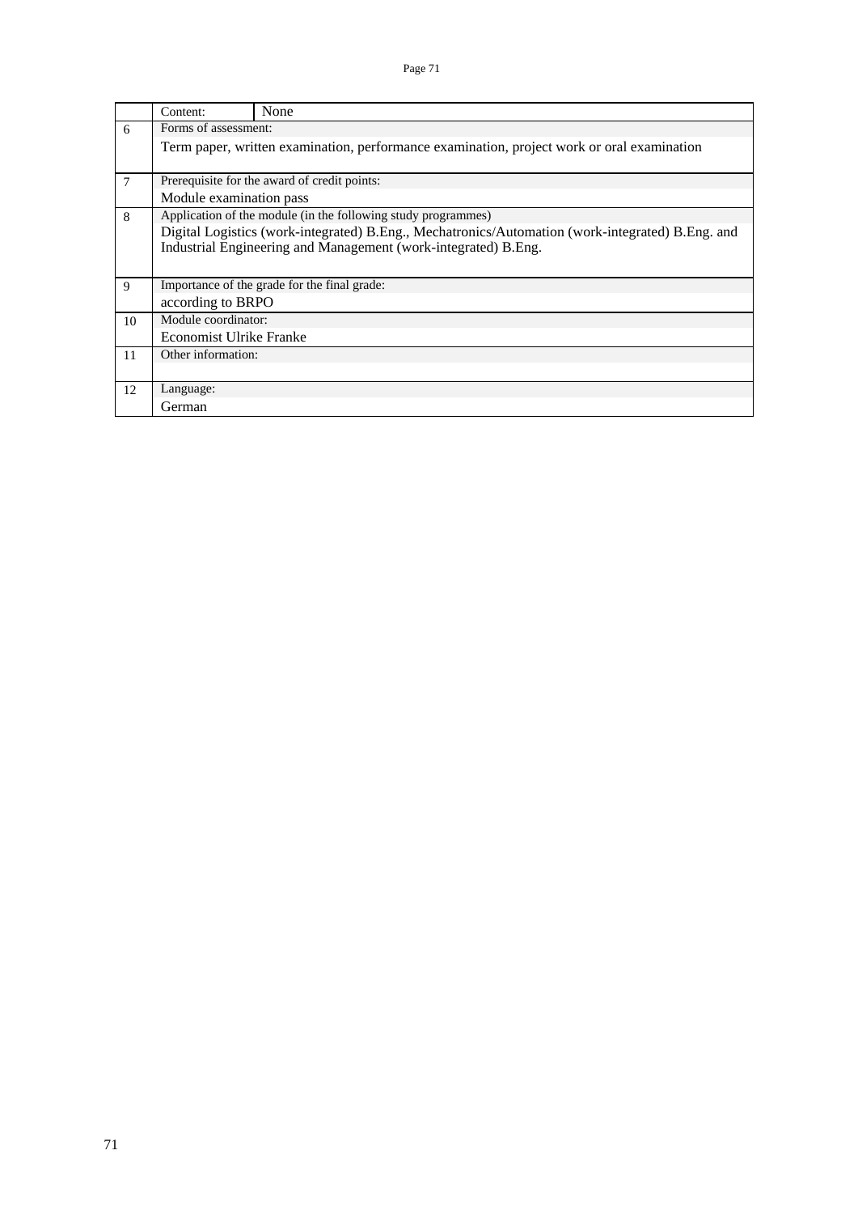| | | |
|---|---|---|
| | Content: | None |
| 6 | Forms of assessment: | |
| | Term paper, written examination, performance examination, project work or oral examination | |
| 7 | Prerequisite for the award of credit points: | |
| | Module examination pass | |
| 8 | Application of the module (in the following study programmes) | |
| | Digital Logistics (work-integrated) B.Eng., Mechatronics/Automation (work-integrated) B.Eng. and Industrial Engineering and Management (work-integrated) B.Eng. | |
| 9 | Importance of the grade for the final grade: | |
| | according to BRPO | |
| 10 | Module coordinator: | |
| | Economist Ulrike Franke | |
| 11 | Other information: | |
| | | |
| 12 | Language: | |
| | German | |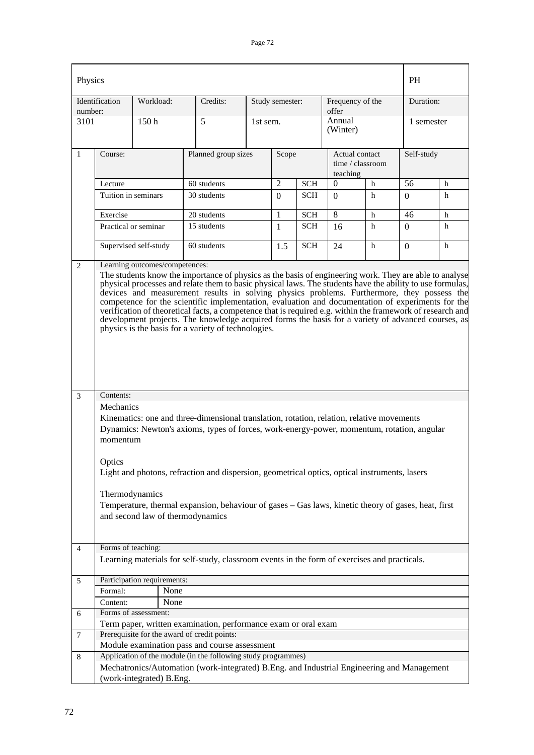| Physics | | | | | | | PH |
|---|---|---|---|---|---|---|---|
| Identification number: | Workload: | Credits: | Study semester: | | Frequency of the offer | | Duration: |
| 3101 | 150 h | 5 | 1st sem. | | Annual (Winter) | | 1 semester |

| 1 | Course: | Planned group sizes | Scope | | Actual contact time / classroom teaching | | Self-study | |
|---|---|---|---|---|---|---|---|---|
| | Lecture | 60 students | 2 | SCH | 0 | h | 56 | h |
| | Tuition in seminars | 30 students | 0 | SCH | 0 | h | 0 | h |
| | Exercise | 20 students | 1 | SCH | 8 | h | 46 | h |
| | Practical or seminar | 15 students | 1 | SCH | 16 | h | 0 | h |
| | Supervised self-study | 60 students | 1.5 | SCH | 24 | h | 0 | h |

**2 Learning outcomes/competences:**

The students know the importance of physics as the basis of engineering work. They are able to analyse physical processes and relate them to basic physical laws. The students have the ability to use formulas, devices and measurement results in solving physics problems. Furthermore, they possess the competence for the scientific implementation, evaluation and documentation of experiments for the verification of theoretical facts, a competence that is required e.g. within the framework of research and development projects. The knowledge acquired forms the basis for a variety of advanced courses, as physics is the basis for a variety of technologies.

**3 Contents:**

Mechanics

Kinematics: one and three-dimensional translation, rotation, relation, relative movements

Dynamics: Newton's axioms, types of forces, work-energy-power, momentum, rotation, angular momentum

Optics

Light and photons, refraction and dispersion, geometrical optics, optical instruments, lasers

Thermodynamics

Temperature, thermal expansion, behaviour of gases – Gas laws, kinetic theory of gases, heat, first and second law of thermodynamics

**4 Forms of teaching:**

Learning materials for self-study, classroom events in the form of exercises and practicals.

**5 Participation requirements:**

| Formal: | None |
|---|---|
| Content: | None |

**6 Forms of assessment:**

Term paper, written examination, performance exam or oral exam

**7 Prerequisite for the award of credit points:**

Module examination pass and course assessment

**8 Application of the module (in the following study programmes)**

Mechatronics/Automation (work-integrated) B.Eng. and Industrial Engineering and Management (work-integrated) B.Eng.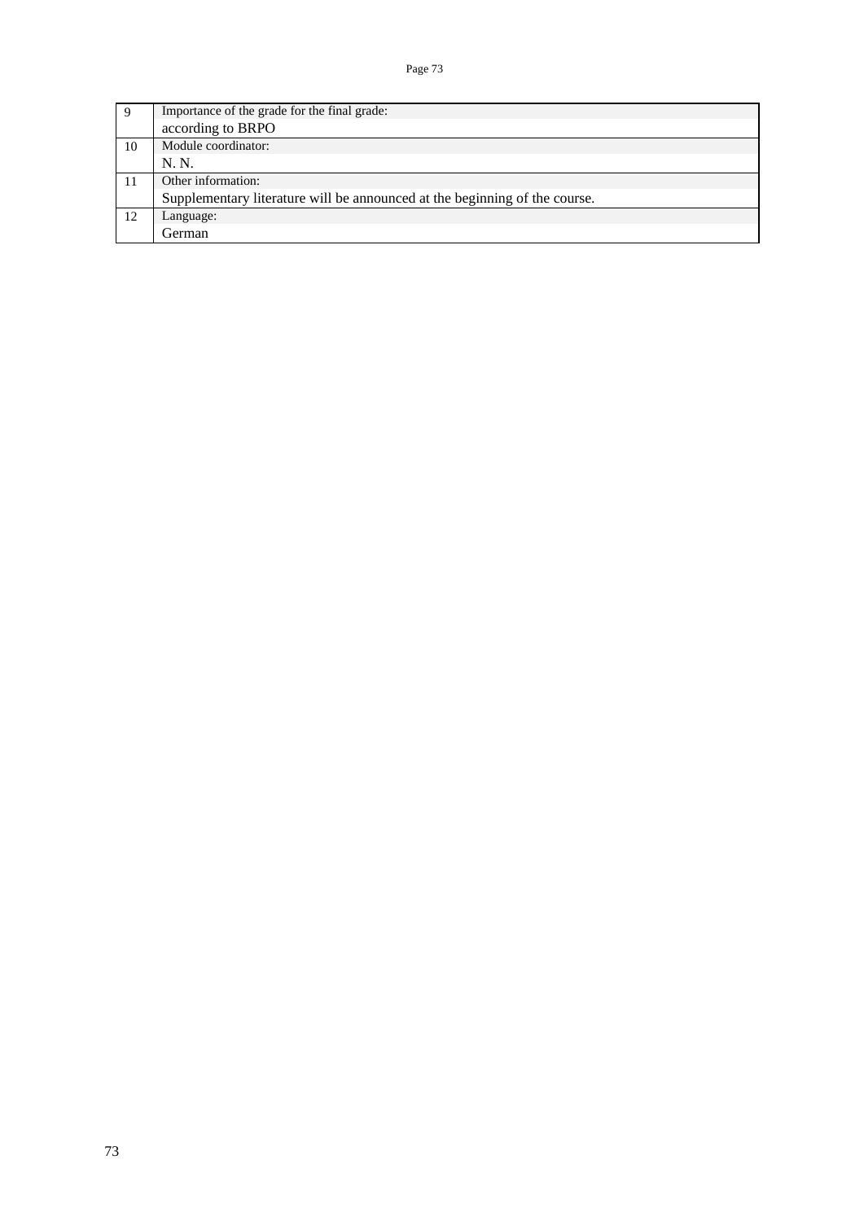| | |
|---|---|
| 9 | Importance of the grade for the final grade: |
| | according to BRPO |
| 10 | Module coordinator: |
| | N. N. |
| 11 | Other information: |
| | Supplementary literature will be announced at the beginning of the course. |
| 12 | Language: |
| | German |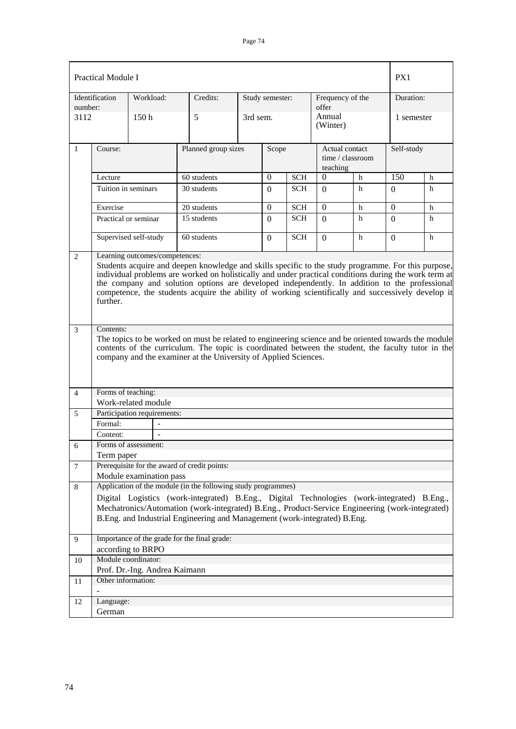| Practical Module I | | | | | | PX1 |
|---|---|---|---|---|---|---|
| Identification number: | Workload: | Credits: | Study semester: | Frequency of the offer | | Duration: |
| 3112 | 150 h | 5 | 3rd sem. | Annual (Winter) | | 1 semester |

| 1 | Course: | Planned group sizes | Scope | | Actual contact time / classroom teaching | | Self-study | |
|---|---|---|---|---|---|---|---|---|
| | Lecture | 60 students | 0 | SCH | 0 | h | 150 | h |
| | Tuition in seminars | 30 students | 0 | SCH | 0 | h | 0 | h |
| | Exercise | 20 students | 0 | SCH | 0 | h | 0 | h |
| | Practical or seminar | 15 students | 0 | SCH | 0 | h | 0 | h |
| | Supervised self-study | 60 students | 0 | SCH | 0 | h | 0 | h |

**2 Learning outcomes/competences:**

Students acquire and deepen knowledge and skills specific to the study programme. For this purpose, individual problems are worked on holistically and under practical conditions during the work term at the company and solution options are developed independently. In addition to the professional competence, the students acquire the ability of working scientifically and successively develop it further.

**3 Contents:**

The topics to be worked on must be related to engineering science and be oriented towards the module contents of the curriculum. The topic is coordinated between the student, the faculty tutor in the company and the examiner at the University of Applied Sciences.

**4 Forms of teaching:**

Work-related module

**5 Participation requirements:**

Formal: -

Content: -

**6 Forms of assessment:**

Term paper

**7 Prerequisite for the award of credit points:**

Module examination pass

**8 Application of the module (in the following study programmes)**

Digital Logistics (work-integrated) B.Eng., Digital Technologies (work-integrated) B.Eng., Mechatronics/Automation (work-integrated) B.Eng., Product-Service Engineering (work-integrated) B.Eng. and Industrial Engineering and Management (work-integrated) B.Eng.

**9 Importance of the grade for the final grade:**

according to BRPO

**10 Module coordinator:**

Prof. Dr.-Ing. Andrea Kaimann

**11 Other information:**

-

**12 Language:**

German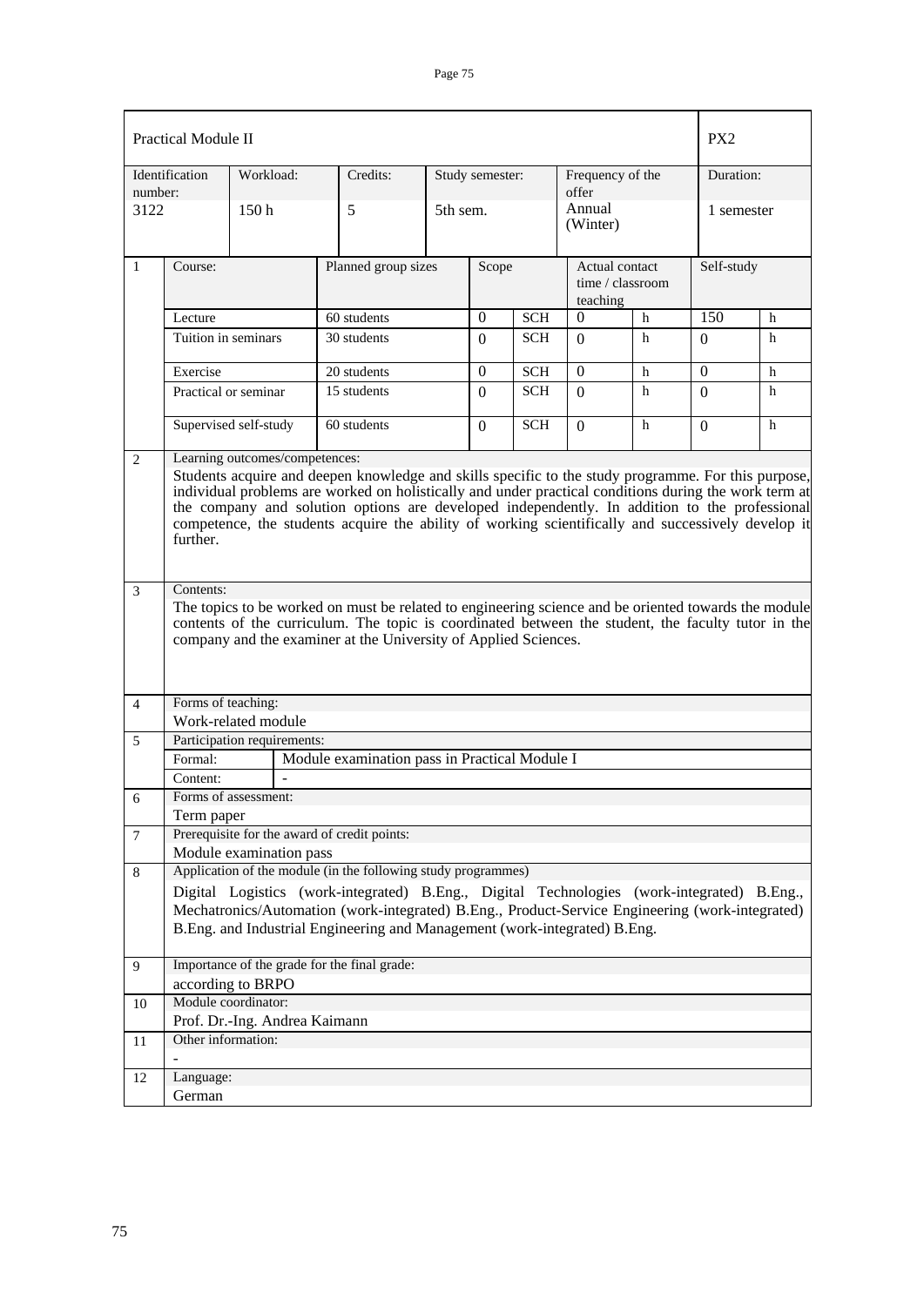| Practical Module II | | | | | | PX2 |
|---|---|---|---|---|---|---|
| Identification number: | Workload: | Credits: | Study semester: | Frequency of the offer | | Duration: |
| 3122 | 150 h | 5 | 5th sem. | Annual (Winter) | | 1 semester |

| | Course: | Planned group sizes | Scope | | Actual contact time / classroom teaching | | Self-study | |
|---|---|---|---|---|---|---|---|---|
| 1 | Lecture | 60 students | 0 | SCH | 0 | h | 150 | h |
| | Tuition in seminars | 30 students | 0 | SCH | 0 | h | 0 | h |
| | Exercise | 20 students | 0 | SCH | 0 | h | 0 | h |
| | Practical or seminar | 15 students | 0 | SCH | 0 | h | 0 | h |
| | Supervised self-study | 60 students | 0 | SCH | 0 | h | 0 | h |

**2 Learning outcomes/competences:**

Students acquire and deepen knowledge and skills specific to the study programme. For this purpose, individual problems are worked on holistically and under practical conditions during the work term at the company and solution options are developed independently. In addition to the professional competence, the students acquire the ability of working scientifically and successively develop it further.

**3 Contents:**

The topics to be worked on must be related to engineering science and be oriented towards the module contents of the curriculum. The topic is coordinated between the student, the faculty tutor in the company and the examiner at the University of Applied Sciences.

**4 Forms of teaching:**

Work-related module

**5 Participation requirements:**

Formal: Module examination pass in Practical Module I

Content: -

**6 Forms of assessment:**

Term paper

**7 Prerequisite for the award of credit points:**

Module examination pass

**8 Application of the module (in the following study programmes)**

Digital Logistics (work-integrated) B.Eng., Digital Technologies (work-integrated) B.Eng., Mechatronics/Automation (work-integrated) B.Eng., Product-Service Engineering (work-integrated) B.Eng. and Industrial Engineering and Management (work-integrated) B.Eng.

**9 Importance of the grade for the final grade:**

according to BRPO

**10 Module coordinator:**

Prof. Dr.-Ing. Andrea Kaimann

**11 Other information:**

-

**12 Language:**

German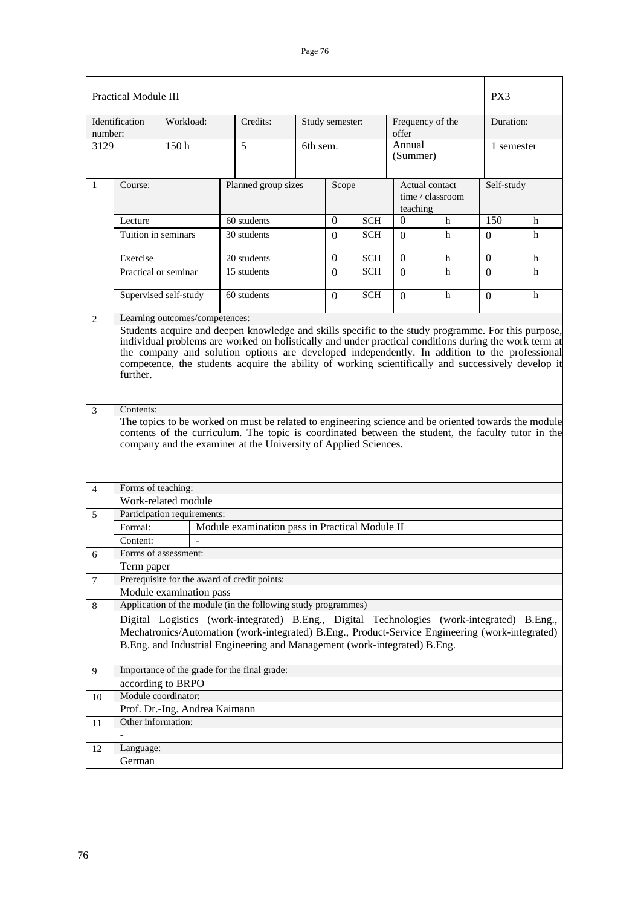| Practical Module III | | | | | | PX3 |
|---|---|---|---|---|---|---|
| Identification number: | Workload: | Credits: | Study semester: | Frequency of the offer | | Duration: |
| 3129 | 150 h | 5 | 6th sem. | Annual (Summer) | | 1 semester |

| 1 | Course: | Planned group sizes | Scope | | Actual contact time / classroom teaching | | Self-study | |
|---|---|---|---|---|---|---|---|---|
| | Lecture | 60 students | 0 | SCH | 0 | h | 150 | h |
| | Tuition in seminars | 30 students | 0 | SCH | 0 | h | 0 | h |
| | Exercise | 20 students | 0 | SCH | 0 | h | 0 | h |
| | Practical or seminar | 15 students | 0 | SCH | 0 | h | 0 | h |
| | Supervised self-study | 60 students | 0 | SCH | 0 | h | 0 | h |

**2 Learning outcomes/competences:**

Students acquire and deepen knowledge and skills specific to the study programme. For this purpose, individual problems are worked on holistically and under practical conditions during the work term at the company and solution options are developed independently. In addition to the professional competence, the students acquire the ability of working scientifically and successively develop it further.

**3 Contents:**

The topics to be worked on must be related to engineering science and be oriented towards the module contents of the curriculum. The topic is coordinated between the student, the faculty tutor in the company and the examiner at the University of Applied Sciences.

**4 Forms of teaching:**

Work-related module

**5 Participation requirements:**

| Formal: | Module examination pass in Practical Module II |
|---|---|
| Content: | - |

**6 Forms of assessment:**

Term paper

**7 Prerequisite for the award of credit points:**

Module examination pass

**8 Application of the module (in the following study programmes)**

Digital Logistics (work-integrated) B.Eng., Digital Technologies (work-integrated) B.Eng., Mechatronics/Automation (work-integrated) B.Eng., Product-Service Engineering (work-integrated) B.Eng. and Industrial Engineering and Management (work-integrated) B.Eng.

**9 Importance of the grade for the final grade:**

according to BRPO

**10 Module coordinator:**

Prof. Dr.-Ing. Andrea Kaimann

**11 Other information:**

-

**12 Language:**

German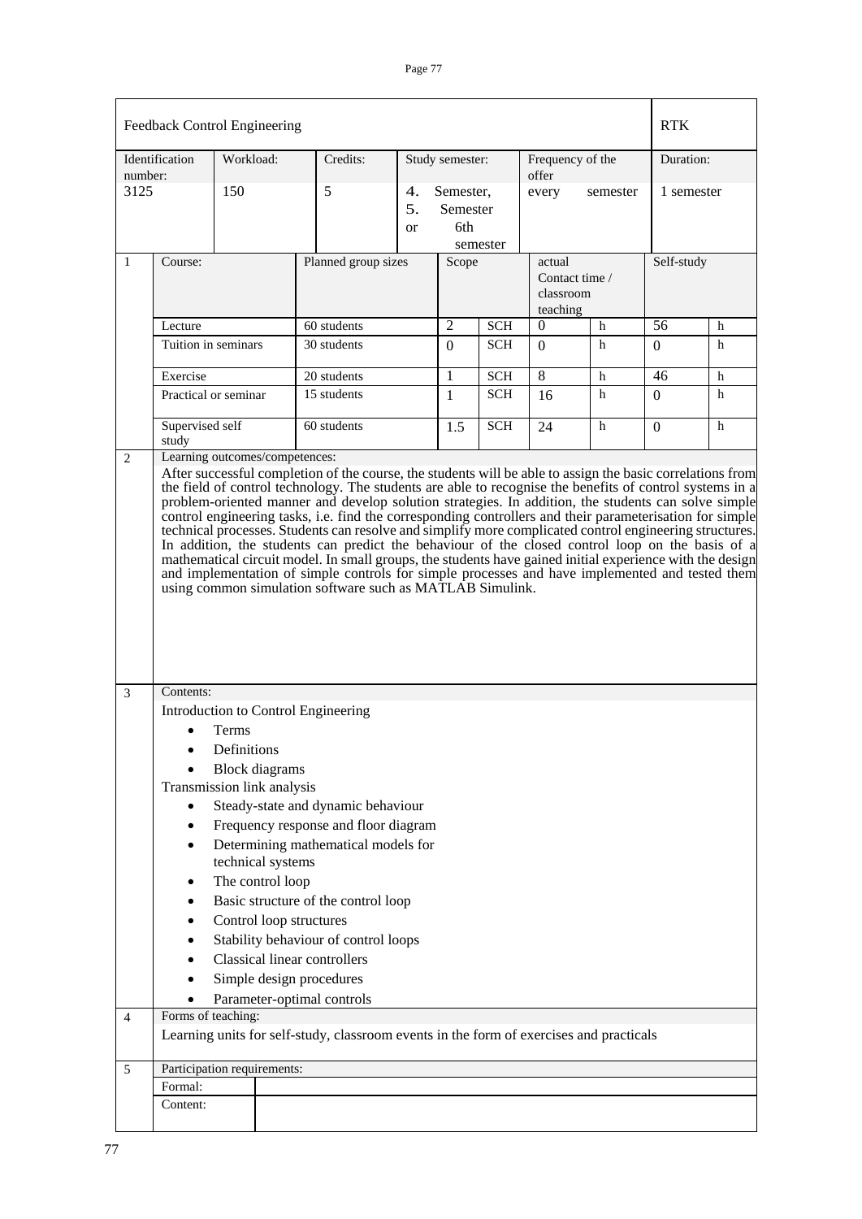| Feedback Control Engineering | | | | | | | RTK |
|---|---|---|---|---|---|---|---|
| Identification number: | Workload: | Credits: | Study semester: | | Frequency of the offer | | Duration: |
| 3125 | 150 | 5 | 4. Semester, 5. Semester or 6th semester | | every semester | | 1 semester |

| | Course: | Planned group sizes | Scope | | actual Contact time / classroom teaching | | Self-study | |
|---|---|---|---|---|---|---|---|---|
| 1 | Lecture | 60 students | 2 | SCH | 0 | h | 56 | h |
| | Tuition in seminars | 30 students | 0 | SCH | 0 | h | 0 | h |
| | Exercise | 20 students | 1 | SCH | 8 | h | 46 | h |
| | Practical or seminar | 15 students | 1 | SCH | 16 | h | 0 | h |
| | Supervised self study | 60 students | 1.5 | SCH | 24 | h | 0 | h |

**2 Learning outcomes/competences:**

After successful completion of the course, the students will be able to assign the basic correlations from the field of control technology. The students are able to recognise the benefits of control systems in a problem-oriented manner and develop solution strategies. In addition, the students can solve simple control engineering tasks, i.e. find the corresponding controllers and their parameterisation for simple technical processes. Students can resolve and simplify more complicated control engineering structures. In addition, the students can predict the behaviour of the closed control loop on the basis of a mathematical circuit model. In small groups, the students have gained initial experience with the design and implementation of simple controls for simple processes and have implemented and tested them using common simulation software such as MATLAB Simulink.

**3 Contents:**

Introduction to Control Engineering

- Terms
- Definitions
- Block diagrams

Transmission link analysis

- Steady-state and dynamic behaviour
- Frequency response and floor diagram
- Determining mathematical models for technical systems
- The control loop
- Basic structure of the control loop
- Control loop structures
- Stability behaviour of control loops
- Classical linear controllers
- Simple design procedures
- Parameter-optimal controls

**4 Forms of teaching:**

Learning units for self-study, classroom events in the form of exercises and practicals

**5 Participation requirements:**

| Formal: | |
|---|---|
| Content: | |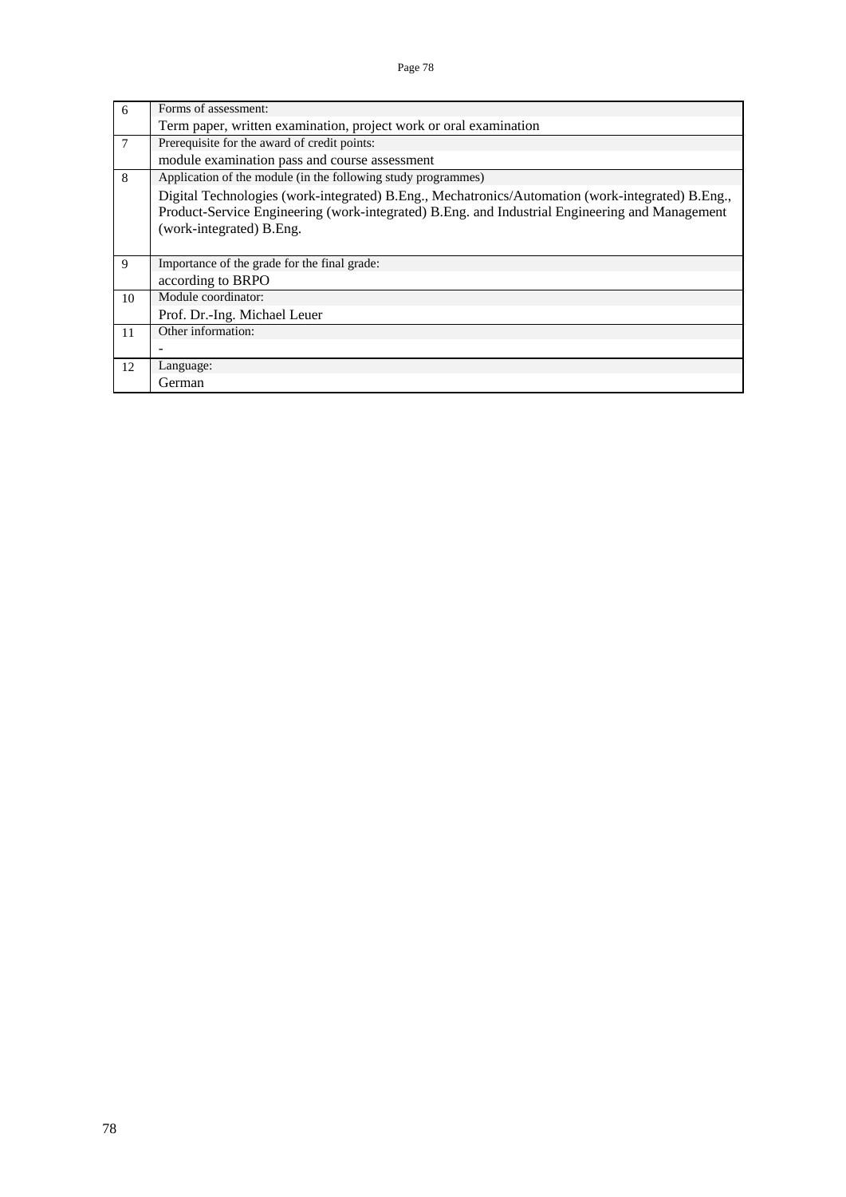| | |
|---|---|
| 6 | Forms of assessment:<br>Term paper, written examination, project work or oral examination |
| 7 | Prerequisite for the award of credit points:<br>module examination pass and course assessment |
| 8 | Application of the module (in the following study programmes)<br>Digital Technologies (work-integrated) B.Eng., Mechatronics/Automation (work-integrated) B.Eng., Product-Service Engineering (work-integrated) B.Eng. and Industrial Engineering and Management (work-integrated) B.Eng. |
| 9 | Importance of the grade for the final grade:<br>according to BRPO |
| 10 | Module coordinator:<br>Prof. Dr.-Ing. Michael Leuer |
| 11 | Other information:<br>- |
| 12 | Language:<br>German |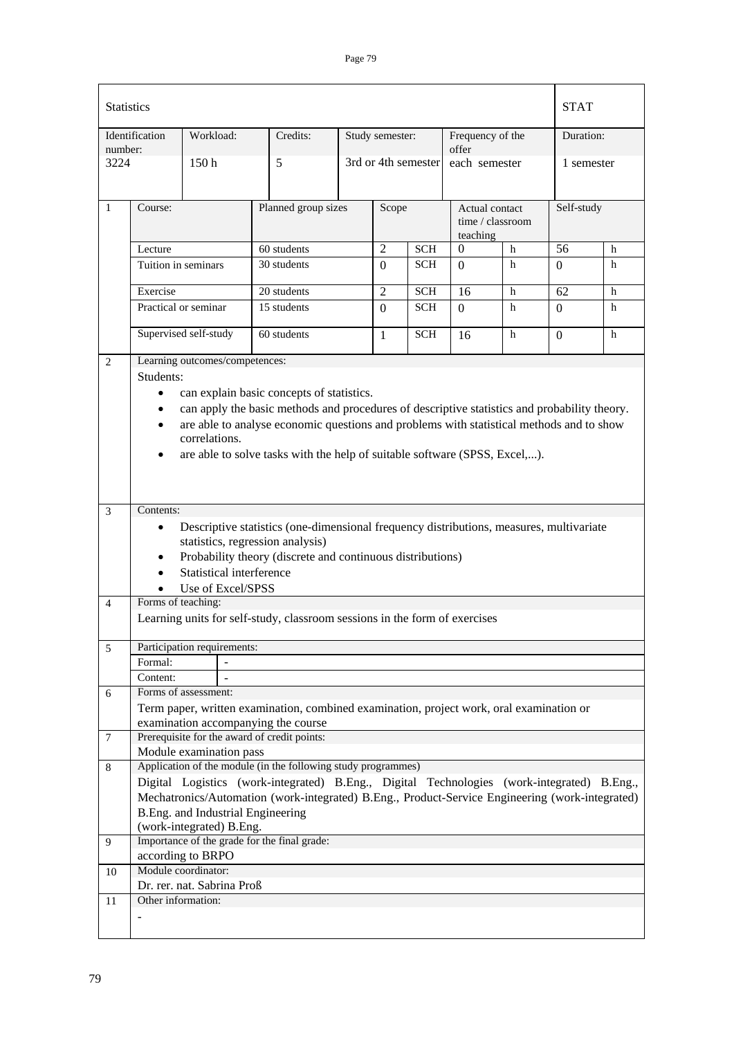| Statistics | | | | | | STAT |
|---|---|---|---|---|---|---|
| Identification number: | Workload: | Credits: | Study semester: | Frequency of the offer | | Duration: |
| 3224 | 150 h | 5 | 3rd or 4th semester | each semester | | 1 semester |

| 1 | Course: | Planned group sizes | Scope | | Actual contact time / classroom teaching | | Self-study | |
|---|---|---|---|---|---|---|---|---|
| | Lecture | 60 students | 2 | SCH | 0 | h | 56 | h |
| | Tuition in seminars | 30 students | 0 | SCH | 0 | h | 0 | h |
| | Exercise | 20 students | 2 | SCH | 16 | h | 62 | h |
| | Practical or seminar | 15 students | 0 | SCH | 0 | h | 0 | h |
| | Supervised self-study | 60 students | 1 | SCH | 16 | h | 0 | h |

**2 Learning outcomes/competences:**

Students:

- can explain basic concepts of statistics.
- can apply the basic methods and procedures of descriptive statistics and probability theory.
- are able to analyse economic questions and problems with statistical methods and to show correlations.
- are able to solve tasks with the help of suitable software (SPSS, Excel,...).

**3 Contents:**

- Descriptive statistics (one-dimensional frequency distributions, measures, multivariate statistics, regression analysis)
- Probability theory (discrete and continuous distributions)
- Statistical interference
- Use of Excel/SPSS

**4 Forms of teaching:**

Learning units for self-study, classroom sessions in the form of exercises

**5 Participation requirements:**

| Formal: | - |
|---|---|
| Content: | - |

**6 Forms of assessment:**

Term paper, written examination, combined examination, project work, oral examination or examination accompanying the course

**7 Prerequisite for the award of credit points:**

Module examination pass

**8 Application of the module (in the following study programmes)**

Digital Logistics (work-integrated) B.Eng., Digital Technologies (work-integrated) B.Eng., Mechatronics/Automation (work-integrated) B.Eng., Product-Service Engineering (work-integrated) B.Eng. and Industrial Engineering (work-integrated) B.Eng.

**9 Importance of the grade for the final grade:**

according to BRPO

**10 Module coordinator:**

Dr. rer. nat. Sabrina Proß

**11 Other information:**

-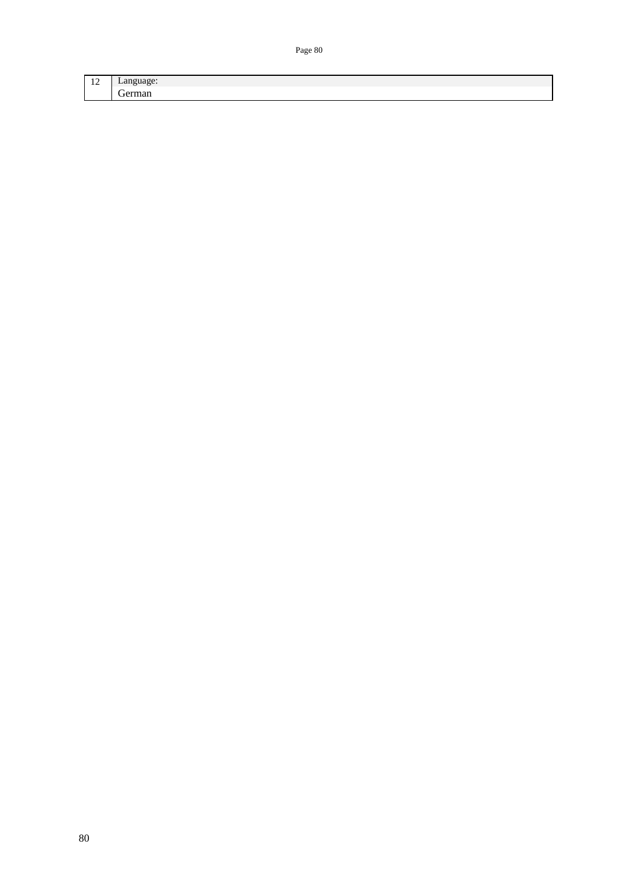| 12 | Language:<br>German |
|---|---|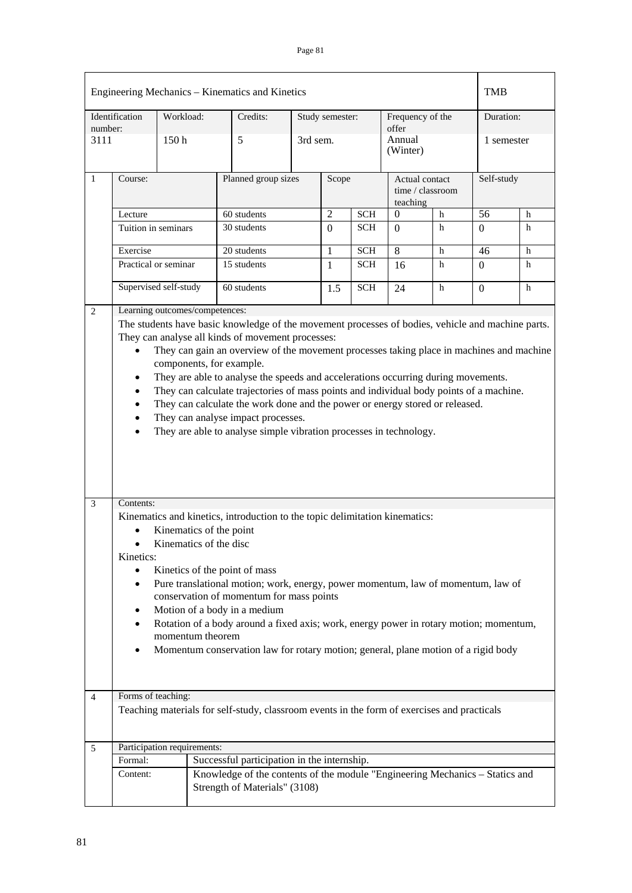| Engineering Mechanics – Kinematics and Kinetics | | | | | | TMB |
|---|---|---|---|---|---|---|
| Identification number: 3111 | Workload: 150 h | Credits: 5 | Study semester: 3rd sem. | Frequency of the offer Annual (Winter) | | Duration: 1 semester |

| 1 | Course: | Planned group sizes | Scope | | Actual contact time / classroom teaching | | Self-study | |
|---|---|---|---|---|---|---|---|---|
| | Lecture | 60 students | 2 | SCH | 0 | h | 56 | h |
| | Tuition in seminars | 30 students | 0 | SCH | 0 | h | 0 | h |
| | Exercise | 20 students | 1 | SCH | 8 | h | 46 | h |
| | Practical or seminar | 15 students | 1 | SCH | 16 | h | 0 | h |
| | Supervised self-study | 60 students | 1.5 | SCH | 24 | h | 0 | h |

**2 Learning outcomes/competences:**

The students have basic knowledge of the movement processes of bodies, vehicle and machine parts. They can analyse all kinds of movement processes:

- They can gain an overview of the movement processes taking place in machines and machine components, for example.
- They are able to analyse the speeds and accelerations occurring during movements.
- They can calculate trajectories of mass points and individual body points of a machine.
- They can calculate the work done and the power or energy stored or released.
- They can analyse impact processes.
- They are able to analyse simple vibration processes in technology.

**3 Contents:**

Kinematics and kinetics, introduction to the topic delimitation kinematics:

- Kinematics of the point
- Kinematics of the disc

Kinetics:

- Kinetics of the point of mass
- Pure translational motion; work, energy, power momentum, law of momentum, law of conservation of momentum for mass points
- Motion of a body in a medium
- Rotation of a body around a fixed axis; work, energy power in rotary motion; momentum, momentum theorem
- Momentum conservation law for rotary motion; general, plane motion of a rigid body

**4 Forms of teaching:**

Teaching materials for self-study, classroom events in the form of exercises and practicals

**5 Participation requirements:**

| | |
|---|---|
| Formal: | Successful participation in the internship. |
| Content: | Knowledge of the contents of the module "Engineering Mechanics – Statics and Strength of Materials" (3108) |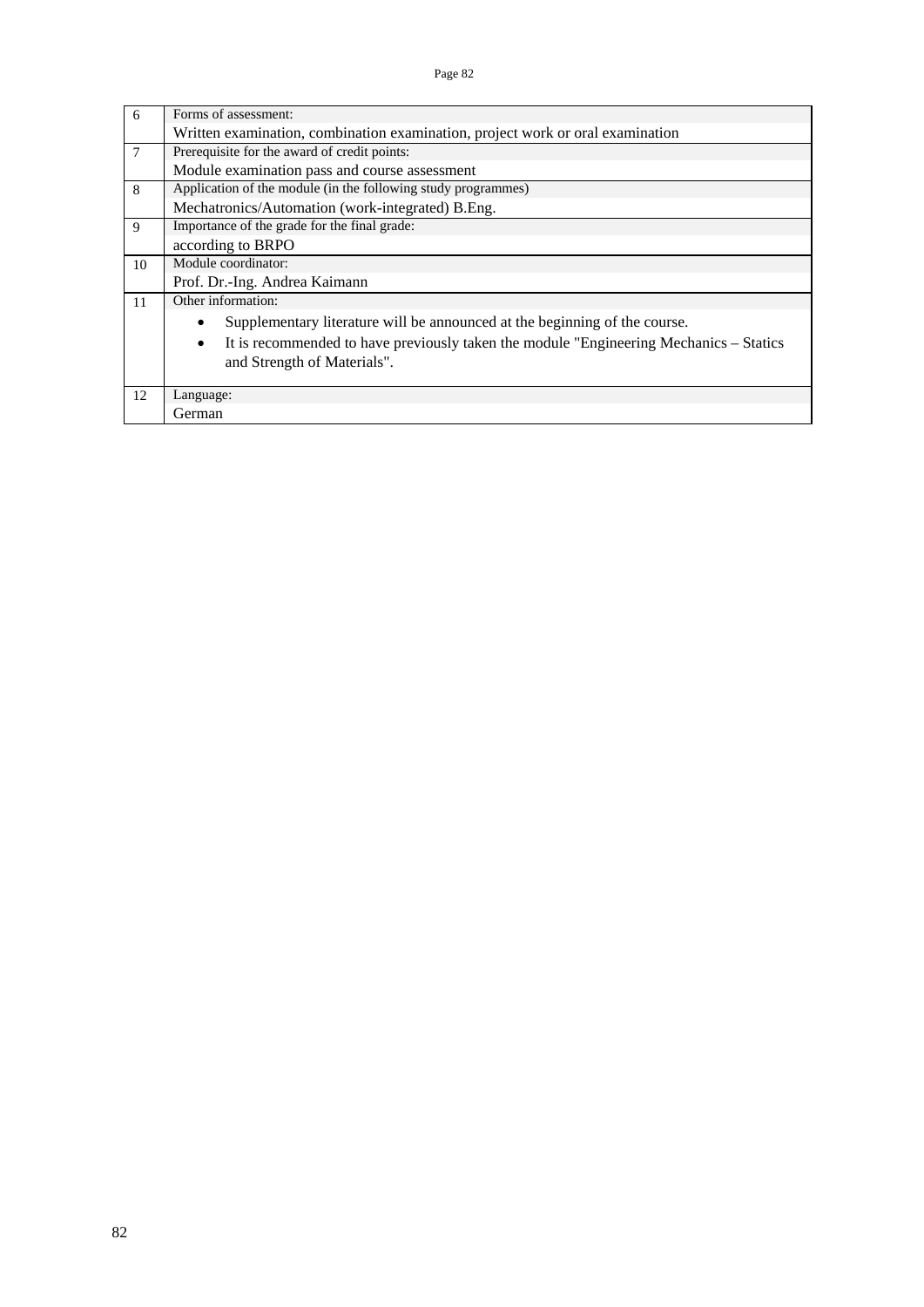| | |
|---|---|
| 6 | Forms of assessment:<br>Written examination, combination examination, project work or oral examination |
| 7 | Prerequisite for the award of credit points:<br>Module examination pass and course assessment |
| 8 | Application of the module (in the following study programmes)<br>Mechatronics/Automation (work-integrated) B.Eng. |
| 9 | Importance of the grade for the final grade:<br>according to BRPO |
| 10 | Module coordinator:<br>Prof. Dr.-Ing. Andrea Kaimann |
| 11 | Other information:<br>• Supplementary literature will be announced at the beginning of the course.<br>• It is recommended to have previously taken the module "Engineering Mechanics – Statics and Strength of Materials". |
| 12 | Language:<br>German |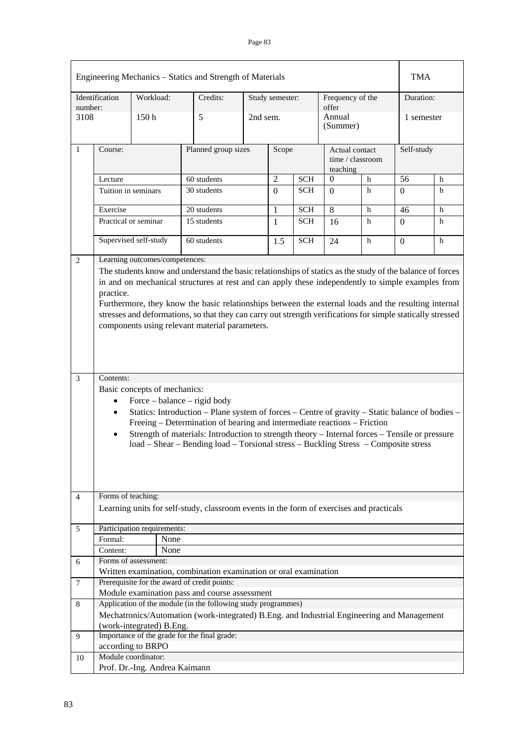| Engineering Mechanics – Statics and Strength of Materials | | | | | | TMA |
|---|---|---|---|---|---|---|
| Identification number: 3108 | Workload: 150 h | Credits: 5 | Study semester: 2nd sem. | | Frequency of the offer Annual (Summer) | Duration: 1 semester |

| | Course: | Planned group sizes | Scope | | Actual contact time / classroom teaching | | Self-study | |
|---|---|---|---|---|---|---|---|---|
| 1 | Lecture | 60 students | 2 | SCH | 0 | h | 56 | h |
| | Tuition in seminars | 30 students | 0 | SCH | 0 | h | 0 | h |
| | Exercise | 20 students | 1 | SCH | 8 | h | 46 | h |
| | Practical or seminar | 15 students | 1 | SCH | 16 | h | 0 | h |
| | Supervised self-study | 60 students | 1.5 | SCH | 24 | h | 0 | h |

**2 Learning outcomes/competences:**

The students know and understand the basic relationships of statics as the study of the balance of forces in and on mechanical structures at rest and can apply these independently to simple examples from practice.

Furthermore, they know the basic relationships between the external loads and the resulting internal stresses and deformations, so that they can carry out strength verifications for simple statically stressed components using relevant material parameters.

**3 Contents:**

Basic concepts of mechanics:

- Force – balance – rigid body
- Statics: Introduction – Plane system of forces – Centre of gravity – Static balance of bodies – Freeing – Determination of bearing and intermediate reactions – Friction
- Strength of materials: Introduction to strength theory – Internal forces – Tensile or pressure load – Shear – Bending load – Torsional stress – Buckling Stress – Composite stress

**4 Forms of teaching:**

Learning units for self-study, classroom events in the form of exercises and practicals

**5 Participation requirements:**

| Formal: | None |
|---|---|
| Content: | None |

**6 Forms of assessment:**

Written examination, combination examination or oral examination

**7 Prerequisite for the award of credit points:**

Module examination pass and course assessment

**8 Application of the module (in the following study programmes)**

Mechatronics/Automation (work-integrated) B.Eng. and Industrial Engineering and Management (work-integrated) B.Eng.

**9 Importance of the grade for the final grade:**

according to BRPO

**10 Module coordinator:**

Prof. Dr.-Ing. Andrea Kaimann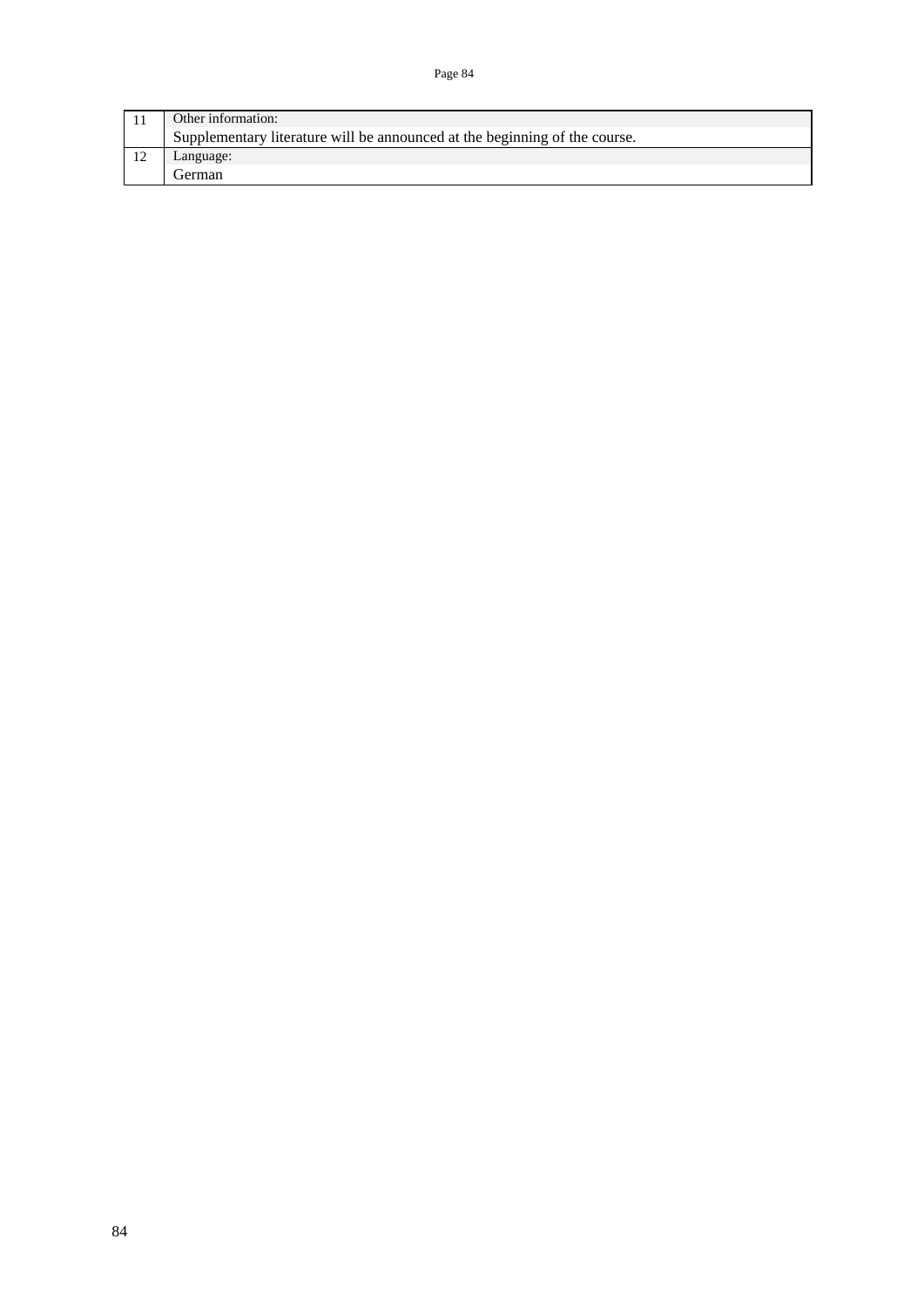| | |
|---|---|
| 11 | Other information: |
| | Supplementary literature will be announced at the beginning of the course. |
| 12 | Language: |
| | German |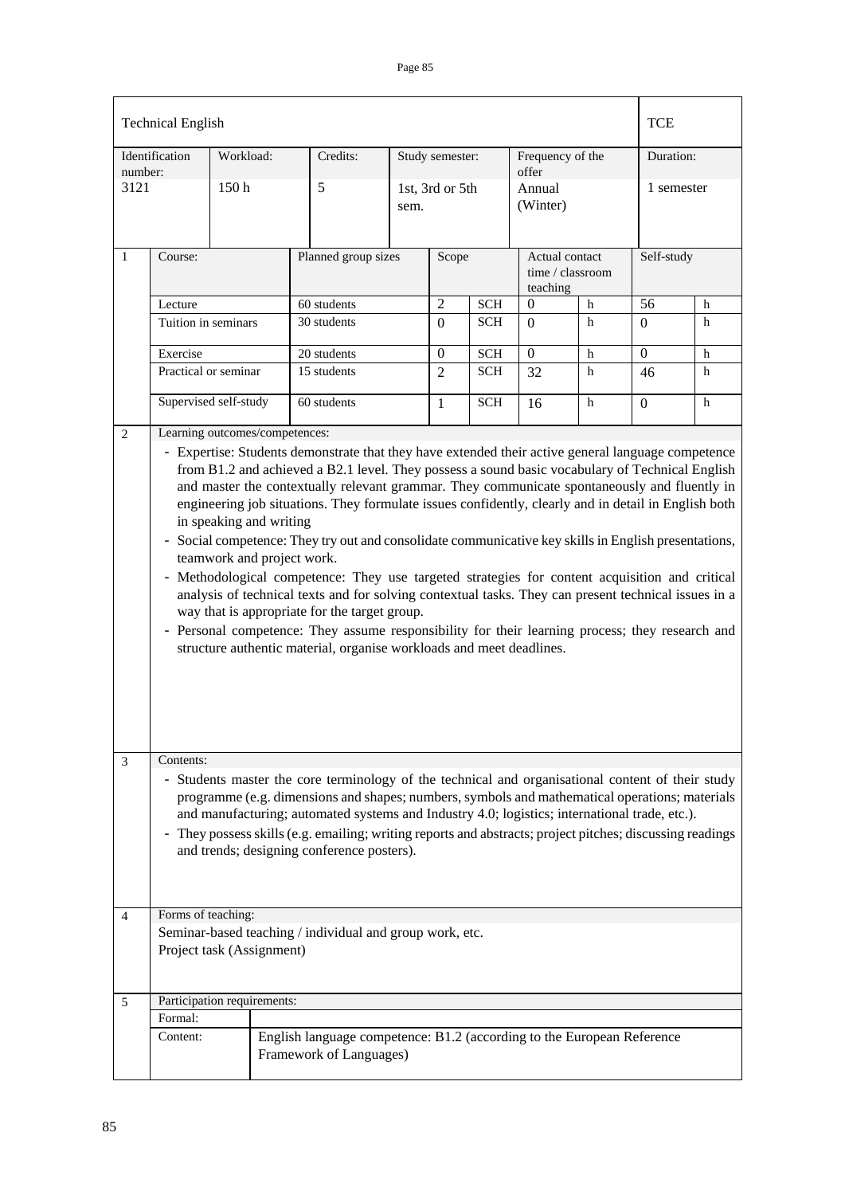| Technical English | | | | | | TCE |
|---|---|---|---|---|---|---|
| Identification number: | Workload: | Credits: | Study semester: | Frequency of the offer | | Duration: |
| 3121 | 150 h | 5 | 1st, 3rd or 5th sem. | Annual (Winter) | | 1 semester |

| 1 | Course: | Planned group sizes | Scope | | Actual contact time / classroom teaching | | Self-study | |
|---|---|---|---|---|---|---|---|---|
| | Lecture | 60 students | 2 | SCH | 0 | h | 56 | h |
| | Tuition in seminars | 30 students | 0 | SCH | 0 | h | 0 | h |
| | Exercise | 20 students | 0 | SCH | 0 | h | 0 | h |
| | Practical or seminar | 15 students | 2 | SCH | 32 | h | 46 | h |
| | Supervised self-study | 60 students | 1 | SCH | 16 | h | 0 | h |

**2 Learning outcomes/competences:**

- Expertise: Students demonstrate that they have extended their active general language competence from B1.2 and achieved a B2.1 level. They possess a sound basic vocabulary of Technical English and master the contextually relevant grammar. They communicate spontaneously and fluently in engineering job situations. They formulate issues confidently, clearly and in detail in English both in speaking and writing
- Social competence: They try out and consolidate communicative key skills in English presentations, teamwork and project work.
- Methodological competence: They use targeted strategies for content acquisition and critical analysis of technical texts and for solving contextual tasks. They can present technical issues in a way that is appropriate for the target group.
- Personal competence: They assume responsibility for their learning process; they research and structure authentic material, organise workloads and meet deadlines.

**3 Contents:**

- Students master the core terminology of the technical and organisational content of their study programme (e.g. dimensions and shapes; numbers, symbols and mathematical operations; materials and manufacturing; automated systems and Industry 4.0; logistics; international trade, etc.).
- They possess skills (e.g. emailing; writing reports and abstracts; project pitches; discussing readings and trends; designing conference posters).

**4 Forms of teaching:**

Seminar-based teaching / individual and group work, etc.
Project task (Assignment)

**5 Participation requirements:**

| | |
|---|---|
| Formal: | |
| Content: | English language competence: B1.2 (according to the European Reference Framework of Languages) |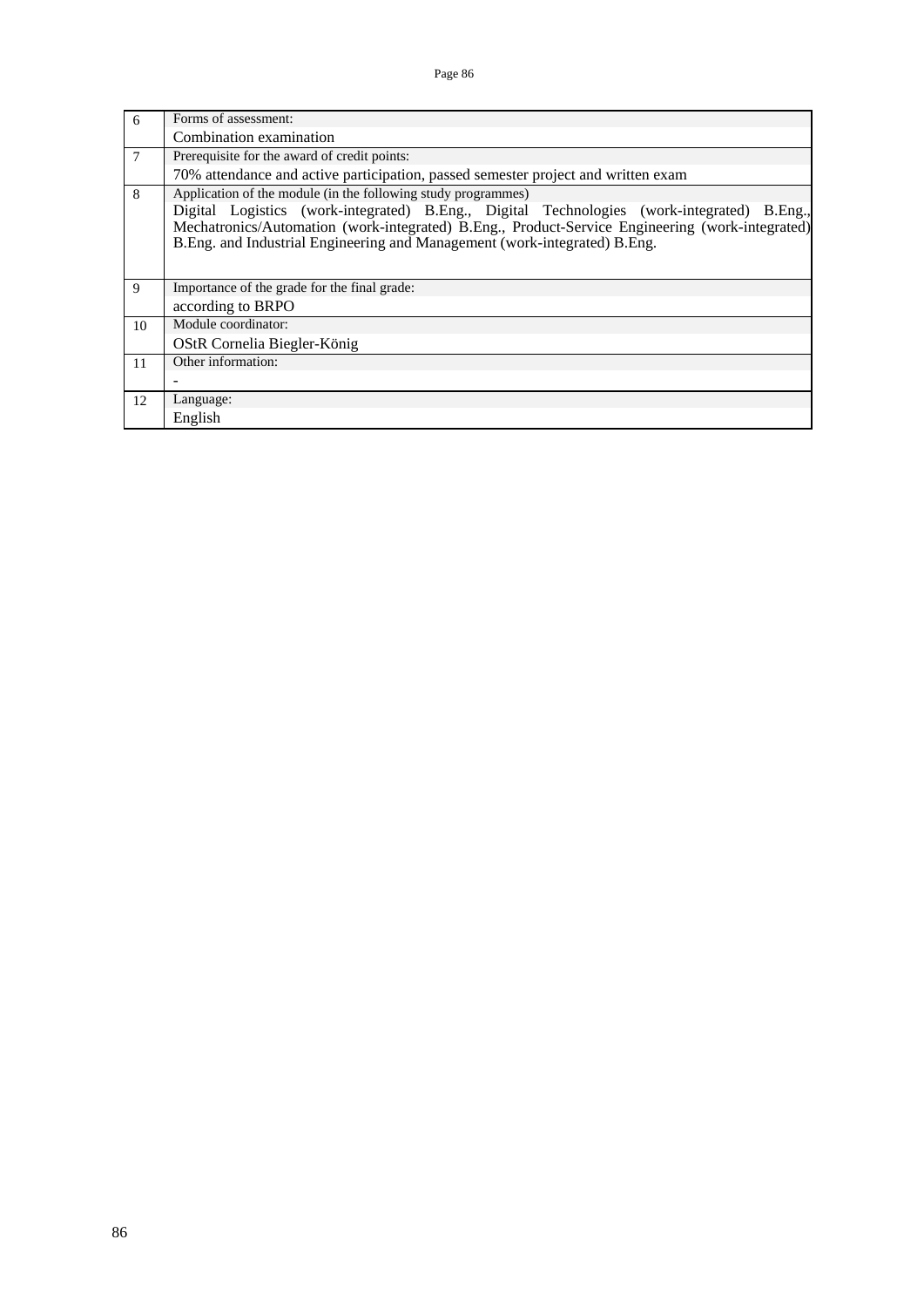| | |
|---|---|
| 6 | Forms of assessment:<br>Combination examination |
| 7 | Prerequisite for the award of credit points:<br>70% attendance and active participation, passed semester project and written exam |
| 8 | Application of the module (in the following study programmes)<br>Digital Logistics (work-integrated) B.Eng., Digital Technologies (work-integrated) B.Eng., Mechatronics/Automation (work-integrated) B.Eng., Product-Service Engineering (work-integrated) B.Eng. and Industrial Engineering and Management (work-integrated) B.Eng. |
| 9 | Importance of the grade for the final grade:<br>according to BRPO |
| 10 | Module coordinator:<br>OStR Cornelia Biegler-König |
| 11 | Other information:<br>- |
| 12 | Language:<br>English |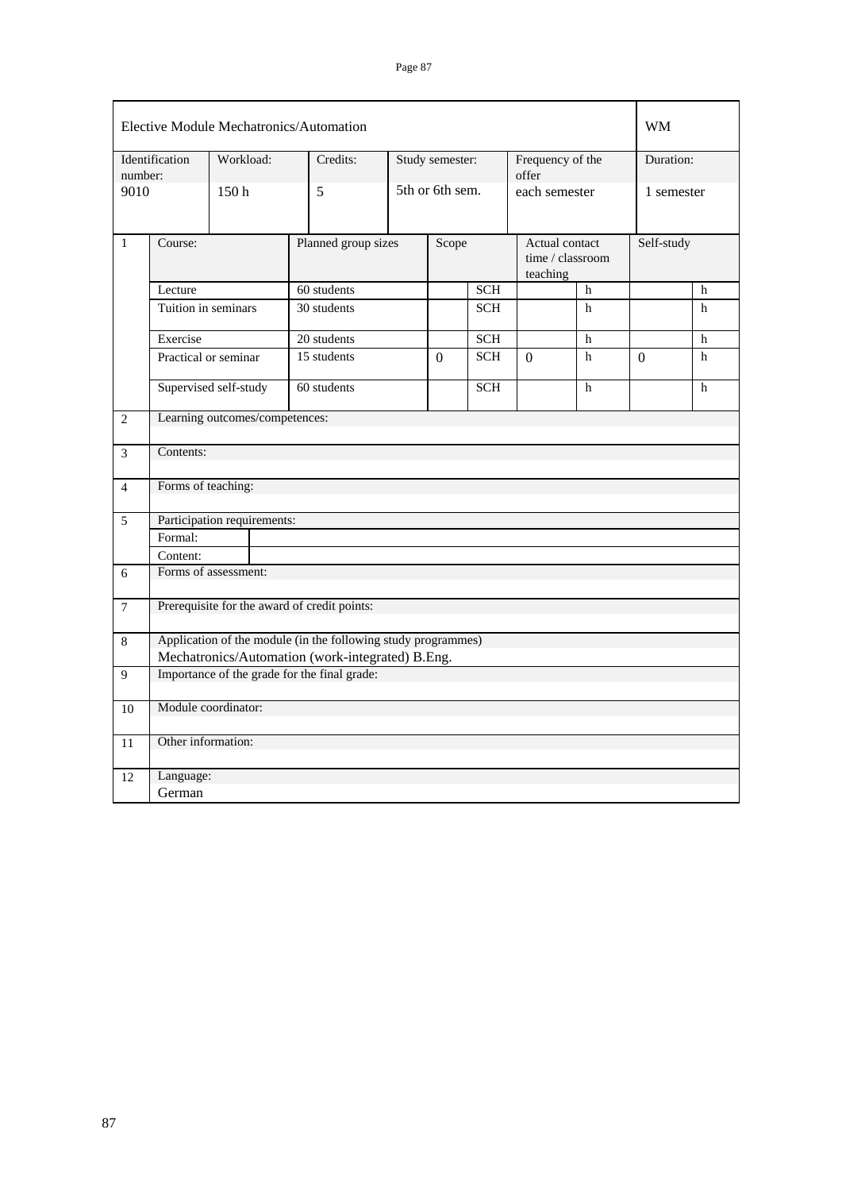| Elective Module Mechatronics/Automation | | | | | | WM |
|---|---|---|---|---|---|---|
| Identification number:<br>9010 | Workload:<br>150 h | Credits:<br>5 | Study semester:<br>5th or 6th sem. | | Frequency of the offer<br>each semester | Duration:<br>1 semester |

| 1 | Course: | Planned group sizes | Scope | | Actual contact time / classroom teaching | | Self-study | |
|---|---|---|---|---|---|---|---|---|
| | Lecture | 60 students | | SCH | | h | | h |
| | Tuition in seminars | 30 students | | SCH | | h | | h |
| | Exercise | 20 students | | SCH | | h | | h |
| | Practical or seminar | 15 students | 0 | SCH | 0 | h | 0 | h |
| | Supervised self-study | 60 students | | SCH | | h | | h |

| | | |
|---|---|---|
| 2 | Learning outcomes/competences: | |
| 3 | Contents: | |
| 4 | Forms of teaching: | |
| 5 | Participation requirements: | |
| | Formal: | |
| | Content: | |
| 6 | Forms of assessment: | |
| 7 | Prerequisite for the award of credit points: | |
| 8 | Application of the module (in the following study programmes)<br>Mechatronics/Automation (work-integrated) B.Eng. | |
| 9 | Importance of the grade for the final grade: | |
| 10 | Module coordinator: | |
| 11 | Other information: | |
| 12 | Language:<br>German | |